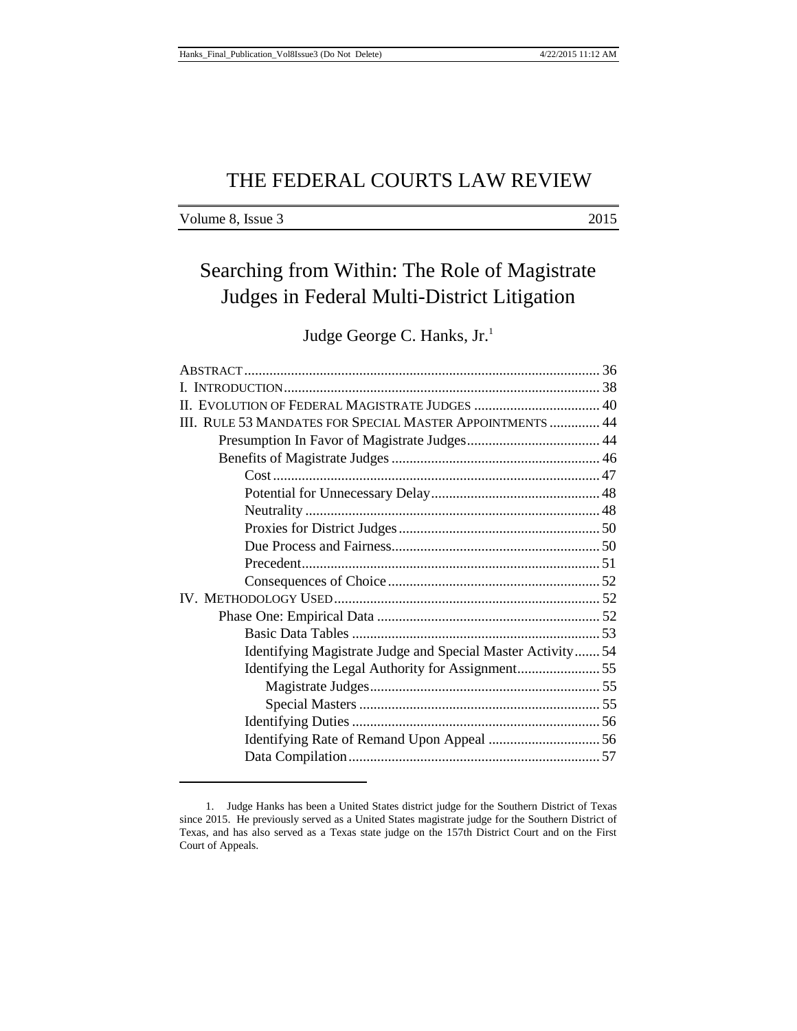# THE FEDERAL COURTS LAW REVIEW

Volume 8, Issue 3 2015

## Searching from Within: The Role of Magistrate Judges in Federal Multi-District Litigation

Judge George C. Hanks, Jr.[1]

| | |
|---|---|
| ABSTRACT | 36 |
| I. INTRODUCTION | 38 |
| II. EVOLUTION OF FEDERAL MAGISTRATE JUDGES | 40 |
| III. RULE 53 MANDATES FOR SPECIAL MASTER APPOINTMENTS | 44 |
| &nbsp;&nbsp;&nbsp;&nbsp;Presumption In Favor of Magistrate Judges | 44 |
| &nbsp;&nbsp;&nbsp;&nbsp;Benefits of Magistrate Judges | 46 |
| &nbsp;&nbsp;&nbsp;&nbsp;&nbsp;&nbsp;&nbsp;&nbsp;Cost | 47 |
| &nbsp;&nbsp;&nbsp;&nbsp;&nbsp;&nbsp;&nbsp;&nbsp;Potential for Unnecessary Delay | 48 |
| &nbsp;&nbsp;&nbsp;&nbsp;&nbsp;&nbsp;&nbsp;&nbsp;Neutrality | 48 |
| &nbsp;&nbsp;&nbsp;&nbsp;&nbsp;&nbsp;&nbsp;&nbsp;Proxies for District Judges | 50 |
| &nbsp;&nbsp;&nbsp;&nbsp;&nbsp;&nbsp;&nbsp;&nbsp;Due Process and Fairness | 50 |
| &nbsp;&nbsp;&nbsp;&nbsp;&nbsp;&nbsp;&nbsp;&nbsp;Precedent | 51 |
| &nbsp;&nbsp;&nbsp;&nbsp;&nbsp;&nbsp;&nbsp;&nbsp;Consequences of Choice | 52 |
| IV. METHODOLOGY USED | 52 |
| &nbsp;&nbsp;&nbsp;&nbsp;Phase One: Empirical Data | 52 |
| &nbsp;&nbsp;&nbsp;&nbsp;&nbsp;&nbsp;&nbsp;&nbsp;Basic Data Tables | 53 |
| &nbsp;&nbsp;&nbsp;&nbsp;&nbsp;&nbsp;&nbsp;&nbsp;Identifying Magistrate Judge and Special Master Activity | 54 |
| &nbsp;&nbsp;&nbsp;&nbsp;&nbsp;&nbsp;&nbsp;&nbsp;Identifying the Legal Authority for Assignment | 55 |
| &nbsp;&nbsp;&nbsp;&nbsp;&nbsp;&nbsp;&nbsp;&nbsp;&nbsp;&nbsp;&nbsp;&nbsp;Magistrate Judges | 55 |
| &nbsp;&nbsp;&nbsp;&nbsp;&nbsp;&nbsp;&nbsp;&nbsp;&nbsp;&nbsp;&nbsp;&nbsp;Special Masters | 55 |
| &nbsp;&nbsp;&nbsp;&nbsp;&nbsp;&nbsp;&nbsp;&nbsp;Identifying Duties | 56 |
| &nbsp;&nbsp;&nbsp;&nbsp;&nbsp;&nbsp;&nbsp;&nbsp;Identifying Rate of Remand Upon Appeal | 56 |
| &nbsp;&nbsp;&nbsp;&nbsp;&nbsp;&nbsp;&nbsp;&nbsp;Data Compilation | 57 |

---

1. Judge Hanks has been a United States district judge for the Southern District of Texas since 2015. He previously served as a United States magistrate judge for the Southern District of Texas, and has also served as a Texas state judge on the 157th District Court and on the First Court of Appeals.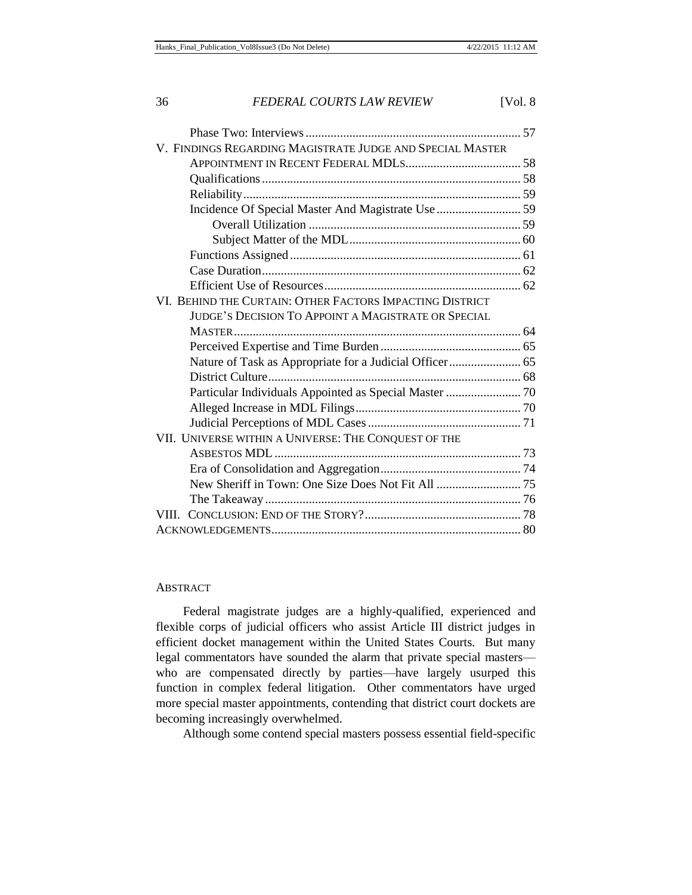Phase Two: Interviews ..... 57

V. FINDINGS REGARDING MAGISTRATE JUDGE AND SPECIAL MASTER APPOINTMENT IN RECENT FEDERAL MDLS ..... 58

Qualifications ..... 58

Reliability ..... 59

Incidence Of Special Master And Magistrate Use ..... 59

Overall Utilization ..... 59

Subject Matter of the MDL ..... 60

Functions Assigned ..... 61

Case Duration ..... 62

Efficient Use of Resources ..... 62

VI. BEHIND THE CURTAIN: OTHER FACTORS IMPACTING DISTRICT JUDGE'S DECISION TO APPOINT A MAGISTRATE OR SPECIAL MASTER ..... 64

Perceived Expertise and Time Burden ..... 65

Nature of Task as Appropriate for a Judicial Officer ..... 65

District Culture ..... 68

Particular Individuals Appointed as Special Master ..... 70

Alleged Increase in MDL Filings ..... 70

Judicial Perceptions of MDL Cases ..... 71

VII. UNIVERSE WITHIN A UNIVERSE: THE CONQUEST OF THE ASBESTOS MDL ..... 73

Era of Consolidation and Aggregation ..... 74

New Sheriff in Town: One Size Does Not Fit All ..... 75

The Takeaway ..... 76

VIII. CONCLUSION: END OF THE STORY? ..... 78

ACKNOWLEDGEMENTS ..... 80

## ABSTRACT

Federal magistrate judges are a highly-qualified, experienced and flexible corps of judicial officers who assist Article III district judges in efficient docket management within the United States Courts. But many legal commentators have sounded the alarm that private special masters—who are compensated directly by parties—have largely usurped this function in complex federal litigation. Other commentators have urged more special master appointments, contending that district court dockets are becoming increasingly overwhelmed.

Although some contend special masters possess essential field-specific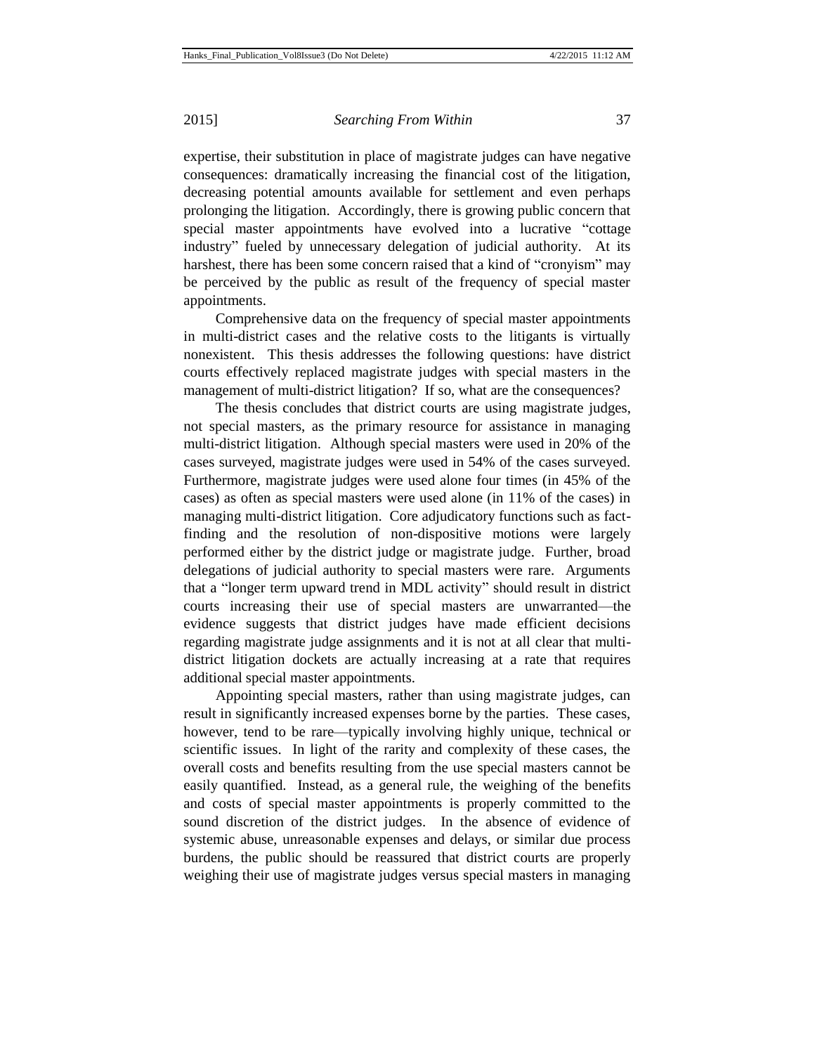expertise, their substitution in place of magistrate judges can have negative consequences: dramatically increasing the financial cost of the litigation, decreasing potential amounts available for settlement and even perhaps prolonging the litigation. Accordingly, there is growing public concern that special master appointments have evolved into a lucrative "cottage industry" fueled by unnecessary delegation of judicial authority. At its harshest, there has been some concern raised that a kind of "cronyism" may be perceived by the public as result of the frequency of special master appointments.

Comprehensive data on the frequency of special master appointments in multi-district cases and the relative costs to the litigants is virtually nonexistent. This thesis addresses the following questions: have district courts effectively replaced magistrate judges with special masters in the management of multi-district litigation? If so, what are the consequences?

The thesis concludes that district courts are using magistrate judges, not special masters, as the primary resource for assistance in managing multi-district litigation. Although special masters were used in 20% of the cases surveyed, magistrate judges were used in 54% of the cases surveyed. Furthermore, magistrate judges were used alone four times (in 45% of the cases) as often as special masters were used alone (in 11% of the cases) in managing multi-district litigation. Core adjudicatory functions such as fact-finding and the resolution of non-dispositive motions were largely performed either by the district judge or magistrate judge. Further, broad delegations of judicial authority to special masters were rare. Arguments that a "longer term upward trend in MDL activity" should result in district courts increasing their use of special masters are unwarranted—the evidence suggests that district judges have made efficient decisions regarding magistrate judge assignments and it is not at all clear that multi-district litigation dockets are actually increasing at a rate that requires additional special master appointments.

Appointing special masters, rather than using magistrate judges, can result in significantly increased expenses borne by the parties. These cases, however, tend to be rare—typically involving highly unique, technical or scientific issues. In light of the rarity and complexity of these cases, the overall costs and benefits resulting from the use special masters cannot be easily quantified. Instead, as a general rule, the weighing of the benefits and costs of special master appointments is properly committed to the sound discretion of the district judges. In the absence of evidence of systemic abuse, unreasonable expenses and delays, or similar due process burdens, the public should be reassured that district courts are properly weighing their use of magistrate judges versus special masters in managing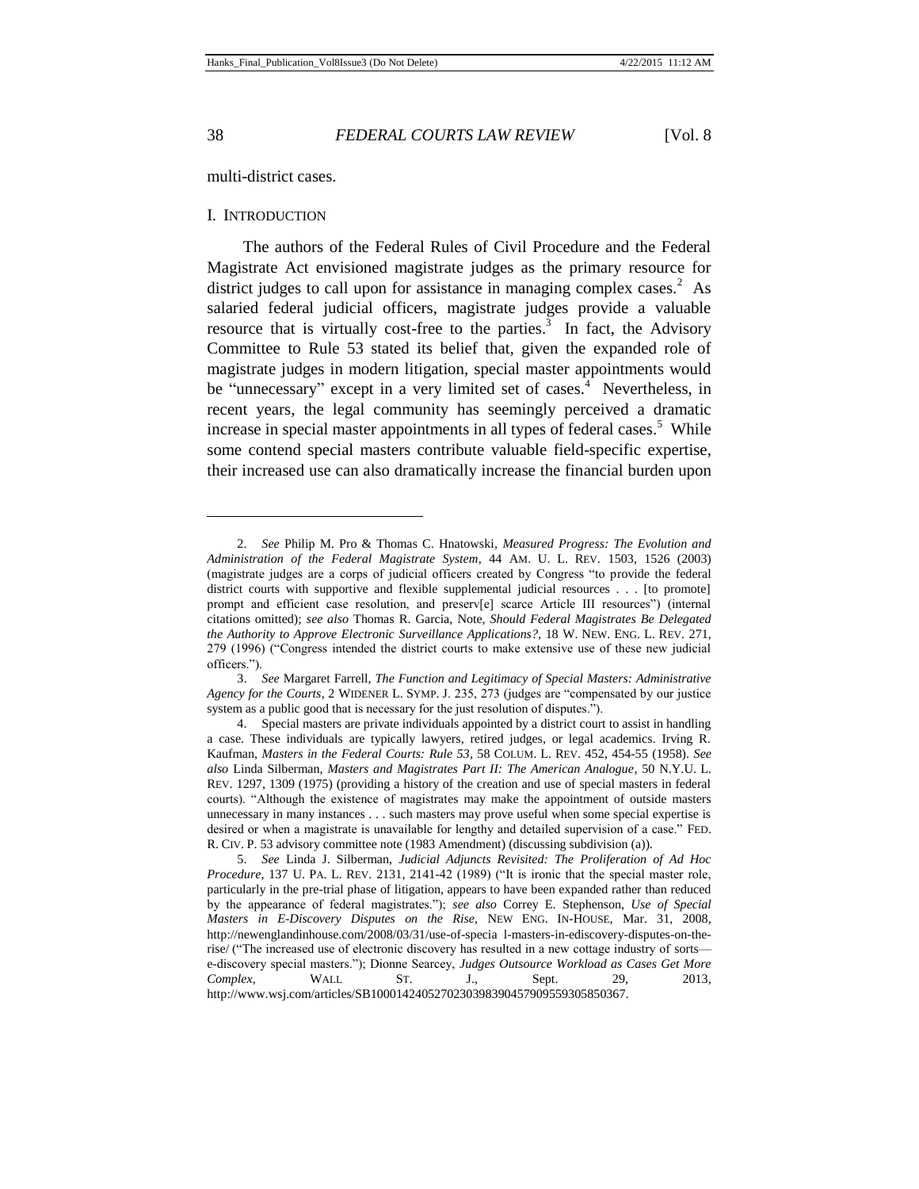multi-district cases.

## I. INTRODUCTION

The authors of the Federal Rules of Civil Procedure and the Federal Magistrate Act envisioned magistrate judges as the primary resource for district judges to call upon for assistance in managing complex cases.[2] As salaried federal judicial officers, magistrate judges provide a valuable resource that is virtually cost-free to the parties.[3] In fact, the Advisory Committee to Rule 53 stated its belief that, given the expanded role of magistrate judges in modern litigation, special master appointments would be "unnecessary" except in a very limited set of cases.[4] Nevertheless, in recent years, the legal community has seemingly perceived a dramatic increase in special master appointments in all types of federal cases.[5] While some contend special masters contribute valuable field-specific expertise, their increased use can also dramatically increase the financial burden upon

---

2. *See* Philip M. Pro & Thomas C. Hnatowski, *Measured Progress: The Evolution and Administration of the Federal Magistrate System*, 44 AM. U. L. REV. 1503, 1526 (2003) (magistrate judges are a corps of judicial officers created by Congress "to provide the federal district courts with supportive and flexible supplemental judicial resources . . . [to promote] prompt and efficient case resolution, and preserv[e] scarce Article III resources") (internal citations omitted); *see also* Thomas R. Garcia, Note, *Should Federal Magistrates Be Delegated the Authority to Approve Electronic Surveillance Applications?*, 18 W. NEW. ENG. L. REV. 271, 279 (1996) ("Congress intended the district courts to make extensive use of these new judicial officers.").

3. *See* Margaret Farrell, *The Function and Legitimacy of Special Masters: Administrative Agency for the Courts*, 2 WIDENER L. SYMP. J. 235, 273 (judges are "compensated by our justice system as a public good that is necessary for the just resolution of disputes.").

4. Special masters are private individuals appointed by a district court to assist in handling a case. These individuals are typically lawyers, retired judges, or legal academics. Irving R. Kaufman, *Masters in the Federal Courts: Rule 53*, 58 COLUM. L. REV. 452, 454-55 (1958). *See also* Linda Silberman, *Masters and Magistrates Part II: The American Analogue*, 50 N.Y.U. L. REV. 1297, 1309 (1975) (providing a history of the creation and use of special masters in federal courts). "Although the existence of magistrates may make the appointment of outside masters unnecessary in many instances . . . such masters may prove useful when some special expertise is desired or when a magistrate is unavailable for lengthy and detailed supervision of a case." FED. R. CIV. P. 53 advisory committee note (1983 Amendment) (discussing subdivision (a)).

5. *See* Linda J. Silberman, *Judicial Adjuncts Revisited: The Proliferation of Ad Hoc Procedure*, 137 U. PA. L. REV. 2131, 2141-42 (1989) ("It is ironic that the special master role, particularly in the pre-trial phase of litigation, appears to have been expanded rather than reduced by the appearance of federal magistrates."); *see also* Correy E. Stephenson, *Use of Special Masters in E-Discovery Disputes on the Rise*, NEW ENG. IN-HOUSE, Mar. 31, 2008, http://newenglandinhouse.com/2008/03/31/use-of-specia l-masters-in-ediscovery-disputes-on-the-rise/ ("The increased use of electronic discovery has resulted in a new cottage industry of sorts—e-discovery special masters."); Dionne Searcey, *Judges Outsource Workload as Cases Get More Complex*, WALL ST. J., Sept. 29, 2013, http://www.wsj.com/articles/SB10001424052702303983904579095593058503​67.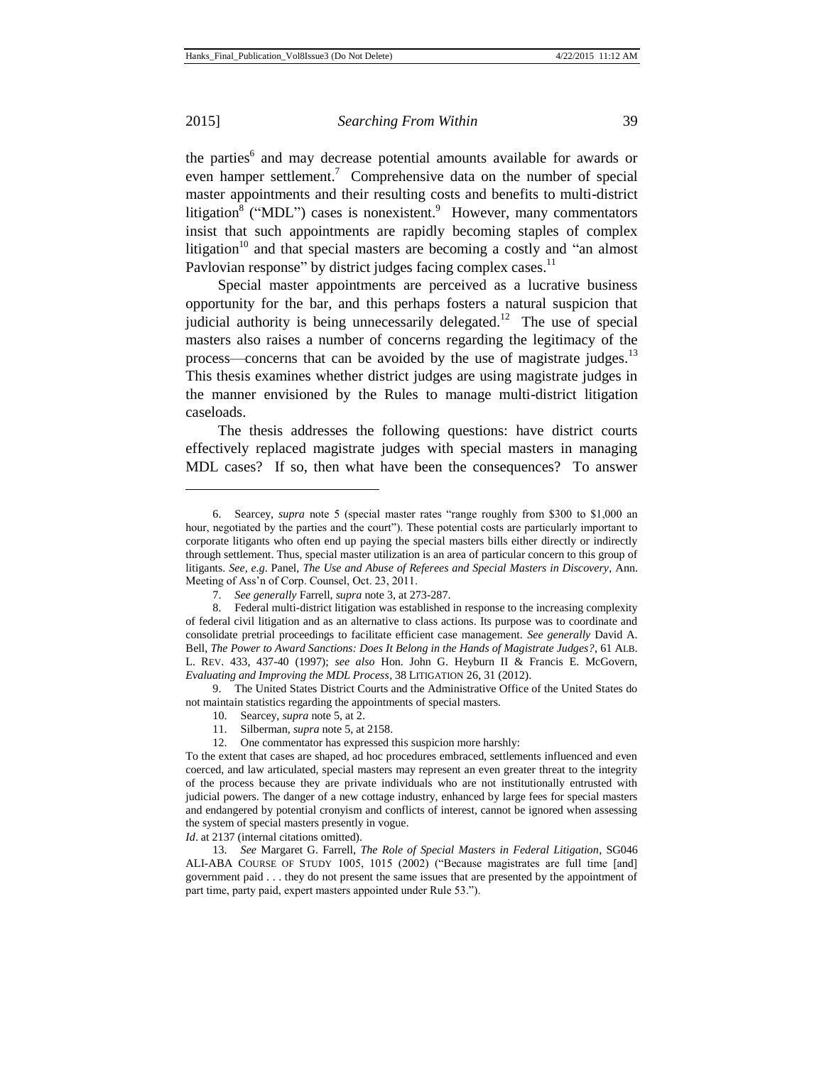the parties[6] and may decrease potential amounts available for awards or even hamper settlement.[7] Comprehensive data on the number of special master appointments and their resulting costs and benefits to multi-district litigation[8] ("MDL") cases is nonexistent.[9] However, many commentators insist that such appointments are rapidly becoming staples of complex litigation[10] and that special masters are becoming a costly and "an almost Pavlovian response" by district judges facing complex cases.[11]

Special master appointments are perceived as a lucrative business opportunity for the bar, and this perhaps fosters a natural suspicion that judicial authority is being unnecessarily delegated.[12] The use of special masters also raises a number of concerns regarding the legitimacy of the process—concerns that can be avoided by the use of magistrate judges.[13] This thesis examines whether district judges are using magistrate judges in the manner envisioned by the Rules to manage multi-district litigation caseloads.

The thesis addresses the following questions: have district courts effectively replaced magistrate judges with special masters in managing MDL cases? If so, then what have been the consequences? To answer

---

6. Searcey, *supra* note 5 (special master rates "range roughly from $300 to $1,000 an hour, negotiated by the parties and the court"). These potential costs are particularly important to corporate litigants who often end up paying the special masters bills either directly or indirectly through settlement. Thus, special master utilization is an area of particular concern to this group of litigants. *See, e.g.* Panel, *The Use and Abuse of Referees and Special Masters in Discovery*, Ann. Meeting of Ass'n of Corp. Counsel, Oct. 23, 2011.

7. *See generally* Farrell, *supra* note 3, at 273-287.

8. Federal multi-district litigation was established in response to the increasing complexity of federal civil litigation and as an alternative to class actions. Its purpose was to coordinate and consolidate pretrial proceedings to facilitate efficient case management. *See generally* David A. Bell, *The Power to Award Sanctions: Does It Belong in the Hands of Magistrate Judges?*, 61 ALB. L. REV. 433, 437-40 (1997); *see also* Hon. John G. Heyburn II & Francis E. McGovern, *Evaluating and Improving the MDL Process*, 38 LITIGATION 26, 31 (2012).

9. The United States District Courts and the Administrative Office of the United States do not maintain statistics regarding the appointments of special masters.

10. Searcey, *supra* note 5, at 2.

11. Silberman, *supra* note 5, at 2158.

12. One commentator has expressed this suspicion more harshly:

To the extent that cases are shaped, ad hoc procedures embraced, settlements influenced and even coerced, and law articulated, special masters may represent an even greater threat to the integrity of the process because they are private individuals who are not institutionally entrusted with judicial powers. The danger of a new cottage industry, enhanced by large fees for special masters and endangered by potential cronyism and conflicts of interest, cannot be ignored when assessing the system of special masters presently in vogue.

*Id*. at 2137 (internal citations omitted).

13. *See* Margaret G. Farrell, *The Role of Special Masters in Federal Litigation*, SG046 ALI-ABA COURSE OF STUDY 1005, 1015 (2002) ("Because magistrates are full time [and] government paid . . . they do not present the same issues that are presented by the appointment of part time, party paid, expert masters appointed under Rule 53.").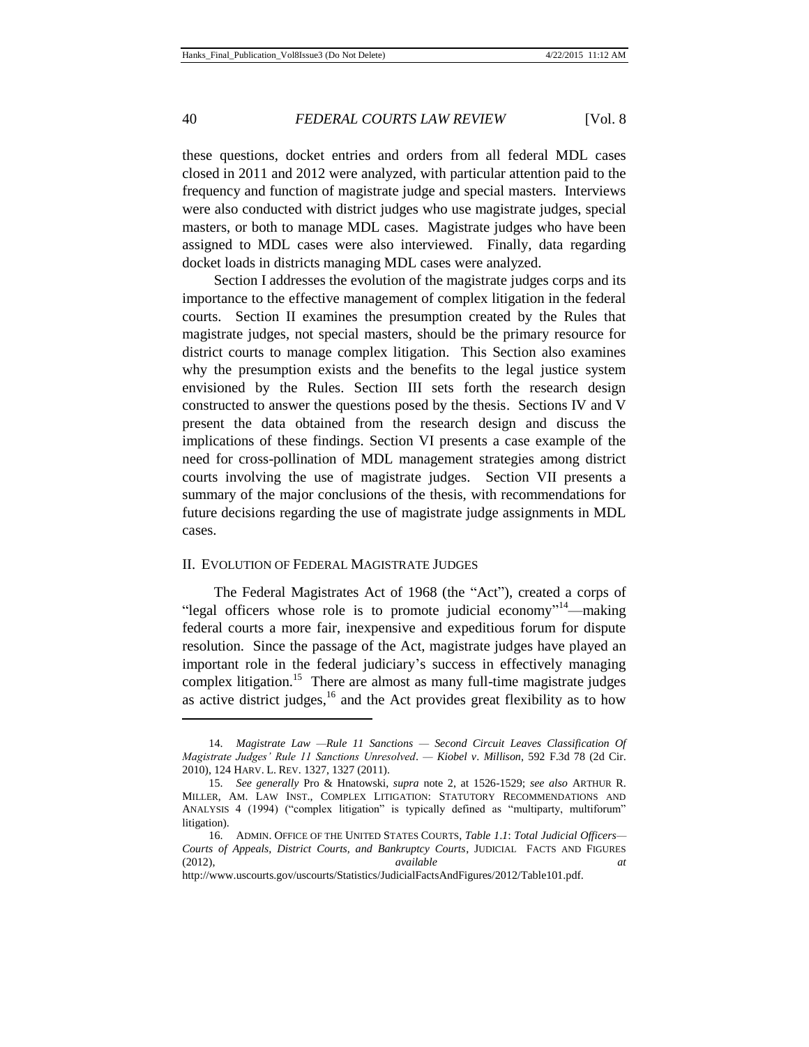these questions, docket entries and orders from all federal MDL cases closed in 2011 and 2012 were analyzed, with particular attention paid to the frequency and function of magistrate judge and special masters. Interviews were also conducted with district judges who use magistrate judges, special masters, or both to manage MDL cases. Magistrate judges who have been assigned to MDL cases were also interviewed. Finally, data regarding docket loads in districts managing MDL cases were analyzed.

Section I addresses the evolution of the magistrate judges corps and its importance to the effective management of complex litigation in the federal courts. Section II examines the presumption created by the Rules that magistrate judges, not special masters, should be the primary resource for district courts to manage complex litigation. This Section also examines why the presumption exists and the benefits to the legal justice system envisioned by the Rules. Section III sets forth the research design constructed to answer the questions posed by the thesis. Sections IV and V present the data obtained from the research design and discuss the implications of these findings. Section VI presents a case example of the need for cross-pollination of MDL management strategies among district courts involving the use of magistrate judges. Section VII presents a summary of the major conclusions of the thesis, with recommendations for future decisions regarding the use of magistrate judge assignments in MDL cases.

## II. EVOLUTION OF FEDERAL MAGISTRATE JUDGES

The Federal Magistrates Act of 1968 (the "Act"), created a corps of "legal officers whose role is to promote judicial economy"[14]—making federal courts a more fair, inexpensive and expeditious forum for dispute resolution. Since the passage of the Act, magistrate judges have played an important role in the federal judiciary's success in effectively managing complex litigation.[15] There are almost as many full-time magistrate judges as active district judges,[16] and the Act provides great flexibility as to how

---

14. *Magistrate Law —Rule 11 Sanctions — Second Circuit Leaves Classification Of Magistrate Judges' Rule 11 Sanctions Unresolved*. — *Kiobel v. Millison*, 592 F.3d 78 (2d Cir. 2010), 124 HARV. L. REV. 1327, 1327 (2011).

15. *See generally* Pro & Hnatowski, *supra* note 2, at 1526-1529; *see also* ARTHUR R. MILLER, AM. LAW INST., COMPLEX LITIGATION: STATUTORY RECOMMENDATIONS AND ANALYSIS 4 (1994) ("complex litigation" is typically defined as "multiparty, multiforum" litigation).

16. ADMIN. OFFICE OF THE UNITED STATES COURTS, *Table 1.1*: *Total Judicial Officers—Courts of Appeals, District Courts, and Bankruptcy Courts*, JUDICIAL FACTS AND FIGURES (2012), *available at* http://www.uscourts.gov/uscourts/Statistics/JudicialFactsAndFigures/2012/Table101.pdf.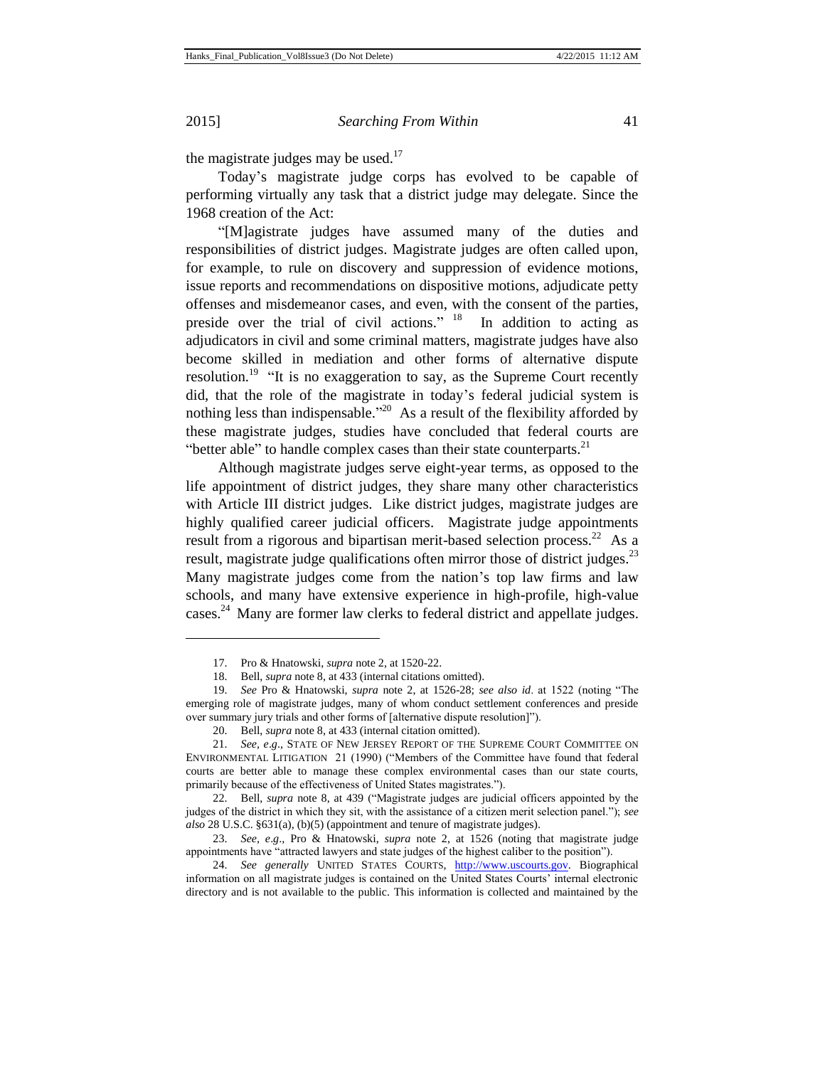the magistrate judges may be used.[17]

Today's magistrate judge corps has evolved to be capable of performing virtually any task that a district judge may delegate. Since the 1968 creation of the Act:

"[M]agistrate judges have assumed many of the duties and responsibilities of district judges. Magistrate judges are often called upon, for example, to rule on discovery and suppression of evidence motions, issue reports and recommendations on dispositive motions, adjudicate petty offenses and misdemeanor cases, and even, with the consent of the parties, preside over the trial of civil actions." [18] In addition to acting as adjudicators in civil and some criminal matters, magistrate judges have also become skilled in mediation and other forms of alternative dispute resolution.[19] "It is no exaggeration to say, as the Supreme Court recently did, that the role of the magistrate in today's federal judicial system is nothing less than indispensable."[20] As a result of the flexibility afforded by these magistrate judges, studies have concluded that federal courts are "better able" to handle complex cases than their state counterparts.[21]

Although magistrate judges serve eight-year terms, as opposed to the life appointment of district judges, they share many other characteristics with Article III district judges. Like district judges, magistrate judges are highly qualified career judicial officers. Magistrate judge appointments result from a rigorous and bipartisan merit-based selection process.[22] As a result, magistrate judge qualifications often mirror those of district judges.[23] Many magistrate judges come from the nation's top law firms and law schools, and many have extensive experience in high-profile, high-value cases.[24] Many are former law clerks to federal district and appellate judges.

---

17. Pro & Hnatowski, *supra* note 2, at 1520-22.

18. Bell, *supra* note 8, at 433 (internal citations omitted).

19. *See* Pro & Hnatowski, *supra* note 2, at 1526-28; *see also id*. at 1522 (noting "The emerging role of magistrate judges, many of whom conduct settlement conferences and preside over summary jury trials and other forms of [alternative dispute resolution]").

20. Bell, *supra* note 8, at 433 (internal citation omitted).

21. *See, e.g.*, STATE OF NEW JERSEY REPORT OF THE SUPREME COURT COMMITTEE ON ENVIRONMENTAL LITIGATION 21 (1990) ("Members of the Committee have found that federal courts are better able to manage these complex environmental cases than our state courts, primarily because of the effectiveness of United States magistrates.").

22. Bell, *supra* note 8, at 439 ("Magistrate judges are judicial officers appointed by the judges of the district in which they sit, with the assistance of a citizen merit selection panel."); *see also* 28 U.S.C. §631(a), (b)(5) (appointment and tenure of magistrate judges).

23. *See, e.g.*, Pro & Hnatowski, *supra* note 2, at 1526 (noting that magistrate judge appointments have "attracted lawyers and state judges of the highest caliber to the position").

24. *See generally* UNITED STATES COURTS, http://www.uscourts.gov. Biographical information on all magistrate judges is contained on the United States Courts' internal electronic directory and is not available to the public. This information is collected and maintained by the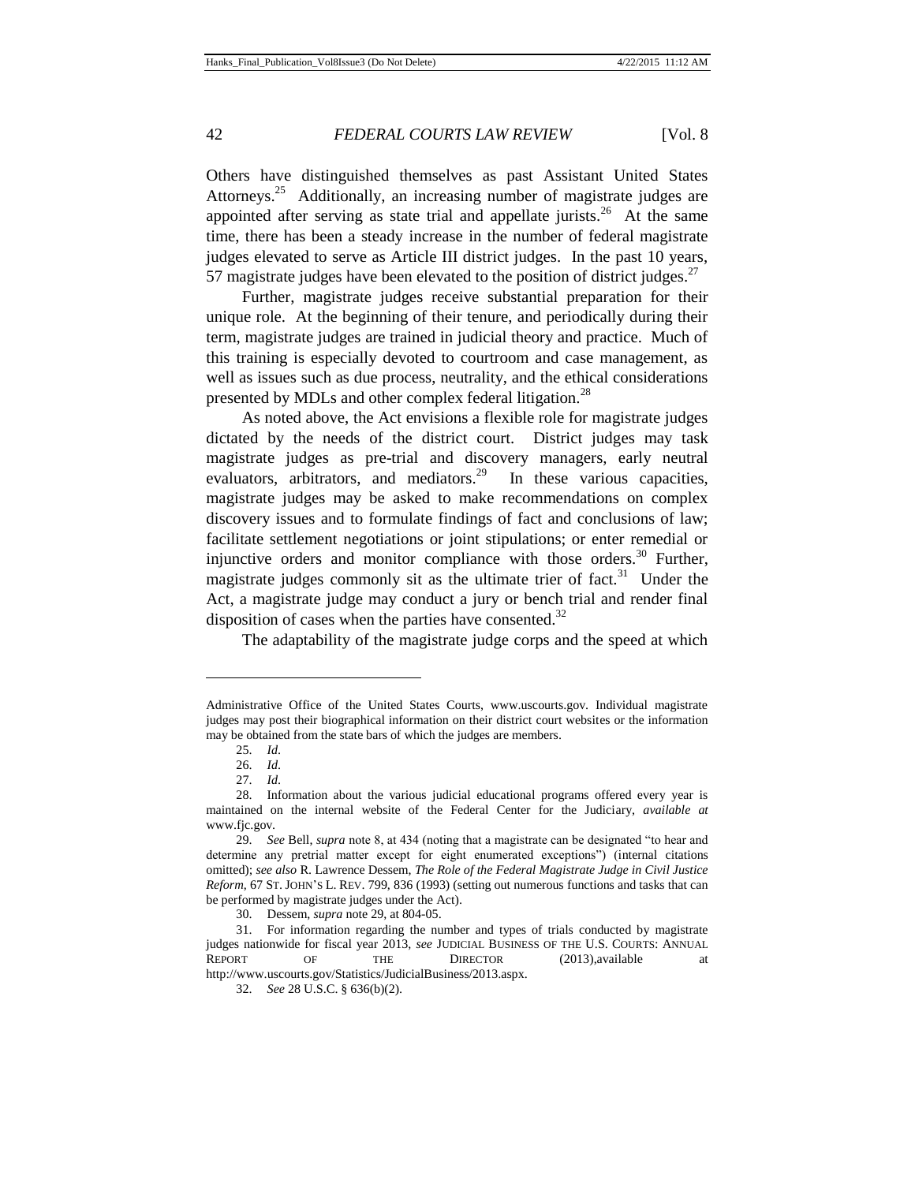Others have distinguished themselves as past Assistant United States Attorneys.[25] Additionally, an increasing number of magistrate judges are appointed after serving as state trial and appellate jurists.[26] At the same time, there has been a steady increase in the number of federal magistrate judges elevated to serve as Article III district judges. In the past 10 years, 57 magistrate judges have been elevated to the position of district judges.[27]

Further, magistrate judges receive substantial preparation for their unique role. At the beginning of their tenure, and periodically during their term, magistrate judges are trained in judicial theory and practice. Much of this training is especially devoted to courtroom and case management, as well as issues such as due process, neutrality, and the ethical considerations presented by MDLs and other complex federal litigation.[28]

As noted above, the Act envisions a flexible role for magistrate judges dictated by the needs of the district court. District judges may task magistrate judges as pre-trial and discovery managers, early neutral evaluators, arbitrators, and mediators.[29] In these various capacities, magistrate judges may be asked to make recommendations on complex discovery issues and to formulate findings of fact and conclusions of law; facilitate settlement negotiations or joint stipulations; or enter remedial or injunctive orders and monitor compliance with those orders.[30] Further, magistrate judges commonly sit as the ultimate trier of fact.[31] Under the Act, a magistrate judge may conduct a jury or bench trial and render final disposition of cases when the parties have consented.[32]

The adaptability of the magistrate judge corps and the speed at which

---

Administrative Office of the United States Courts, www.uscourts.gov. Individual magistrate judges may post their biographical information on their district court websites or the information may be obtained from the state bars of which the judges are members.

25. *Id.*

26. *Id.*

27. *Id.*

28. Information about the various judicial educational programs offered every year is maintained on the internal website of the Federal Center for the Judiciary, *available at* www.fjc.gov.

29. *See* Bell, *supra* note 8, at 434 (noting that a magistrate can be designated "to hear and determine any pretrial matter except for eight enumerated exceptions") (internal citations omitted); *see also* R. Lawrence Dessem, *The Role of the Federal Magistrate Judge in Civil Justice Reform*, 67 ST. JOHN'S L. REV. 799, 836 (1993) (setting out numerous functions and tasks that can be performed by magistrate judges under the Act).

30. Dessem, *supra* note 29, at 804-05.

31. For information regarding the number and types of trials conducted by magistrate judges nationwide for fiscal year 2013, *see* JUDICIAL BUSINESS OF THE U.S. COURTS: ANNUAL REPORT OF THE DIRECTOR (2013),available at http://www.uscourts.gov/Statistics/JudicialBusiness/2013.aspx.

32. *See* 28 U.S.C. § 636(b)(2).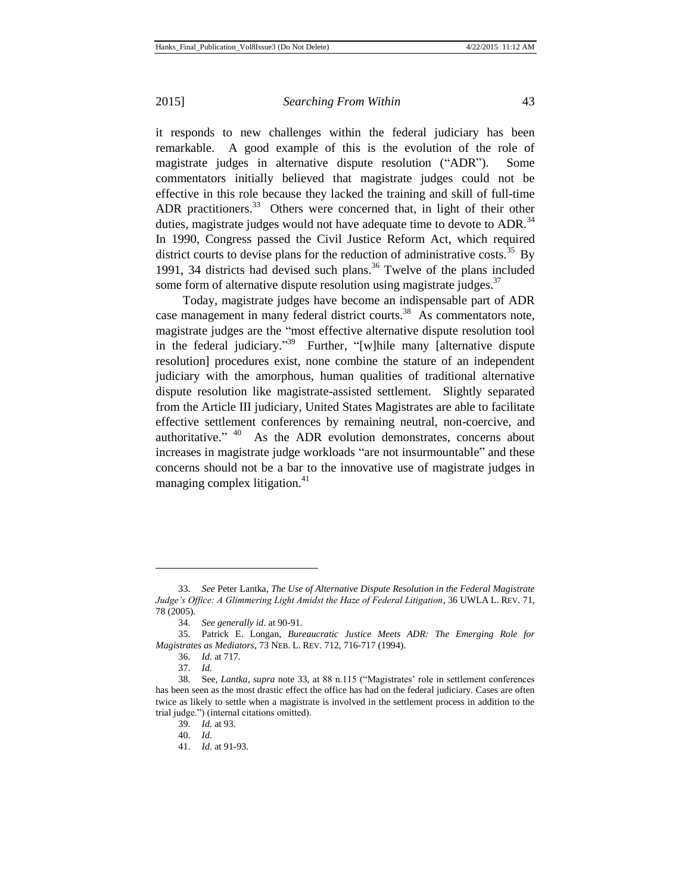it responds to new challenges within the federal judiciary has been remarkable. A good example of this is the evolution of the role of magistrate judges in alternative dispute resolution ("ADR"). Some commentators initially believed that magistrate judges could not be effective in this role because they lacked the training and skill of full-time ADR practitioners.[33] Others were concerned that, in light of their other duties, magistrate judges would not have adequate time to devote to ADR.[34] In 1990, Congress passed the Civil Justice Reform Act, which required district courts to devise plans for the reduction of administrative costs.[35] By 1991, 34 districts had devised such plans.[36] Twelve of the plans included some form of alternative dispute resolution using magistrate judges.[37]

Today, magistrate judges have become an indispensable part of ADR case management in many federal district courts.[38] As commentators note, magistrate judges are the "most effective alternative dispute resolution tool in the federal judiciary."[39] Further, "[w]hile many [alternative dispute resolution] procedures exist, none combine the stature of an independent judiciary with the amorphous, human qualities of traditional alternative dispute resolution like magistrate-assisted settlement. Slightly separated from the Article III judiciary, United States Magistrates are able to facilitate effective settlement conferences by remaining neutral, non-coercive, and authoritative."[40] As the ADR evolution demonstrates, concerns about increases in magistrate judge workloads "are not insurmountable" and these concerns should not be a bar to the innovative use of magistrate judges in managing complex litigation.[41]

---

33. *See* Peter Lantka, *The Use of Alternative Dispute Resolution in the Federal Magistrate Judge's Office: A Glimmering Light Amidst the Haze of Federal Litigation*, 36 UWLA L. REV. 71, 78 (2005).

34. *See generally id*. at 90-91.

35. Patrick E. Longan, *Bureaucratic Justice Meets ADR: The Emerging Role for Magistrates as Mediators*, 73 NEB. L. REV. 712, 716-717 (1994).

36. *Id*. at 717.

37. *Id*.

38. See, *Lantka*, *supra* note 33, at 88 n.115 ("Magistrates' role in settlement conferences has been seen as the most drastic effect the office has had on the federal judiciary. Cases are often twice as likely to settle when a magistrate is involved in the settlement process in addition to the trial judge.") (internal citations omitted).

39. *Id*. at 93.

40. *Id*.

41. *Id*. at 91-93.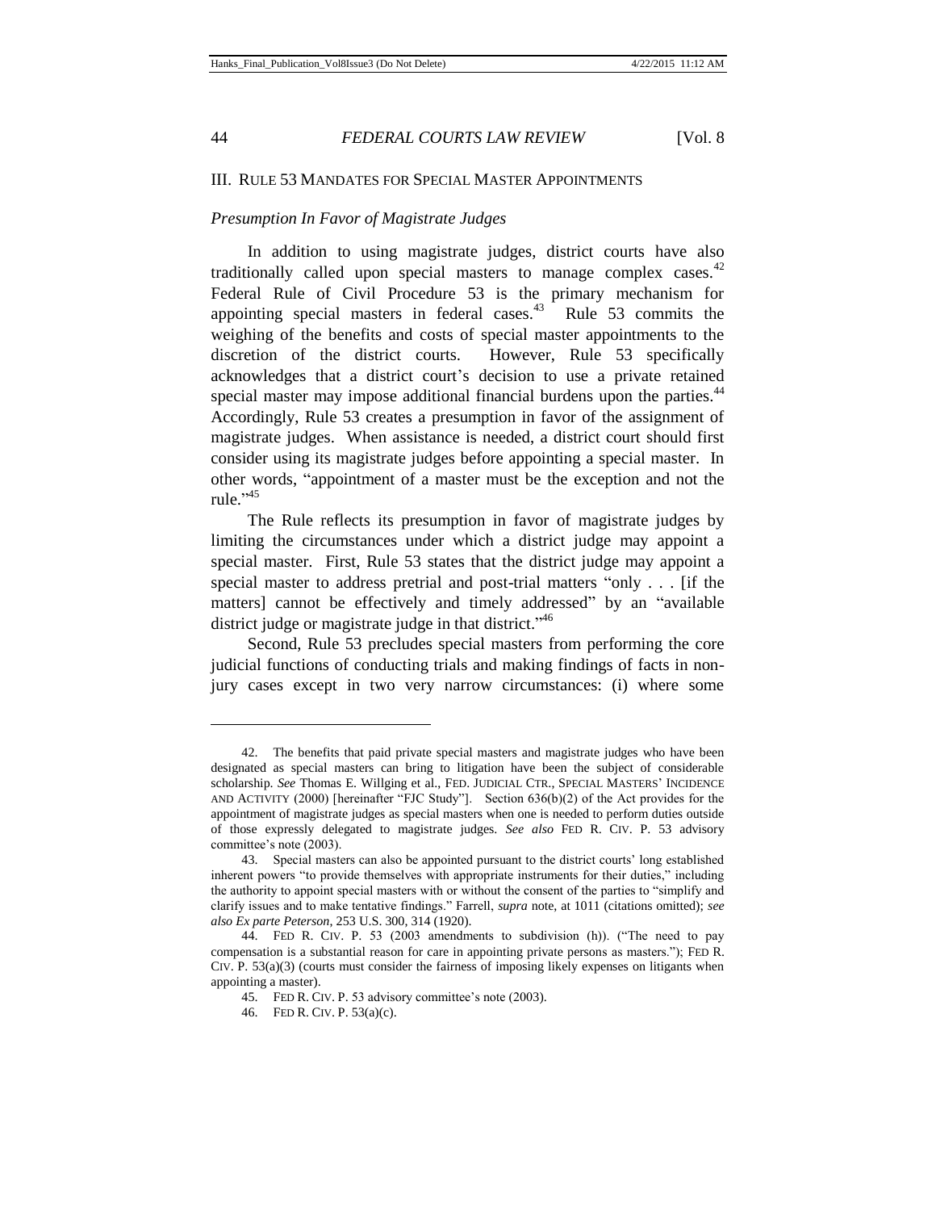## III. RULE 53 MANDATES FOR SPECIAL MASTER APPOINTMENTS

### *Presumption In Favor of Magistrate Judges*

In addition to using magistrate judges, district courts have also traditionally called upon special masters to manage complex cases.[42] Federal Rule of Civil Procedure 53 is the primary mechanism for appointing special masters in federal cases.[43] Rule 53 commits the weighing of the benefits and costs of special master appointments to the discretion of the district courts. However, Rule 53 specifically acknowledges that a district court's decision to use a private retained special master may impose additional financial burdens upon the parties.[44] Accordingly, Rule 53 creates a presumption in favor of the assignment of magistrate judges. When assistance is needed, a district court should first consider using its magistrate judges before appointing a special master. In other words, "appointment of a master must be the exception and not the rule."[45]

The Rule reflects its presumption in favor of magistrate judges by limiting the circumstances under which a district judge may appoint a special master. First, Rule 53 states that the district judge may appoint a special master to address pretrial and post-trial matters "only . . . [if the matters] cannot be effectively and timely addressed" by an "available district judge or magistrate judge in that district."[46]

Second, Rule 53 precludes special masters from performing the core judicial functions of conducting trials and making findings of facts in non-jury cases except in two very narrow circumstances: (i) where some

---

42. The benefits that paid private special masters and magistrate judges who have been designated as special masters can bring to litigation have been the subject of considerable scholarship. *See* Thomas E. Willging et al., FED. JUDICIAL CTR., SPECIAL MASTERS' INCIDENCE AND ACTIVITY (2000) [hereinafter "FJC Study"]. Section 636(b)(2) of the Act provides for the appointment of magistrate judges as special masters when one is needed to perform duties outside of those expressly delegated to magistrate judges. *See also* FED R. CIV. P. 53 advisory committee's note (2003).

43. Special masters can also be appointed pursuant to the district courts' long established inherent powers "to provide themselves with appropriate instruments for their duties," including the authority to appoint special masters with or without the consent of the parties to "simplify and clarify issues and to make tentative findings." Farrell, *supra* note, at 1011 (citations omitted); *see also Ex parte Peterson*, 253 U.S. 300, 314 (1920).

44. FED R. CIV. P. 53 (2003 amendments to subdivision (h)). ("The need to pay compensation is a substantial reason for care in appointing private persons as masters."); FED R. CIV. P. 53(a)(3) (courts must consider the fairness of imposing likely expenses on litigants when appointing a master).

45. FED R. CIV. P. 53 advisory committee's note (2003).

46. FED R. CIV. P. 53(a)(c).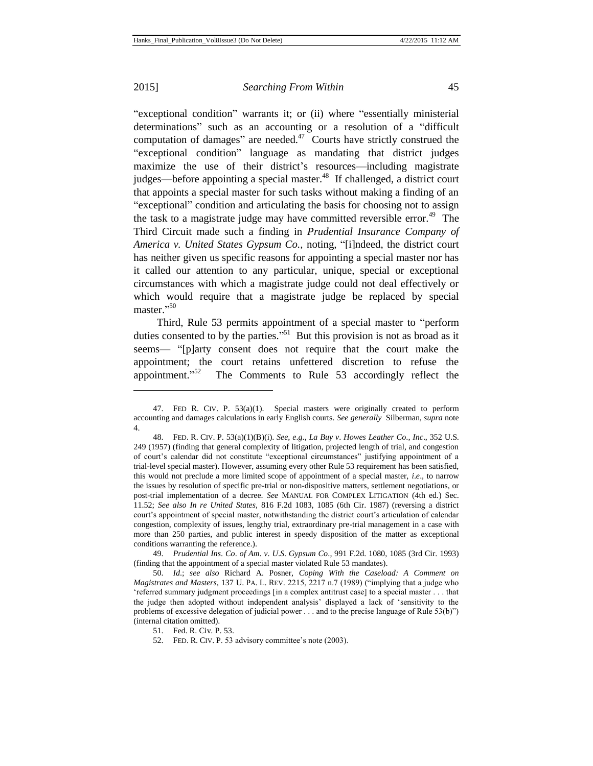"exceptional condition" warrants it; or (ii) where "essentially ministerial determinations" such as an accounting or a resolution of a "difficult computation of damages" are needed.[47] Courts have strictly construed the "exceptional condition" language as mandating that district judges maximize the use of their district's resources—including magistrate judges—before appointing a special master.[48] If challenged, a district court that appoints a special master for such tasks without making a finding of an "exceptional" condition and articulating the basis for choosing not to assign the task to a magistrate judge may have committed reversible error.[49] The Third Circuit made such a finding in *Prudential Insurance Company of America v. United States Gypsum Co.,* noting, "[i]ndeed, the district court has neither given us specific reasons for appointing a special master nor has it called our attention to any particular, unique, special or exceptional circumstances with which a magistrate judge could not deal effectively or which would require that a magistrate judge be replaced by special master."[50]

Third, Rule 53 permits appointment of a special master to "perform duties consented to by the parties."[51] But this provision is not as broad as it seems— "[p]arty consent does not require that the court make the appointment; the court retains unfettered discretion to refuse the appointment."[52] The Comments to Rule 53 accordingly reflect the

---

47. FED R. CIV. P. 53(a)(1). Special masters were originally created to perform accounting and damages calculations in early English courts. *See generally* Silberman, *supra* note 4.

48. FED. R. CIV. P. 53(a)(1)(B)(i). *See, e.g.*, *La Buy v. Howes Leather Co., Inc*., 352 U.S. 249 (1957) (finding that general complexity of litigation, projected length of trial, and congestion of court's calendar did not constitute "exceptional circumstances" justifying appointment of a trial-level special master). However, assuming every other Rule 53 requirement has been satisfied, this would not preclude a more limited scope of appointment of a special master, *i.e*., to narrow the issues by resolution of specific pre-trial or non-dispositive matters, settlement negotiations, or post-trial implementation of a decree. *See* MANUAL FOR COMPLEX LITIGATION (4th ed.) Sec. 11.52; *See also In re United States*, 816 F.2d 1083, 1085 (6th Cir. 1987) (reversing a district court's appointment of special master, notwithstanding the district court's articulation of calendar congestion, complexity of issues, lengthy trial, extraordinary pre-trial management in a case with more than 250 parties, and public interest in speedy disposition of the matter as exceptional conditions warranting the reference.).

49. *Prudential Ins. Co. of Am. v. U.S. Gypsum Co*., 991 F.2d. 1080, 1085 (3rd Cir. 1993) (finding that the appointment of a special master violated Rule 53 mandates).

50. *Id*.; *see also* Richard A. Posner, *Coping With the Caseload: A Comment on Magistrates and Masters*, 137 U. PA. L. REV. 2215, 2217 n.7 (1989) ("implying that a judge who 'referred summary judgment proceedings [in a complex antitrust case] to a special master . . . that the judge then adopted without independent analysis' displayed a lack of 'sensitivity to the problems of excessive delegation of judicial power . . . and to the precise language of Rule 53(b)") (internal citation omitted).

51. Fed. R. Civ. P. 53.

52. FED. R. CIV. P. 53 advisory committee's note (2003).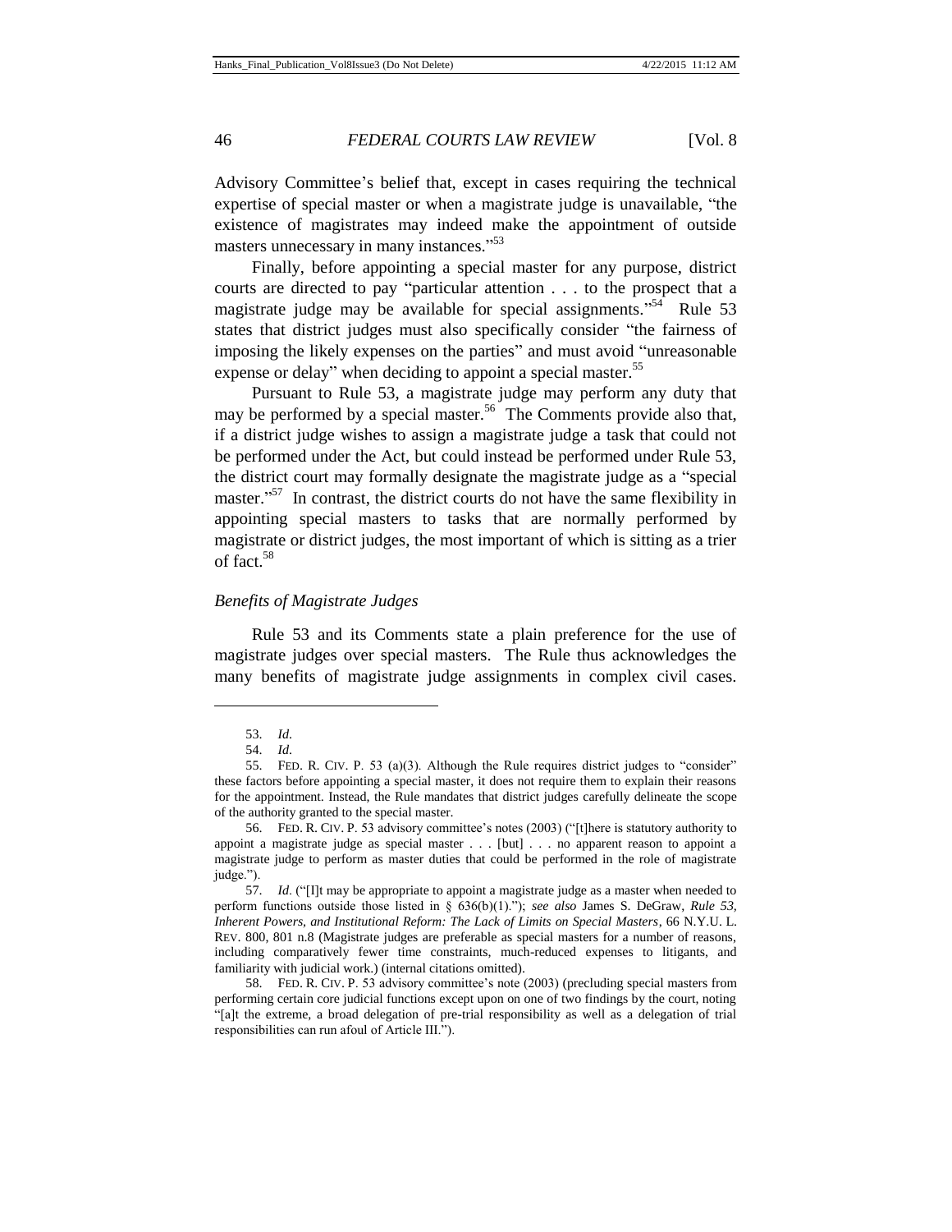Advisory Committee's belief that, except in cases requiring the technical expertise of special master or when a magistrate judge is unavailable, "the existence of magistrates may indeed make the appointment of outside masters unnecessary in many instances."[53]

Finally, before appointing a special master for any purpose, district courts are directed to pay "particular attention . . . to the prospect that a magistrate judge may be available for special assignments."[54] Rule 53 states that district judges must also specifically consider "the fairness of imposing the likely expenses on the parties" and must avoid "unreasonable expense or delay" when deciding to appoint a special master.[55]

Pursuant to Rule 53, a magistrate judge may perform any duty that may be performed by a special master.[56] The Comments provide also that, if a district judge wishes to assign a magistrate judge a task that could not be performed under the Act, but could instead be performed under Rule 53, the district court may formally designate the magistrate judge as a "special master."[57] In contrast, the district courts do not have the same flexibility in appointing special masters to tasks that are normally performed by magistrate or district judges, the most important of which is sitting as a trier of fact.[58]

*Benefits of Magistrate Judges*

Rule 53 and its Comments state a plain preference for the use of magistrate judges over special masters. The Rule thus acknowledges the many benefits of magistrate judge assignments in complex civil cases.

---

53. *Id.*

54. *Id.*

55. FED. R. CIV. P. 53 (a)(3). Although the Rule requires district judges to "consider" these factors before appointing a special master, it does not require them to explain their reasons for the appointment. Instead, the Rule mandates that district judges carefully delineate the scope of the authority granted to the special master.

56. FED. R. CIV. P. 53 advisory committee's notes (2003) ("[t]here is statutory authority to appoint a magistrate judge as special master . . . [but] . . . no apparent reason to appoint a magistrate judge to perform as master duties that could be performed in the role of magistrate judge.").

57. *Id.* ("[I]t may be appropriate to appoint a magistrate judge as a master when needed to perform functions outside those listed in § 636(b)(1)."); *see also* James S. DeGraw, *Rule 53, Inherent Powers, and Institutional Reform: The Lack of Limits on Special Masters*, 66 N.Y.U. L. REV. 800, 801 n.8 (Magistrate judges are preferable as special masters for a number of reasons, including comparatively fewer time constraints, much-reduced expenses to litigants, and familiarity with judicial work.) (internal citations omitted).

58. FED. R. CIV. P. 53 advisory committee's note (2003) (precluding special masters from performing certain core judicial functions except upon on one of two findings by the court, noting "[a]t the extreme, a broad delegation of pre-trial responsibility as well as a delegation of trial responsibilities can run afoul of Article III.").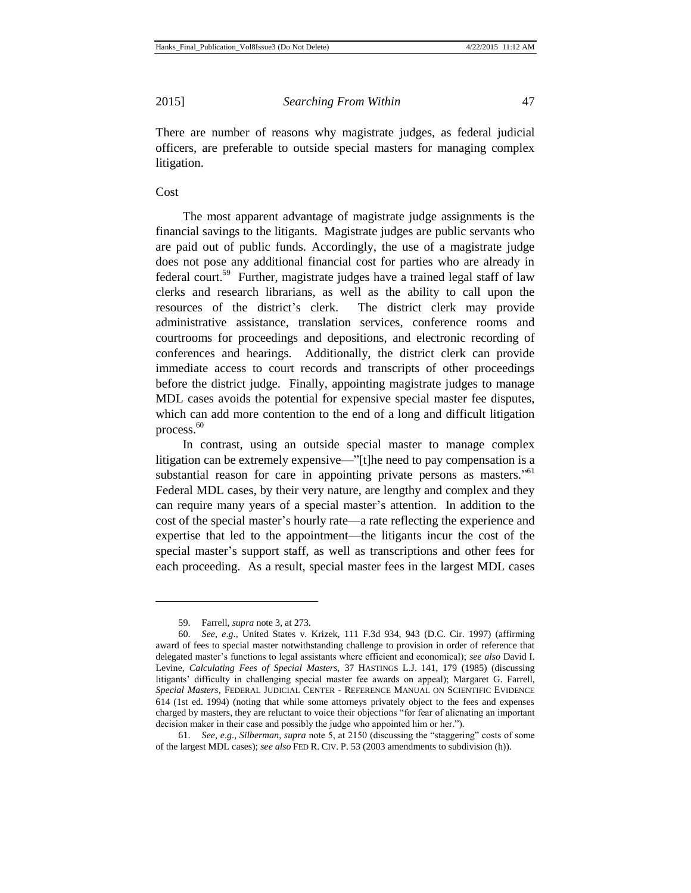There are number of reasons why magistrate judges, as federal judicial officers, are preferable to outside special masters for managing complex litigation.

Cost

The most apparent advantage of magistrate judge assignments is the financial savings to the litigants. Magistrate judges are public servants who are paid out of public funds. Accordingly, the use of a magistrate judge does not pose any additional financial cost for parties who are already in federal court.[59] Further, magistrate judges have a trained legal staff of law clerks and research librarians, as well as the ability to call upon the resources of the district's clerk. The district clerk may provide administrative assistance, translation services, conference rooms and courtrooms for proceedings and depositions, and electronic recording of conferences and hearings. Additionally, the district clerk can provide immediate access to court records and transcripts of other proceedings before the district judge. Finally, appointing magistrate judges to manage MDL cases avoids the potential for expensive special master fee disputes, which can add more contention to the end of a long and difficult litigation process.[60]

In contrast, using an outside special master to manage complex litigation can be extremely expensive—"[t]he need to pay compensation is a substantial reason for care in appointing private persons as masters."[61] Federal MDL cases, by their very nature, are lengthy and complex and they can require many years of a special master's attention. In addition to the cost of the special master's hourly rate—a rate reflecting the experience and expertise that led to the appointment—the litigants incur the cost of the special master's support staff, as well as transcriptions and other fees for each proceeding. As a result, special master fees in the largest MDL cases

---

59. Farrell, *supra* note 3, at 273.

60. *See, e.g.*, United States v. Krizek, 111 F.3d 934, 943 (D.C. Cir. 1997) (affirming award of fees to special master notwithstanding challenge to provision in order of reference that delegated master's functions to legal assistants where efficient and economical); *see also* David I. Levine, *Calculating Fees of Special Masters*, 37 HASTINGS L.J. 141, 179 (1985) (discussing litigants' difficulty in challenging special master fee awards on appeal); Margaret G. Farrell, *Special Masters*, FEDERAL JUDICIAL CENTER - REFERENCE MANUAL ON SCIENTIFIC EVIDENCE 614 (1st ed. 1994) (noting that while some attorneys privately object to the fees and expenses charged by masters, they are reluctant to voice their objections "for fear of alienating an important decision maker in their case and possibly the judge who appointed him or her.").

61. *See, e.g.*, *Silberman*, *supra* note 5, at 2150 (discussing the "staggering" costs of some of the largest MDL cases); *see also* FED R. CIV. P. 53 (2003 amendments to subdivision (h)).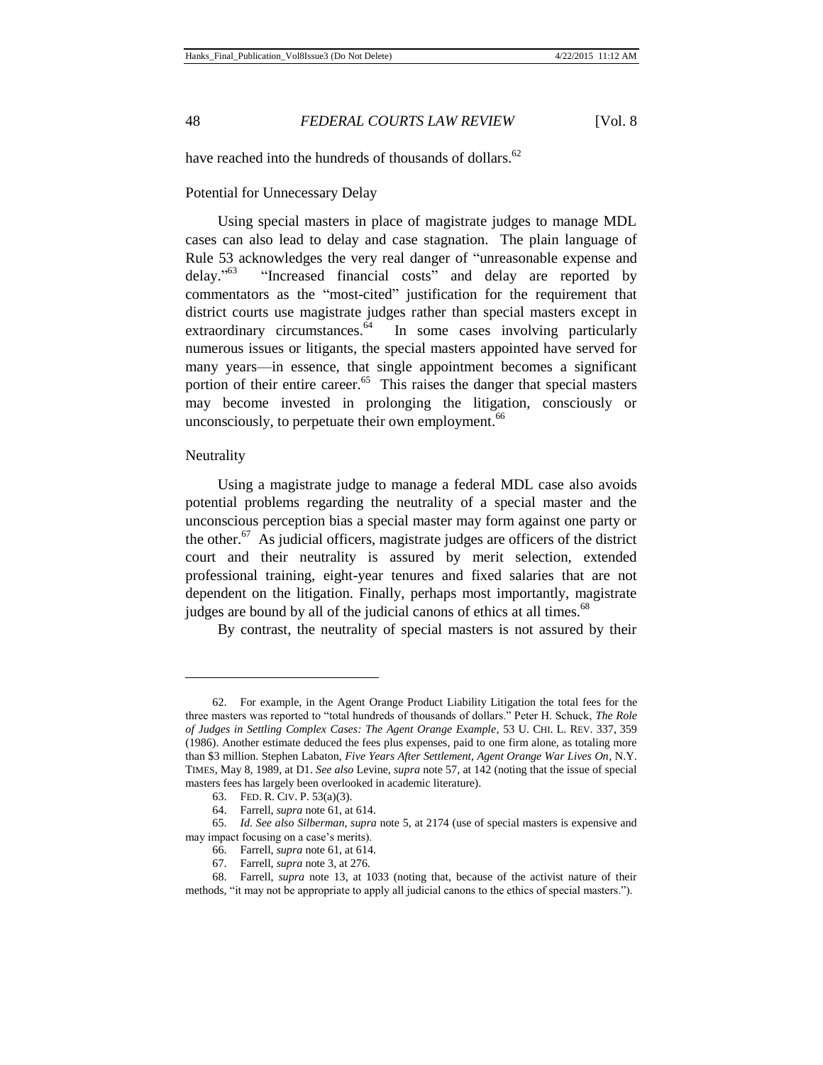have reached into the hundreds of thousands of dollars.[62]

### Potential for Unnecessary Delay

Using special masters in place of magistrate judges to manage MDL cases can also lead to delay and case stagnation. The plain language of Rule 53 acknowledges the very real danger of "unreasonable expense and delay."[63] "Increased financial costs" and delay are reported by commentators as the "most-cited" justification for the requirement that district courts use magistrate judges rather than special masters except in extraordinary circumstances.[64] In some cases involving particularly numerous issues or litigants, the special masters appointed have served for many years—in essence, that single appointment becomes a significant portion of their entire career.[65] This raises the danger that special masters may become invested in prolonging the litigation, consciously or unconsciously, to perpetuate their own employment.[66]

### Neutrality

Using a magistrate judge to manage a federal MDL case also avoids potential problems regarding the neutrality of a special master and the unconscious perception bias a special master may form against one party or the other.[67] As judicial officers, magistrate judges are officers of the district court and their neutrality is assured by merit selection, extended professional training, eight-year tenures and fixed salaries that are not dependent on the litigation. Finally, perhaps most importantly, magistrate judges are bound by all of the judicial canons of ethics at all times.[68]

By contrast, the neutrality of special masters is not assured by their

---

62. For example, in the Agent Orange Product Liability Litigation the total fees for the three masters was reported to "total hundreds of thousands of dollars." Peter H. Schuck, *The Role of Judges in Settling Complex Cases: The Agent Orange Example*, 53 U. CHI. L. REV. 337, 359 (1986). Another estimate deduced the fees plus expenses, paid to one firm alone, as totaling more than $3 million. Stephen Labaton, *Five Years After Settlement, Agent Orange War Lives On*, N.Y. TIMES, May 8, 1989, at D1. *See also* Levine, *supra* note 57, at 142 (noting that the issue of special masters fees has largely been overlooked in academic literature).

63. FED. R. CIV. P. 53(a)(3).

64. Farrell, *supra* note 61, at 614.

65. *Id. See also Silberman*, *supra* note 5, at 2174 (use of special masters is expensive and may impact focusing on a case's merits).

66. Farrell, *supra* note 61, at 614.

67. Farrell, *supra* note 3, at 276.

68. Farrell, *supra* note 13, at 1033 (noting that, because of the activist nature of their methods, "it may not be appropriate to apply all judicial canons to the ethics of special masters.").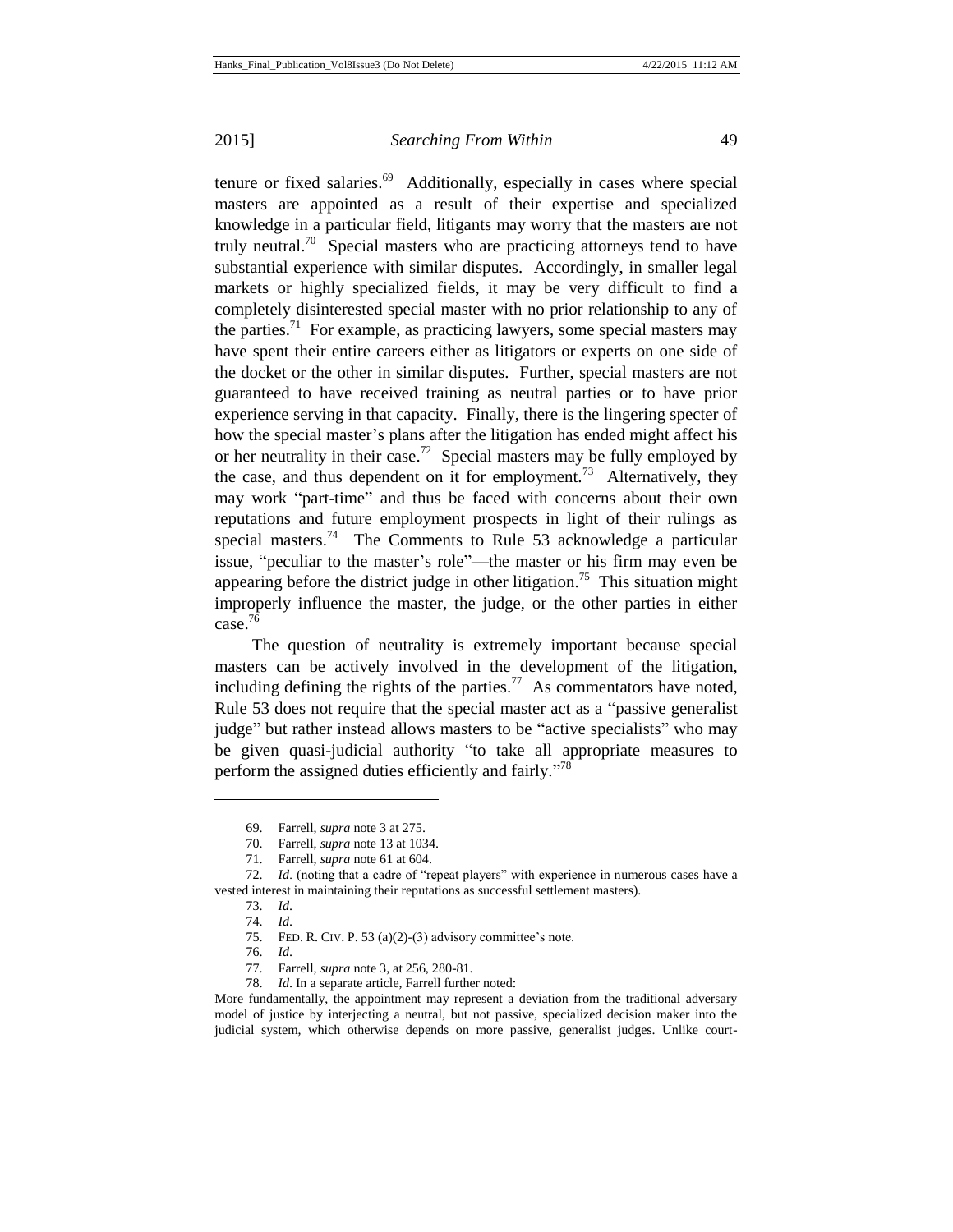tenure or fixed salaries.[69] Additionally, especially in cases where special masters are appointed as a result of their expertise and specialized knowledge in a particular field, litigants may worry that the masters are not truly neutral.[70] Special masters who are practicing attorneys tend to have substantial experience with similar disputes. Accordingly, in smaller legal markets or highly specialized fields, it may be very difficult to find a completely disinterested special master with no prior relationship to any of the parties.[71] For example, as practicing lawyers, some special masters may have spent their entire careers either as litigators or experts on one side of the docket or the other in similar disputes. Further, special masters are not guaranteed to have received training as neutral parties or to have prior experience serving in that capacity. Finally, there is the lingering specter of how the special master's plans after the litigation has ended might affect his or her neutrality in their case.[72] Special masters may be fully employed by the case, and thus dependent on it for employment.[73] Alternatively, they may work "part-time" and thus be faced with concerns about their own reputations and future employment prospects in light of their rulings as special masters.[74] The Comments to Rule 53 acknowledge a particular issue, "peculiar to the master's role"—the master or his firm may even be appearing before the district judge in other litigation.[75] This situation might improperly influence the master, the judge, or the other parties in either case.[76]

The question of neutrality is extremely important because special masters can be actively involved in the development of the litigation, including defining the rights of the parties.[77] As commentators have noted, Rule 53 does not require that the special master act as a "passive generalist judge" but rather instead allows masters to be "active specialists" who may be given quasi-judicial authority "to take all appropriate measures to perform the assigned duties efficiently and fairly."[78]

---

69. Farrell, *supra* note 3 at 275.

70. Farrell, *supra* note 13 at 1034.

71. Farrell, *supra* note 61 at 604.

72. *Id.* (noting that a cadre of "repeat players" with experience in numerous cases have a vested interest in maintaining their reputations as successful settlement masters).

73. *Id.*

74. *Id.*

75. FED. R. CIV. P. 53 (a)(2)-(3) advisory committee's note.

76. *Id.*

77. Farrell, *supra* note 3, at 256, 280-81.

78. *Id.* In a separate article, Farrell further noted:

More fundamentally, the appointment may represent a deviation from the traditional adversary model of justice by interjecting a neutral, but not passive, specialized decision maker into the judicial system, which otherwise depends on more passive, generalist judges. Unlike court-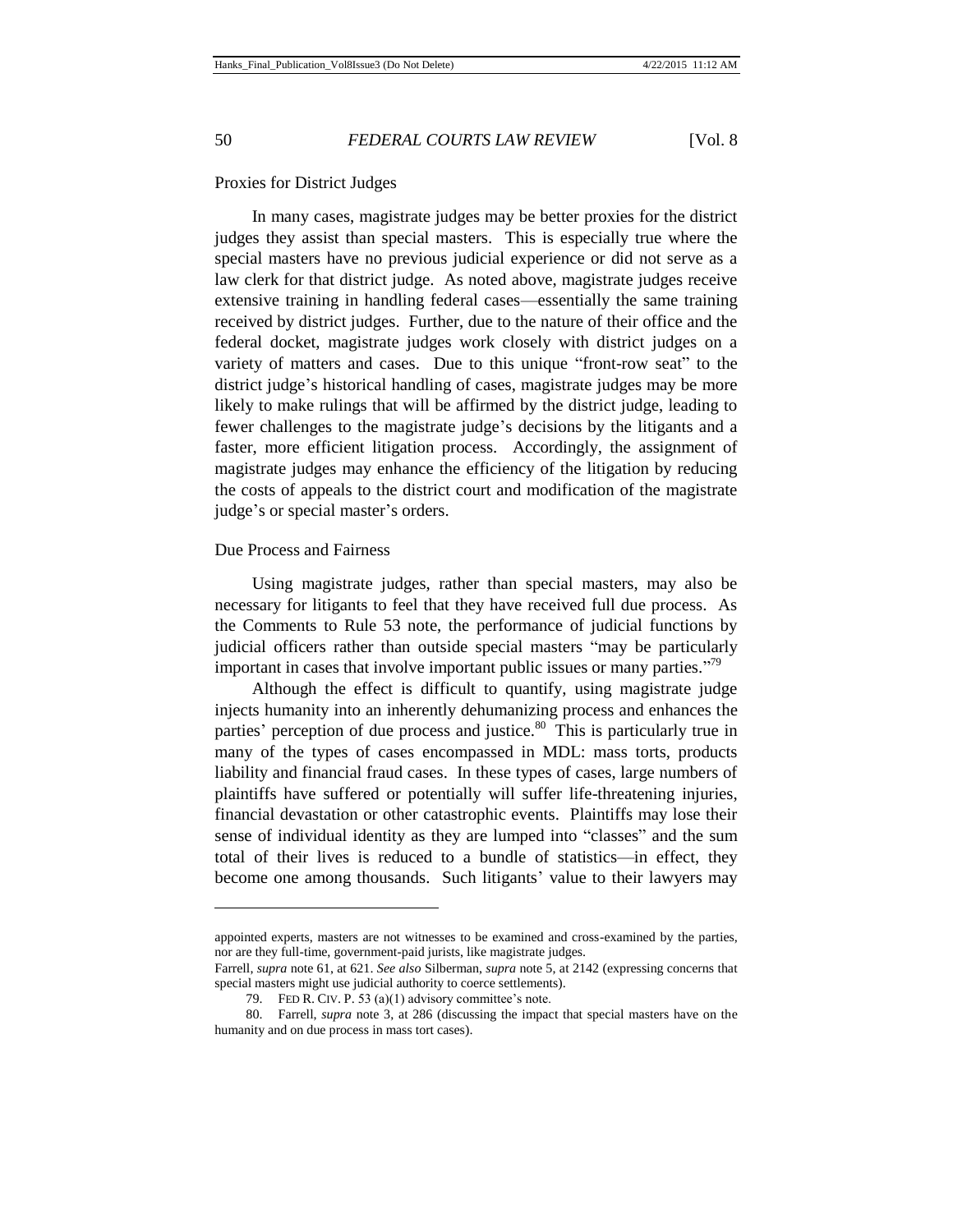### Proxies for District Judges

In many cases, magistrate judges may be better proxies for the district judges they assist than special masters. This is especially true where the special masters have no previous judicial experience or did not serve as a law clerk for that district judge. As noted above, magistrate judges receive extensive training in handling federal cases—essentially the same training received by district judges. Further, due to the nature of their office and the federal docket, magistrate judges work closely with district judges on a variety of matters and cases. Due to this unique "front-row seat" to the district judge's historical handling of cases, magistrate judges may be more likely to make rulings that will be affirmed by the district judge, leading to fewer challenges to the magistrate judge's decisions by the litigants and a faster, more efficient litigation process. Accordingly, the assignment of magistrate judges may enhance the efficiency of the litigation by reducing the costs of appeals to the district court and modification of the magistrate judge's or special master's orders.

### Due Process and Fairness

Using magistrate judges, rather than special masters, may also be necessary for litigants to feel that they have received full due process. As the Comments to Rule 53 note, the performance of judicial functions by judicial officers rather than outside special masters "may be particularly important in cases that involve important public issues or many parties."[79]

Although the effect is difficult to quantify, using magistrate judge injects humanity into an inherently dehumanizing process and enhances the parties' perception of due process and justice.[80] This is particularly true in many of the types of cases encompassed in MDL: mass torts, products liability and financial fraud cases. In these types of cases, large numbers of plaintiffs have suffered or potentially will suffer life-threatening injuries, financial devastation or other catastrophic events. Plaintiffs may lose their sense of individual identity as they are lumped into "classes" and the sum total of their lives is reduced to a bundle of statistics—in effect, they become one among thousands. Such litigants' value to their lawyers may

---

appointed experts, masters are not witnesses to be examined and cross-examined by the parties, nor are they full-time, government-paid jurists, like magistrate judges.

Farrell, *supra* note 61, at 621. *See also* Silberman, *supra* note 5, at 2142 (expressing concerns that special masters might use judicial authority to coerce settlements).

79. FED R. CIV. P. 53 (a)(1) advisory committee's note.

80. Farrell, *supra* note 3, at 286 (discussing the impact that special masters have on the humanity and on due process in mass tort cases).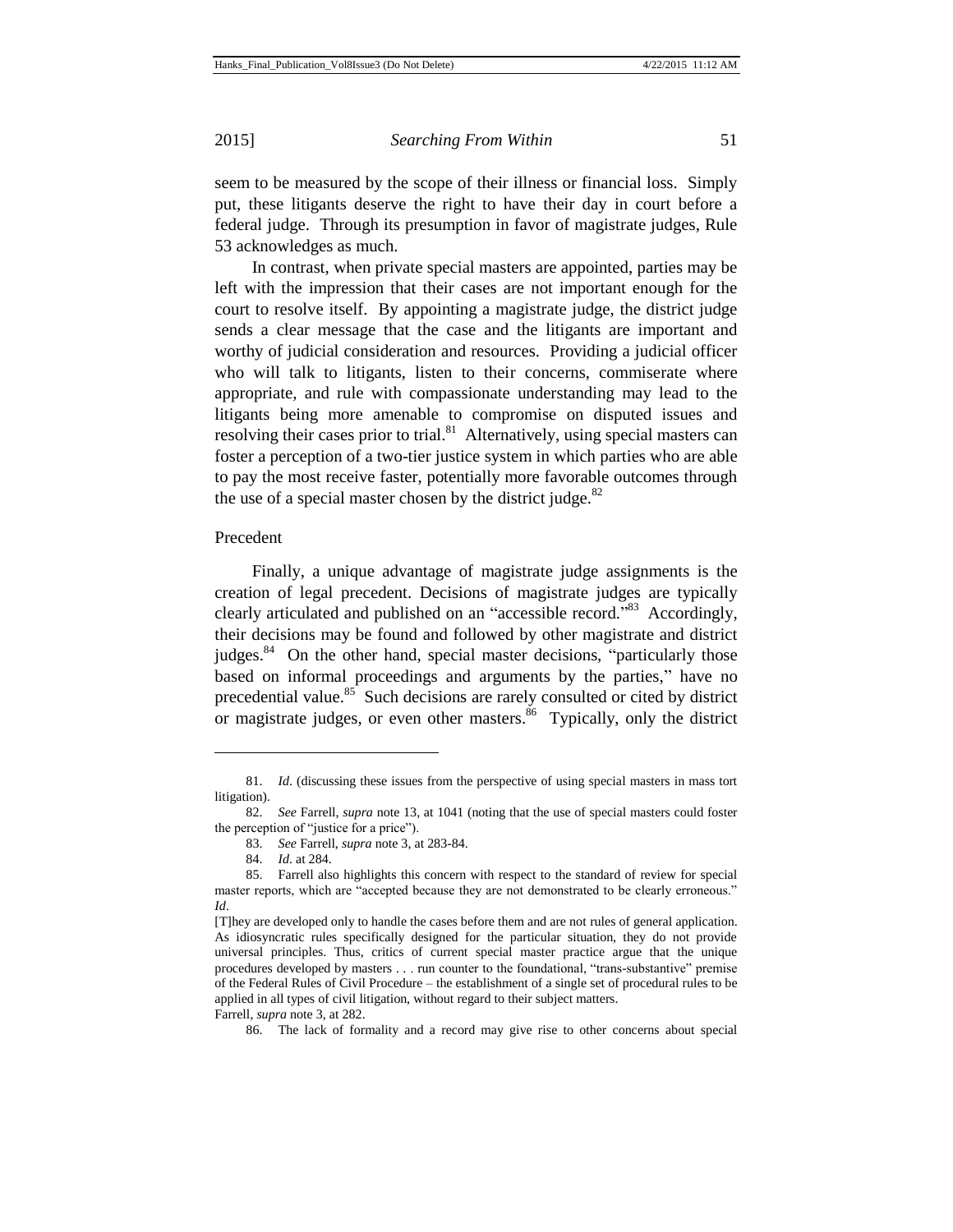seem to be measured by the scope of their illness or financial loss. Simply put, these litigants deserve the right to have their day in court before a federal judge. Through its presumption in favor of magistrate judges, Rule 53 acknowledges as much.

In contrast, when private special masters are appointed, parties may be left with the impression that their cases are not important enough for the court to resolve itself. By appointing a magistrate judge, the district judge sends a clear message that the case and the litigants are important and worthy of judicial consideration and resources. Providing a judicial officer who will talk to litigants, listen to their concerns, commiserate where appropriate, and rule with compassionate understanding may lead to the litigants being more amenable to compromise on disputed issues and resolving their cases prior to trial.[81] Alternatively, using special masters can foster a perception of a two-tier justice system in which parties who are able to pay the most receive faster, potentially more favorable outcomes through the use of a special master chosen by the district judge.[82]

Precedent

Finally, a unique advantage of magistrate judge assignments is the creation of legal precedent. Decisions of magistrate judges are typically clearly articulated and published on an "accessible record."[83] Accordingly, their decisions may be found and followed by other magistrate and district judges.[84] On the other hand, special master decisions, "particularly those based on informal proceedings and arguments by the parties," have no precedential value.[85] Such decisions are rarely consulted or cited by district or magistrate judges, or even other masters.[86] Typically, only the district

---

81. *Id.* (discussing these issues from the perspective of using special masters in mass tort litigation).

82. *See* Farrell, *supra* note 13, at 1041 (noting that the use of special masters could foster the perception of "justice for a price").

83. *See* Farrell, *supra* note 3, at 283-84.

84. *Id.* at 284.

85. Farrell also highlights this concern with respect to the standard of review for special master reports, which are "accepted because they are not demonstrated to be clearly erroneous." *Id*.

[T]hey are developed only to handle the cases before them and are not rules of general application. As idiosyncratic rules specifically designed for the particular situation, they do not provide universal principles. Thus, critics of current special master practice argue that the unique procedures developed by masters . . . run counter to the foundational, "trans-substantive" premise of the Federal Rules of Civil Procedure – the establishment of a single set of procedural rules to be applied in all types of civil litigation, without regard to their subject matters.

Farrell, *supra* note 3, at 282.

86. The lack of formality and a record may give rise to other concerns about special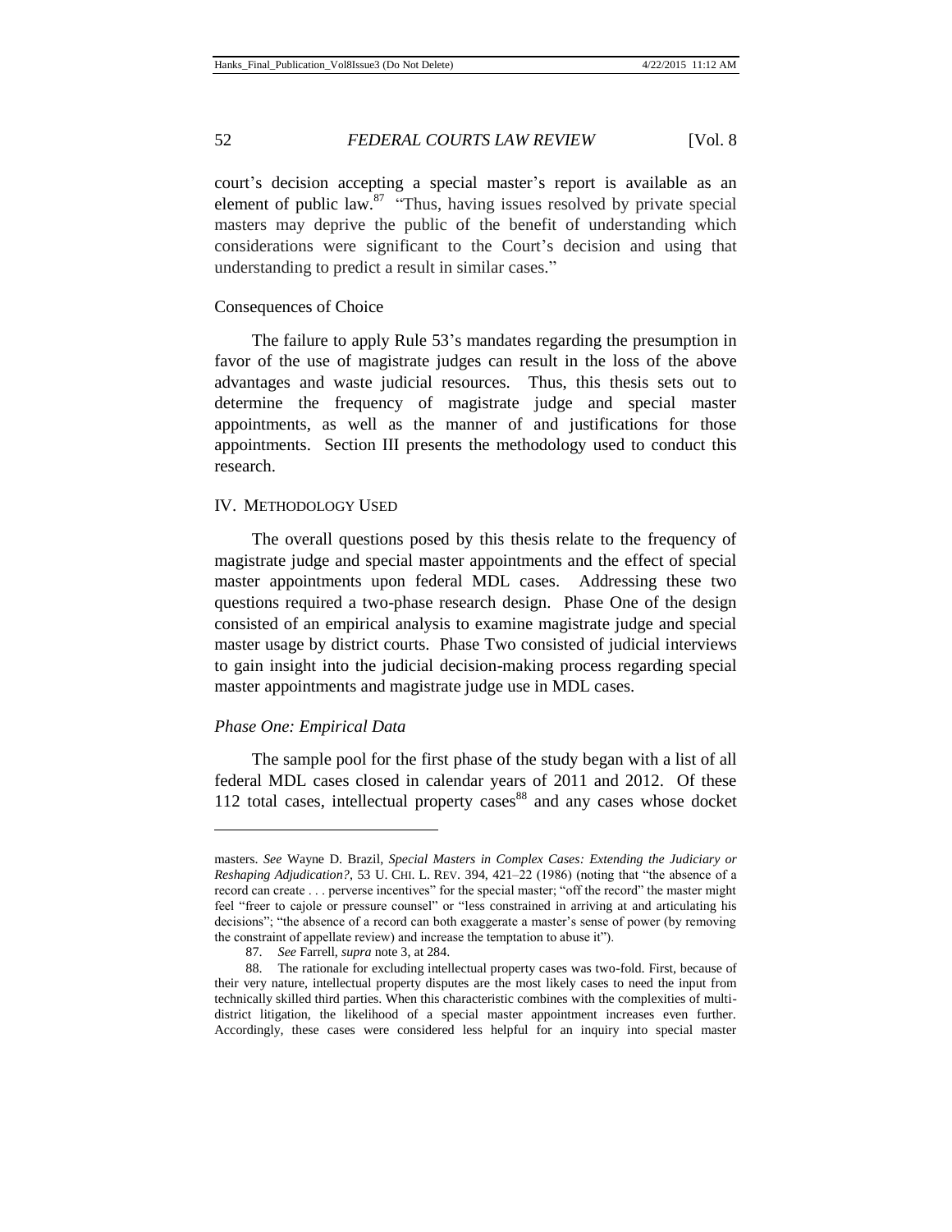court's decision accepting a special master's report is available as an element of public law.[87] "Thus, having issues resolved by private special masters may deprive the public of the benefit of understanding which considerations were significant to the Court's decision and using that understanding to predict a result in similar cases."

Consequences of Choice

The failure to apply Rule 53's mandates regarding the presumption in favor of the use of magistrate judges can result in the loss of the above advantages and waste judicial resources. Thus, this thesis sets out to determine the frequency of magistrate judge and special master appointments, as well as the manner of and justifications for those appointments. Section III presents the methodology used to conduct this research.

## IV. METHODOLOGY USED

The overall questions posed by this thesis relate to the frequency of magistrate judge and special master appointments and the effect of special master appointments upon federal MDL cases. Addressing these two questions required a two-phase research design. Phase One of the design consisted of an empirical analysis to examine magistrate judge and special master usage by district courts. Phase Two consisted of judicial interviews to gain insight into the judicial decision-making process regarding special master appointments and magistrate judge use in MDL cases.

### *Phase One: Empirical Data*

The sample pool for the first phase of the study began with a list of all federal MDL cases closed in calendar years of 2011 and 2012. Of these 112 total cases, intellectual property cases[88] and any cases whose docket

---

masters. *See* Wayne D. Brazil, *Special Masters in Complex Cases: Extending the Judiciary or Reshaping Adjudication?*, 53 U. CHI. L. REV. 394, 421–22 (1986) (noting that "the absence of a record can create . . . perverse incentives" for the special master; "off the record" the master might feel "freer to cajole or pressure counsel" or "less constrained in arriving at and articulating his decisions"; "the absence of a record can both exaggerate a master's sense of power (by removing the constraint of appellate review) and increase the temptation to abuse it").

87. *See* Farrell, *supra* note 3, at 284.

88. The rationale for excluding intellectual property cases was two-fold. First, because of their very nature, intellectual property disputes are the most likely cases to need the input from technically skilled third parties. When this characteristic combines with the complexities of multi-district litigation, the likelihood of a special master appointment increases even further. Accordingly, these cases were considered less helpful for an inquiry into special master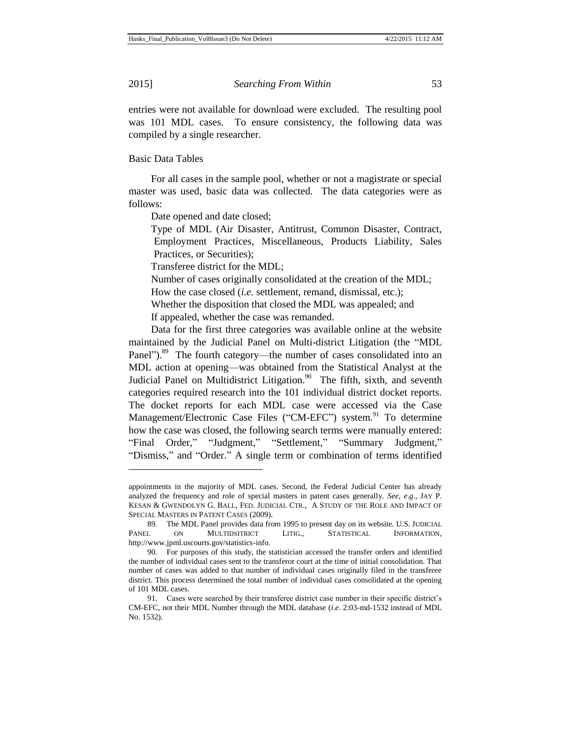entries were not available for download were excluded. The resulting pool was 101 MDL cases. To ensure consistency, the following data was compiled by a single researcher.

Basic Data Tables

For all cases in the sample pool, whether or not a magistrate or special master was used, basic data was collected. The data categories were as follows:

Date opened and date closed;

Type of MDL (Air Disaster, Antitrust, Common Disaster, Contract, Employment Practices, Miscellaneous, Products Liability, Sales Practices, or Securities);

Transferee district for the MDL;

Number of cases originally consolidated at the creation of the MDL;

How the case closed (*i.e.* settlement, remand, dismissal, etc.);

Whether the disposition that closed the MDL was appealed; and

If appealed, whether the case was remanded.

Data for the first three categories was available online at the website maintained by the Judicial Panel on Multi-district Litigation (the "MDL Panel").[89] The fourth category—the number of cases consolidated into an MDL action at opening—was obtained from the Statistical Analyst at the Judicial Panel on Multidistrict Litigation.[90] The fifth, sixth, and seventh categories required research into the 101 individual district docket reports. The docket reports for each MDL case were accessed via the Case Management/Electronic Case Files ("CM-EFC") system.[91] To determine how the case was closed, the following search terms were manually entered: "Final Order," "Judgment," "Settlement," "Summary Judgment," "Dismiss," and "Order." A single term or combination of terms identified

---

appointments in the majority of MDL cases. Second, the Federal Judicial Center has already analyzed the frequency and role of special masters in patent cases generally. *See, e.g.*, JAY P. KESAN & GWENDOLYN G. BALL, FED. JUDICIAL CTR., A STUDY OF THE ROLE AND IMPACT OF SPECIAL MASTERS IN PATENT CASES (2009).

89. The MDL Panel provides data from 1995 to present day on its website. U.S. JUDICIAL PANEL ON MULTIDSITRICT LITIG., STATISTICAL INFORMATION, http://www.jpml.uscourts.gov/statistics-info.

90. For purposes of this study, the statistician accessed the transfer orders and identified the number of individual cases sent to the transferor court at the time of initial consolidation. That number of cases was added to that number of individual cases originally filed in the transferee district. This process determined the total number of individual cases consolidated at the opening of 101 MDL cases.

91. Cases were searched by their transferee district case number in their specific district's CM-EFC, not their MDL Number through the MDL database (*i.e*. 2:03-md-1532 instead of MDL No. 1532).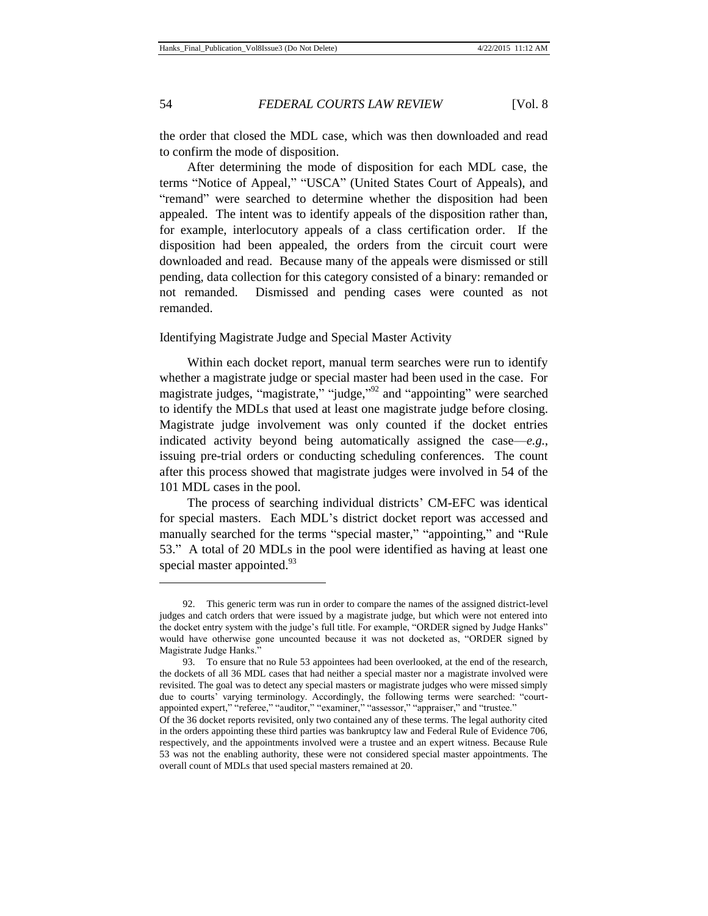the order that closed the MDL case, which was then downloaded and read to confirm the mode of disposition.

After determining the mode of disposition for each MDL case, the terms "Notice of Appeal," "USCA" (United States Court of Appeals), and "remand" were searched to determine whether the disposition had been appealed. The intent was to identify appeals of the disposition rather than, for example, interlocutory appeals of a class certification order. If the disposition had been appealed, the orders from the circuit court were downloaded and read. Because many of the appeals were dismissed or still pending, data collection for this category consisted of a binary: remanded or not remanded. Dismissed and pending cases were counted as not remanded.

### Identifying Magistrate Judge and Special Master Activity

Within each docket report, manual term searches were run to identify whether a magistrate judge or special master had been used in the case. For magistrate judges, "magistrate," "judge,"[92] and "appointing" were searched to identify the MDLs that used at least one magistrate judge before closing. Magistrate judge involvement was only counted if the docket entries indicated activity beyond being automatically assigned the case—*e.g.*, issuing pre-trial orders or conducting scheduling conferences. The count after this process showed that magistrate judges were involved in 54 of the 101 MDL cases in the pool.

The process of searching individual districts' CM-EFC was identical for special masters. Each MDL's district docket report was accessed and manually searched for the terms "special master," "appointing," and "Rule 53." A total of 20 MDLs in the pool were identified as having at least one special master appointed.[93]

---

92. This generic term was run in order to compare the names of the assigned district-level judges and catch orders that were issued by a magistrate judge, but which were not entered into the docket entry system with the judge's full title. For example, "ORDER signed by Judge Hanks" would have otherwise gone uncounted because it was not docketed as, "ORDER signed by Magistrate Judge Hanks."

93. To ensure that no Rule 53 appointees had been overlooked, at the end of the research, the dockets of all 36 MDL cases that had neither a special master nor a magistrate involved were revisited. The goal was to detect any special masters or magistrate judges who were missed simply due to courts' varying terminology. Accordingly, the following terms were searched: "court-appointed expert," "referee," "auditor," "examiner," "assessor," "appraiser," and "trustee." Of the 36 docket reports revisited, only two contained any of these terms. The legal authority cited in the orders appointing these third parties was bankruptcy law and Federal Rule of Evidence 706, respectively, and the appointments involved were a trustee and an expert witness. Because Rule 53 was not the enabling authority, these were not considered special master appointments. The overall count of MDLs that used special masters remained at 20.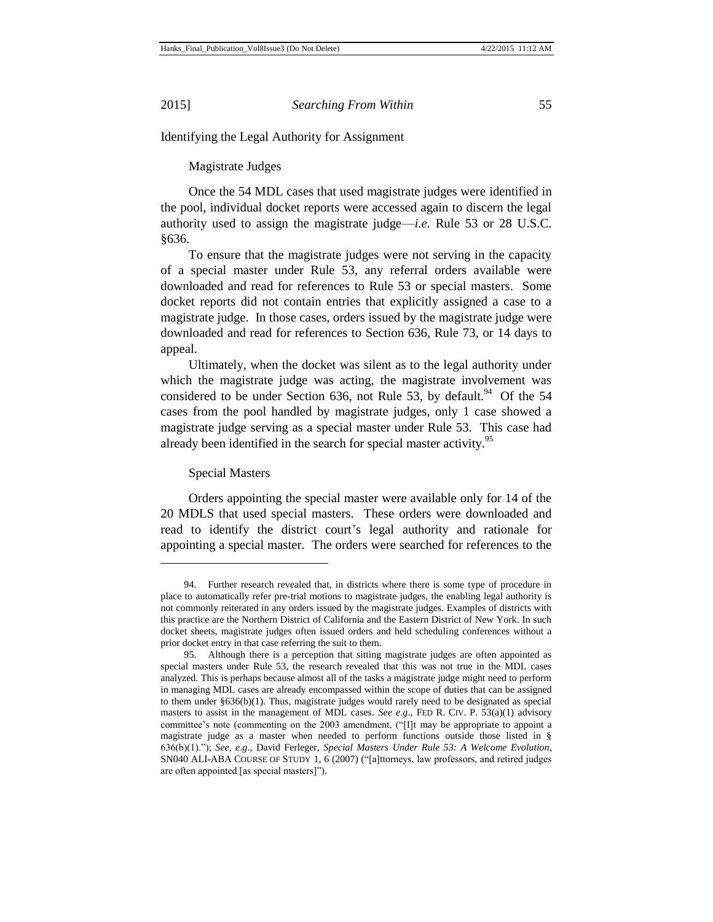### Identifying the Legal Authority for Assignment

#### Magistrate Judges

Once the 54 MDL cases that used magistrate judges were identified in the pool, individual docket reports were accessed again to discern the legal authority used to assign the magistrate judge—*i.e.* Rule 53 or 28 U.S.C. §636.

To ensure that the magistrate judges were not serving in the capacity of a special master under Rule 53, any referral orders available were downloaded and read for references to Rule 53 or special masters. Some docket reports did not contain entries that explicitly assigned a case to a magistrate judge. In those cases, orders issued by the magistrate judge were downloaded and read for references to Section 636, Rule 73, or 14 days to appeal.

Ultimately, when the docket was silent as to the legal authority under which the magistrate judge was acting, the magistrate involvement was considered to be under Section 636, not Rule 53, by default.[94] Of the 54 cases from the pool handled by magistrate judges, only 1 case showed a magistrate judge serving as a special master under Rule 53. This case had already been identified in the search for special master activity.[95]

#### Special Masters

Orders appointing the special master were available only for 14 of the 20 MDLS that used special masters. These orders were downloaded and read to identify the district court's legal authority and rationale for appointing a special master. The orders were searched for references to the

---

94. Further research revealed that, in districts where there is some type of procedure in place to automatically refer pre-trial motions to magistrate judges, the enabling legal authority is not commonly reiterated in any orders issued by the magistrate judges. Examples of districts with this practice are the Northern District of California and the Eastern District of New York. In such docket sheets, magistrate judges often issued orders and held scheduling conferences without a prior docket entry in that case referring the suit to them.

95. Although there is a perception that sitting magistrate judges are often appointed as special masters under Rule 53, the research revealed that this was not true in the MDL cases analyzed. This is perhaps because almost all of the tasks a magistrate judge might need to perform in managing MDL cases are already encompassed within the scope of duties that can be assigned to them under §636(b)(1). Thus, magistrate judges would rarely need to be designated as special masters to assist in the management of MDL cases. *See e.g.*, FED R. CIV. P. 53(a)(1) advisory committee's note (commenting on the 2003 amendment, ("[I]t may be appropriate to appoint a magistrate judge as a master when needed to perform functions outside those listed in § 636(b)(1)."); *See, e.g.*, David Ferleger, *Special Masters Under Rule 53: A Welcome Evolution*, SN040 ALI-ABA COURSE OF STUDY 1, 6 (2007) ("[a]ttorneys, law professors, and retired judges are often appointed [as special masters]").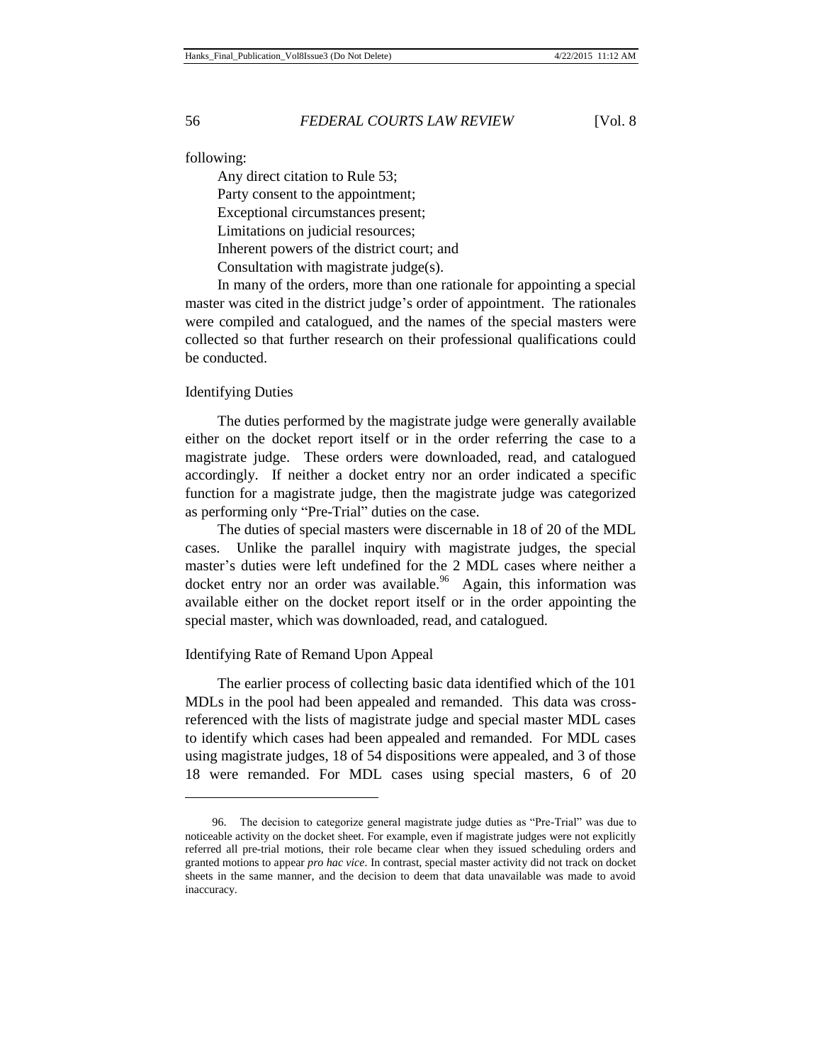following:

Any direct citation to Rule 53;

Party consent to the appointment;

Exceptional circumstances present;

Limitations on judicial resources;

Inherent powers of the district court; and

Consultation with magistrate judge(s).

In many of the orders, more than one rationale for appointing a special master was cited in the district judge's order of appointment. The rationales were compiled and catalogued, and the names of the special masters were collected so that further research on their professional qualifications could be conducted.

### Identifying Duties

The duties performed by the magistrate judge were generally available either on the docket report itself or in the order referring the case to a magistrate judge. These orders were downloaded, read, and catalogued accordingly. If neither a docket entry nor an order indicated a specific function for a magistrate judge, then the magistrate judge was categorized as performing only "Pre-Trial" duties on the case.

The duties of special masters were discernable in 18 of 20 of the MDL cases. Unlike the parallel inquiry with magistrate judges, the special master's duties were left undefined for the 2 MDL cases where neither a docket entry nor an order was available.[96] Again, this information was available either on the docket report itself or in the order appointing the special master, which was downloaded, read, and catalogued.

### Identifying Rate of Remand Upon Appeal

The earlier process of collecting basic data identified which of the 101 MDLs in the pool had been appealed and remanded. This data was cross-referenced with the lists of magistrate judge and special master MDL cases to identify which cases had been appealed and remanded. For MDL cases using magistrate judges, 18 of 54 dispositions were appealed, and 3 of those 18 were remanded. For MDL cases using special masters, 6 of 20

---

96. The decision to categorize general magistrate judge duties as "Pre-Trial" was due to noticeable activity on the docket sheet. For example, even if magistrate judges were not explicitly referred all pre-trial motions, their role became clear when they issued scheduling orders and granted motions to appear *pro hac vice*. In contrast, special master activity did not track on docket sheets in the same manner, and the decision to deem that data unavailable was made to avoid inaccuracy.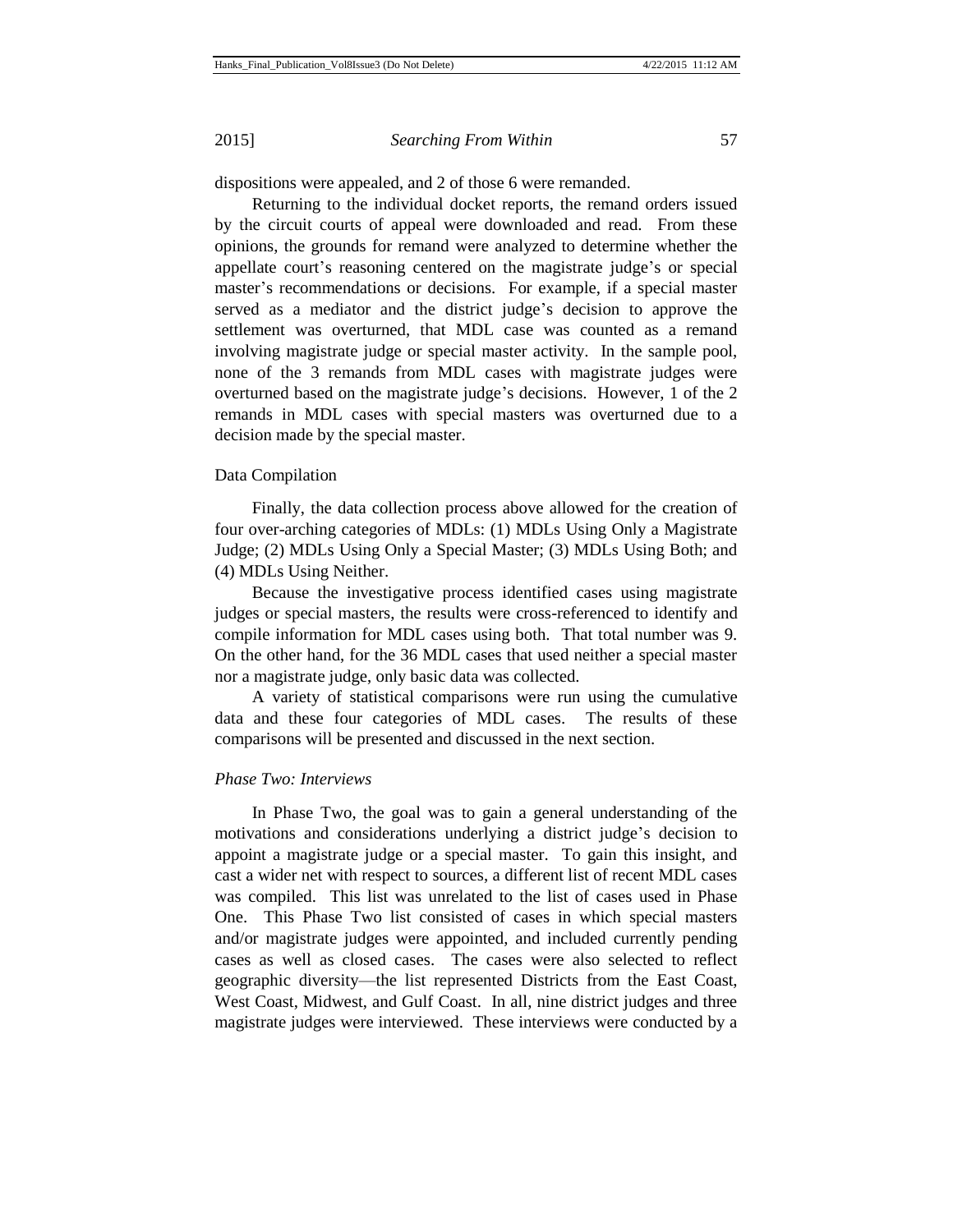dispositions were appealed, and 2 of those 6 were remanded.

Returning to the individual docket reports, the remand orders issued by the circuit courts of appeal were downloaded and read. From these opinions, the grounds for remand were analyzed to determine whether the appellate court's reasoning centered on the magistrate judge's or special master's recommendations or decisions. For example, if a special master served as a mediator and the district judge's decision to approve the settlement was overturned, that MDL case was counted as a remand involving magistrate judge or special master activity. In the sample pool, none of the 3 remands from MDL cases with magistrate judges were overturned based on the magistrate judge's decisions. However, 1 of the 2 remands in MDL cases with special masters was overturned due to a decision made by the special master.

Data Compilation

Finally, the data collection process above allowed for the creation of four over-arching categories of MDLs: (1) MDLs Using Only a Magistrate Judge; (2) MDLs Using Only a Special Master; (3) MDLs Using Both; and (4) MDLs Using Neither.

Because the investigative process identified cases using magistrate judges or special masters, the results were cross-referenced to identify and compile information for MDL cases using both. That total number was 9. On the other hand, for the 36 MDL cases that used neither a special master nor a magistrate judge, only basic data was collected.

A variety of statistical comparisons were run using the cumulative data and these four categories of MDL cases. The results of these comparisons will be presented and discussed in the next section.

*Phase Two: Interviews*

In Phase Two, the goal was to gain a general understanding of the motivations and considerations underlying a district judge's decision to appoint a magistrate judge or a special master. To gain this insight, and cast a wider net with respect to sources, a different list of recent MDL cases was compiled. This list was unrelated to the list of cases used in Phase One. This Phase Two list consisted of cases in which special masters and/or magistrate judges were appointed, and included currently pending cases as well as closed cases. The cases were also selected to reflect geographic diversity—the list represented Districts from the East Coast, West Coast, Midwest, and Gulf Coast. In all, nine district judges and three magistrate judges were interviewed. These interviews were conducted by a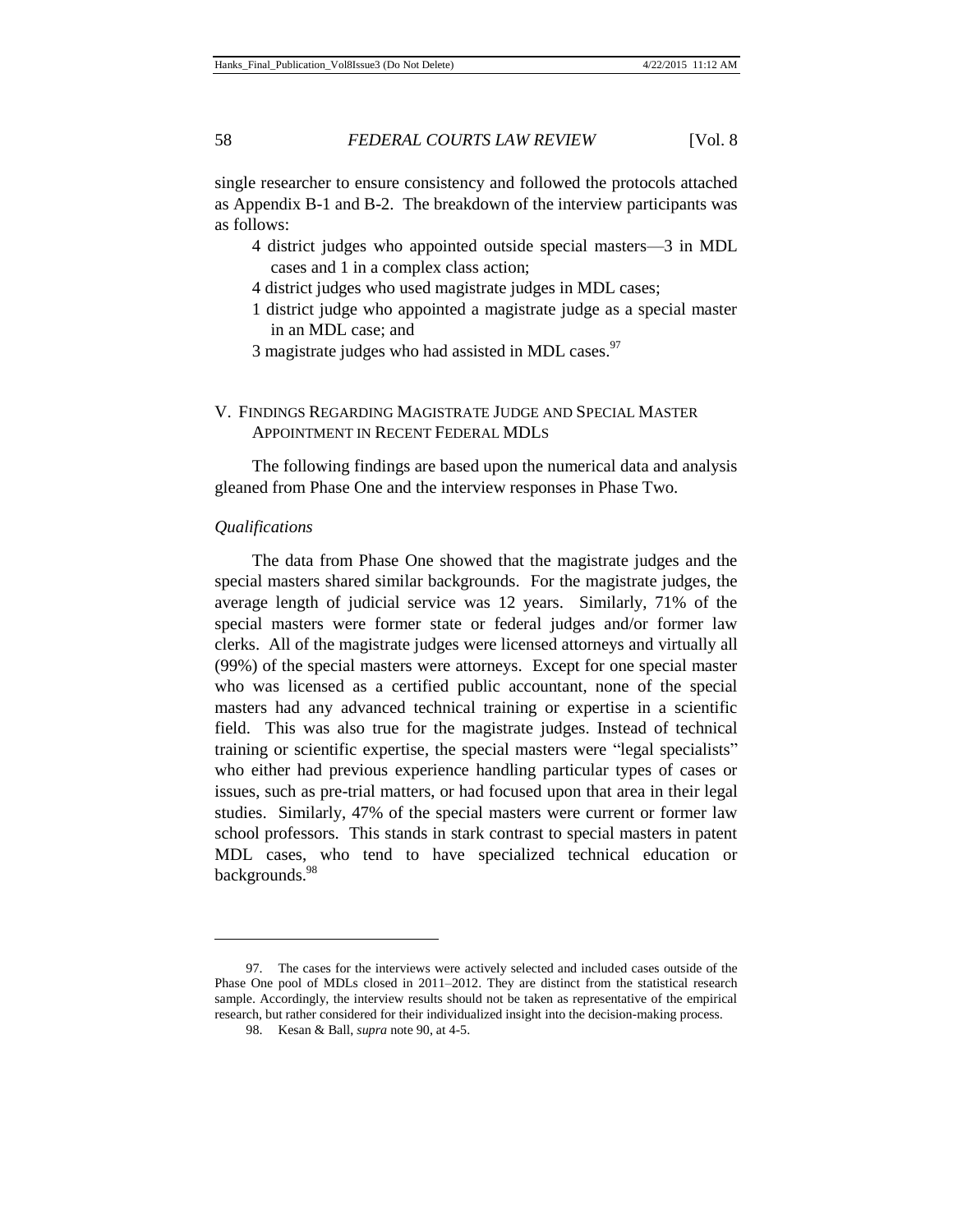single researcher to ensure consistency and followed the protocols attached as Appendix B-1 and B-2. The breakdown of the interview participants was as follows:

- 4 district judges who appointed outside special masters—3 in MDL cases and 1 in a complex class action;
- 4 district judges who used magistrate judges in MDL cases;
- 1 district judge who appointed a magistrate judge as a special master in an MDL case; and
- 3 magistrate judges who had assisted in MDL cases.[97]

## V. Findings Regarding Magistrate Judge and Special Master Appointment in Recent Federal MDLs

The following findings are based upon the numerical data and analysis gleaned from Phase One and the interview responses in Phase Two.

### *Qualifications*

The data from Phase One showed that the magistrate judges and the special masters shared similar backgrounds. For the magistrate judges, the average length of judicial service was 12 years. Similarly, 71% of the special masters were former state or federal judges and/or former law clerks. All of the magistrate judges were licensed attorneys and virtually all (99%) of the special masters were attorneys. Except for one special master who was licensed as a certified public accountant, none of the special masters had any advanced technical training or expertise in a scientific field. This was also true for the magistrate judges. Instead of technical training or scientific expertise, the special masters were "legal specialists" who either had previous experience handling particular types of cases or issues, such as pre-trial matters, or had focused upon that area in their legal studies. Similarly, 47% of the special masters were current or former law school professors. This stands in stark contrast to special masters in patent MDL cases, who tend to have specialized technical education or backgrounds.[98]

---

97. The cases for the interviews were actively selected and included cases outside of the Phase One pool of MDLs closed in 2011–2012. They are distinct from the statistical research sample. Accordingly, the interview results should not be taken as representative of the empirical research, but rather considered for their individualized insight into the decision-making process.

98. Kesan & Ball, *supra* note 90, at 4-5.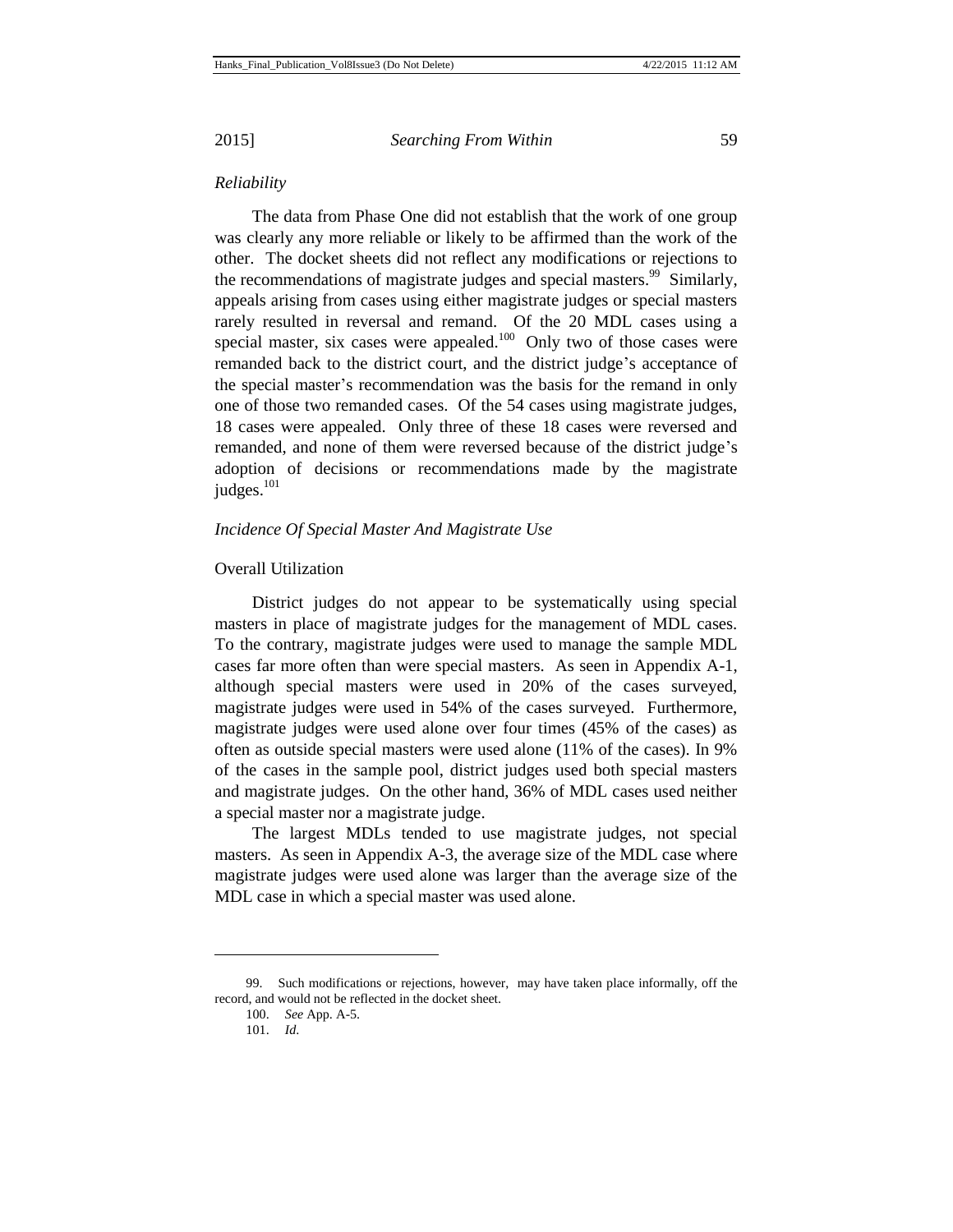*Reliability*

The data from Phase One did not establish that the work of one group was clearly any more reliable or likely to be affirmed than the work of the other. The docket sheets did not reflect any modifications or rejections to the recommendations of magistrate judges and special masters.[99] Similarly, appeals arising from cases using either magistrate judges or special masters rarely resulted in reversal and remand. Of the 20 MDL cases using a special master, six cases were appealed.[100] Only two of those cases were remanded back to the district court, and the district judge's acceptance of the special master's recommendation was the basis for the remand in only one of those two remanded cases. Of the 54 cases using magistrate judges, 18 cases were appealed. Only three of these 18 cases were reversed and remanded, and none of them were reversed because of the district judge's adoption of decisions or recommendations made by the magistrate judges.[101]

*Incidence Of Special Master And Magistrate Use*

Overall Utilization

District judges do not appear to be systematically using special masters in place of magistrate judges for the management of MDL cases. To the contrary, magistrate judges were used to manage the sample MDL cases far more often than were special masters. As seen in Appendix A-1, although special masters were used in 20% of the cases surveyed, magistrate judges were used in 54% of the cases surveyed. Furthermore, magistrate judges were used alone over four times (45% of the cases) as often as outside special masters were used alone (11% of the cases). In 9% of the cases in the sample pool, district judges used both special masters and magistrate judges. On the other hand, 36% of MDL cases used neither a special master nor a magistrate judge.

The largest MDLs tended to use magistrate judges, not special masters. As seen in Appendix A-3, the average size of the MDL case where magistrate judges were used alone was larger than the average size of the MDL case in which a special master was used alone.

---

99. Such modifications or rejections, however, may have taken place informally, off the record, and would not be reflected in the docket sheet.

100. *See* App. A-5.

101. *Id.*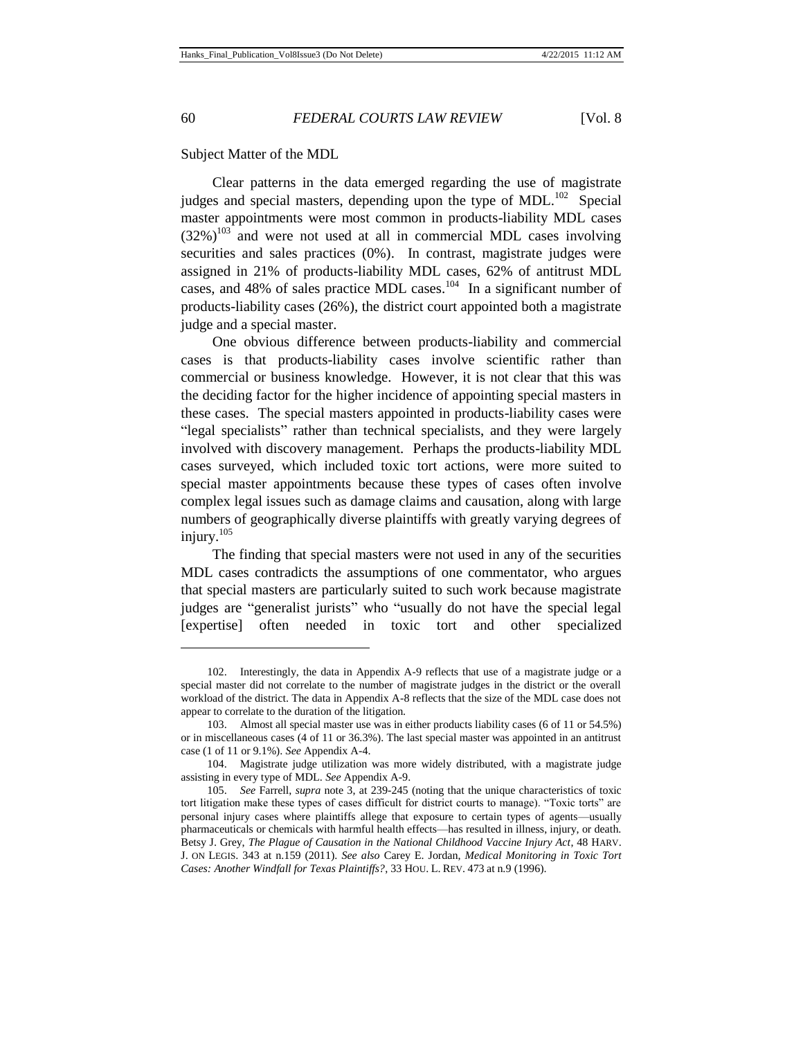Subject Matter of the MDL

Clear patterns in the data emerged regarding the use of magistrate judges and special masters, depending upon the type of MDL.[102] Special master appointments were most common in products-liability MDL cases (32%)[103] and were not used at all in commercial MDL cases involving securities and sales practices (0%). In contrast, magistrate judges were assigned in 21% of products-liability MDL cases, 62% of antitrust MDL cases, and 48% of sales practice MDL cases.[104] In a significant number of products-liability cases (26%), the district court appointed both a magistrate judge and a special master.

One obvious difference between products-liability and commercial cases is that products-liability cases involve scientific rather than commercial or business knowledge. However, it is not clear that this was the deciding factor for the higher incidence of appointing special masters in these cases. The special masters appointed in products-liability cases were "legal specialists" rather than technical specialists, and they were largely involved with discovery management. Perhaps the products-liability MDL cases surveyed, which included toxic tort actions, were more suited to special master appointments because these types of cases often involve complex legal issues such as damage claims and causation, along with large numbers of geographically diverse plaintiffs with greatly varying degrees of injury.[105]

The finding that special masters were not used in any of the securities MDL cases contradicts the assumptions of one commentator, who argues that special masters are particularly suited to such work because magistrate judges are "generalist jurists" who "usually do not have the special legal [expertise] often needed in toxic tort and other specialized

---

102. Interestingly, the data in Appendix A-9 reflects that use of a magistrate judge or a special master did not correlate to the number of magistrate judges in the district or the overall workload of the district. The data in Appendix A-8 reflects that the size of the MDL case does not appear to correlate to the duration of the litigation.

103. Almost all special master use was in either products liability cases (6 of 11 or 54.5%) or in miscellaneous cases (4 of 11 or 36.3%). The last special master was appointed in an antitrust case (1 of 11 or 9.1%). *See* Appendix A-4.

104. Magistrate judge utilization was more widely distributed, with a magistrate judge assisting in every type of MDL. *See* Appendix A-9.

105. *See* Farrell, *supra* note 3, at 239-245 (noting that the unique characteristics of toxic tort litigation make these types of cases difficult for district courts to manage). "Toxic torts" are personal injury cases where plaintiffs allege that exposure to certain types of agents—usually pharmaceuticals or chemicals with harmful health effects—has resulted in illness, injury, or death. Betsy J. Grey, *The Plague of Causation in the National Childhood Vaccine Injury Act*, 48 HARV. J. ON LEGIS. 343 at n.159 (2011). *See also* Carey E. Jordan, *Medical Monitoring in Toxic Tort Cases: Another Windfall for Texas Plaintiffs?*, 33 HOU. L. REV. 473 at n.9 (1996).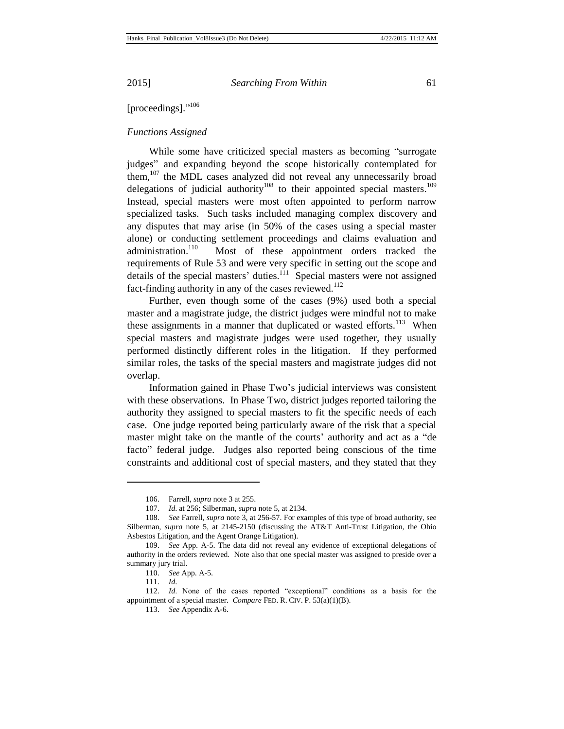[proceedings]."[106]

*Functions Assigned*

While some have criticized special masters as becoming "surrogate judges" and expanding beyond the scope historically contemplated for them,[107] the MDL cases analyzed did not reveal any unnecessarily broad delegations of judicial authority[108] to their appointed special masters.[109] Instead, special masters were most often appointed to perform narrow specialized tasks. Such tasks included managing complex discovery and any disputes that may arise (in 50% of the cases using a special master alone) or conducting settlement proceedings and claims evaluation and administration.[110] Most of these appointment orders tracked the requirements of Rule 53 and were very specific in setting out the scope and details of the special masters' duties.[111] Special masters were not assigned fact-finding authority in any of the cases reviewed.[112]

Further, even though some of the cases (9%) used both a special master and a magistrate judge, the district judges were mindful not to make these assignments in a manner that duplicated or wasted efforts.[113] When special masters and magistrate judges were used together, they usually performed distinctly different roles in the litigation. If they performed similar roles, the tasks of the special masters and magistrate judges did not overlap.

Information gained in Phase Two's judicial interviews was consistent with these observations. In Phase Two, district judges reported tailoring the authority they assigned to special masters to fit the specific needs of each case. One judge reported being particularly aware of the risk that a special master might take on the mantle of the courts' authority and act as a "de facto" federal judge. Judges also reported being conscious of the time constraints and additional cost of special masters, and they stated that they

---

106. Farrell, *supra* note 3 at 255.

107. *Id.* at 256; Silberman, *supra* note 5, at 2134.

108. *See* Farrell, *supra* note 3, at 256-57. For examples of this type of broad authority, see Silberman, *supra* note 5, at 2145-2150 (discussing the AT&T Anti-Trust Litigation, the Ohio Asbestos Litigation, and the Agent Orange Litigation).

109. *See* App. A-5. The data did not reveal any evidence of exceptional delegations of authority in the orders reviewed. Note also that one special master was assigned to preside over a summary jury trial.

110. *See* App. A-5.

111. *Id.*

112. *Id.* None of the cases reported "exceptional" conditions as a basis for the appointment of a special master. *Compare* FED. R. CIV. P. 53(a)(1)(B).

113. *See* Appendix A-6.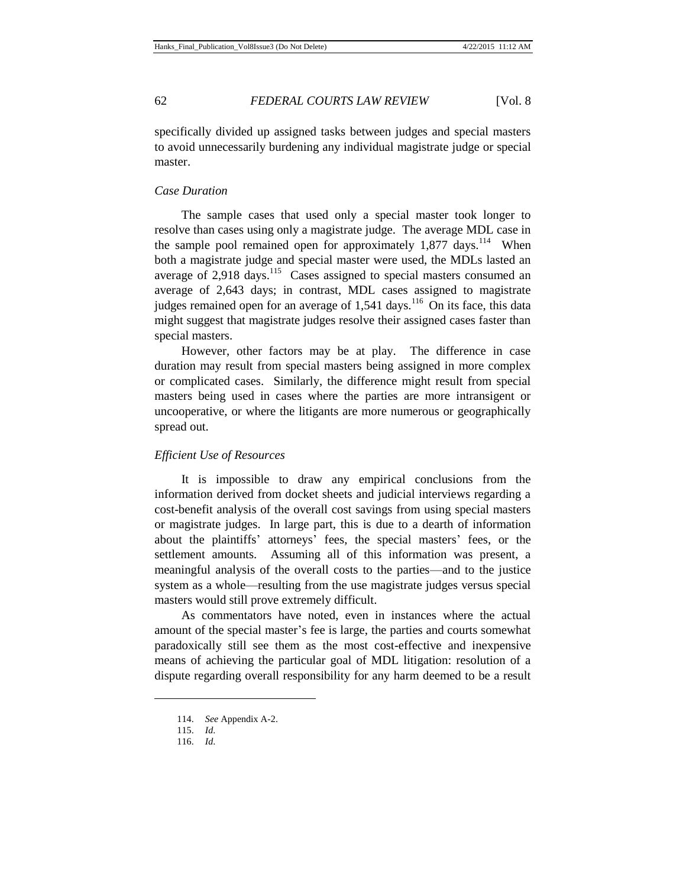specifically divided up assigned tasks between judges and special masters to avoid unnecessarily burdening any individual magistrate judge or special master.

*Case Duration*

The sample cases that used only a special master took longer to resolve than cases using only a magistrate judge. The average MDL case in the sample pool remained open for approximately 1,877 days.[114] When both a magistrate judge and special master were used, the MDLs lasted an average of 2,918 days.[115] Cases assigned to special masters consumed an average of 2,643 days; in contrast, MDL cases assigned to magistrate judges remained open for an average of 1,541 days.[116] On its face, this data might suggest that magistrate judges resolve their assigned cases faster than special masters.

However, other factors may be at play. The difference in case duration may result from special masters being assigned in more complex or complicated cases. Similarly, the difference might result from special masters being used in cases where the parties are more intransigent or uncooperative, or where the litigants are more numerous or geographically spread out.

*Efficient Use of Resources*

It is impossible to draw any empirical conclusions from the information derived from docket sheets and judicial interviews regarding a cost-benefit analysis of the overall cost savings from using special masters or magistrate judges. In large part, this is due to a dearth of information about the plaintiffs' attorneys' fees, the special masters' fees, or the settlement amounts. Assuming all of this information was present, a meaningful analysis of the overall costs to the parties—and to the justice system as a whole—resulting from the use magistrate judges versus special masters would still prove extremely difficult.

As commentators have noted, even in instances where the actual amount of the special master's fee is large, the parties and courts somewhat paradoxically still see them as the most cost-effective and inexpensive means of achieving the particular goal of MDL litigation: resolution of a dispute regarding overall responsibility for any harm deemed to be a result

114. *See* Appendix A-2.

115. *Id.*

116. *Id.*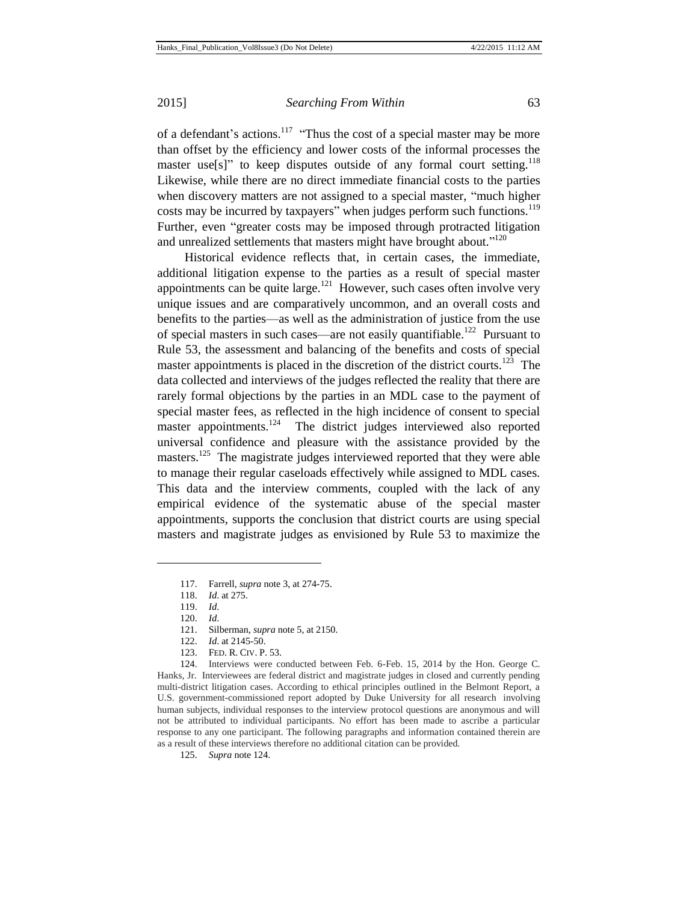of a defendant's actions.[117] "Thus the cost of a special master may be more than offset by the efficiency and lower costs of the informal processes the master use[s]" to keep disputes outside of any formal court setting.[118] Likewise, while there are no direct immediate financial costs to the parties when discovery matters are not assigned to a special master, "much higher costs may be incurred by taxpayers" when judges perform such functions.[119] Further, even "greater costs may be imposed through protracted litigation and unrealized settlements that masters might have brought about."[120]

Historical evidence reflects that, in certain cases, the immediate, additional litigation expense to the parties as a result of special master appointments can be quite large.[121] However, such cases often involve very unique issues and are comparatively uncommon, and an overall costs and benefits to the parties—as well as the administration of justice from the use of special masters in such cases—are not easily quantifiable.[122] Pursuant to Rule 53, the assessment and balancing of the benefits and costs of special master appointments is placed in the discretion of the district courts.[123] The data collected and interviews of the judges reflected the reality that there are rarely formal objections by the parties in an MDL case to the payment of special master fees, as reflected in the high incidence of consent to special master appointments.[124] The district judges interviewed also reported universal confidence and pleasure with the assistance provided by the masters.[125] The magistrate judges interviewed reported that they were able to manage their regular caseloads effectively while assigned to MDL cases. This data and the interview comments, coupled with the lack of any empirical evidence of the systematic abuse of the special master appointments, supports the conclusion that district courts are using special masters and magistrate judges as envisioned by Rule 53 to maximize the

---

117. Farrell, *supra* note 3, at 274-75.

118. *Id.* at 275.

119. *Id.*

120. *Id.*

121. Silberman, *supra* note 5, at 2150.

122. *Id.* at 2145-50.

123. FED. R. CIV. P. 53.

124. Interviews were conducted between Feb. 6-Feb. 15, 2014 by the Hon. George C. Hanks, Jr. Interviewees are federal district and magistrate judges in closed and currently pending multi-district litigation cases. According to ethical principles outlined in the Belmont Report, a U.S. government-commissioned report adopted by Duke University for all research involving human subjects, individual responses to the interview protocol questions are anonymous and will not be attributed to individual participants. No effort has been made to ascribe a particular response to any one participant. The following paragraphs and information contained therein are as a result of these interviews therefore no additional citation can be provided.

125. *Supra* note 124.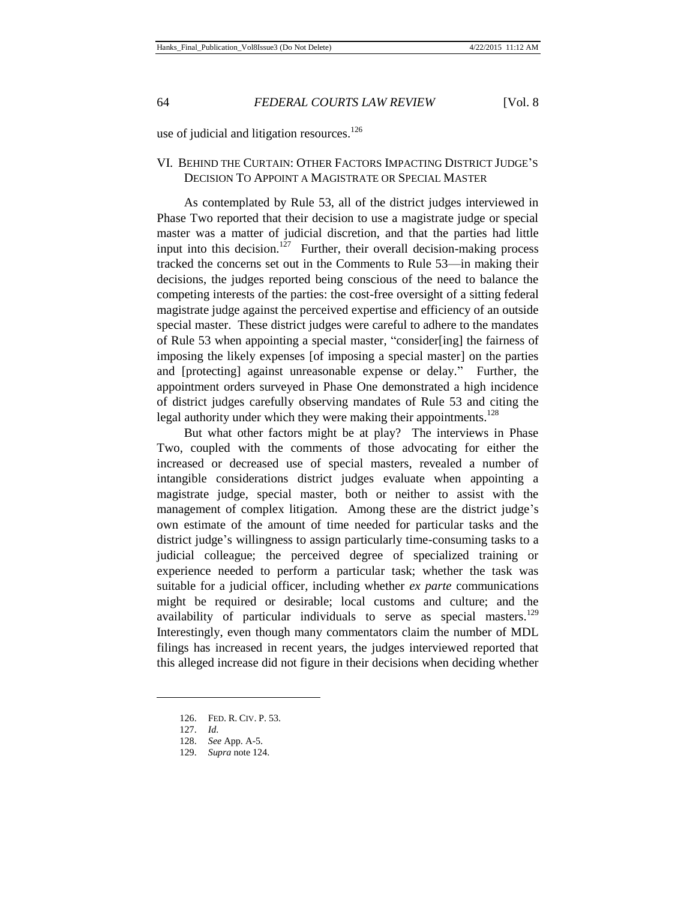use of judicial and litigation resources.[126]

## VI. Behind the Curtain: Other Factors Impacting District Judge's Decision To Appoint a Magistrate or Special Master

As contemplated by Rule 53, all of the district judges interviewed in Phase Two reported that their decision to use a magistrate judge or special master was a matter of judicial discretion, and that the parties had little input into this decision.[127] Further, their overall decision-making process tracked the concerns set out in the Comments to Rule 53—in making their decisions, the judges reported being conscious of the need to balance the competing interests of the parties: the cost-free oversight of a sitting federal magistrate judge against the perceived expertise and efficiency of an outside special master. These district judges were careful to adhere to the mandates of Rule 53 when appointing a special master, "consider[ing] the fairness of imposing the likely expenses [of imposing a special master] on the parties and [protecting] against unreasonable expense or delay." Further, the appointment orders surveyed in Phase One demonstrated a high incidence of district judges carefully observing mandates of Rule 53 and citing the legal authority under which they were making their appointments.[128]

But what other factors might be at play? The interviews in Phase Two, coupled with the comments of those advocating for either the increased or decreased use of special masters, revealed a number of intangible considerations district judges evaluate when appointing a magistrate judge, special master, both or neither to assist with the management of complex litigation. Among these are the district judge's own estimate of the amount of time needed for particular tasks and the district judge's willingness to assign particularly time-consuming tasks to a judicial colleague; the perceived degree of specialized training or experience needed to perform a particular task; whether the task was suitable for a judicial officer, including whether *ex parte* communications might be required or desirable; local customs and culture; and the availability of particular individuals to serve as special masters.[129] Interestingly, even though many commentators claim the number of MDL filings has increased in recent years, the judges interviewed reported that this alleged increase did not figure in their decisions when deciding whether

---

126. Fed. R. Civ. P. 53.

127. *Id.*

128. *See* App. A-5.

129. *Supra* note 124.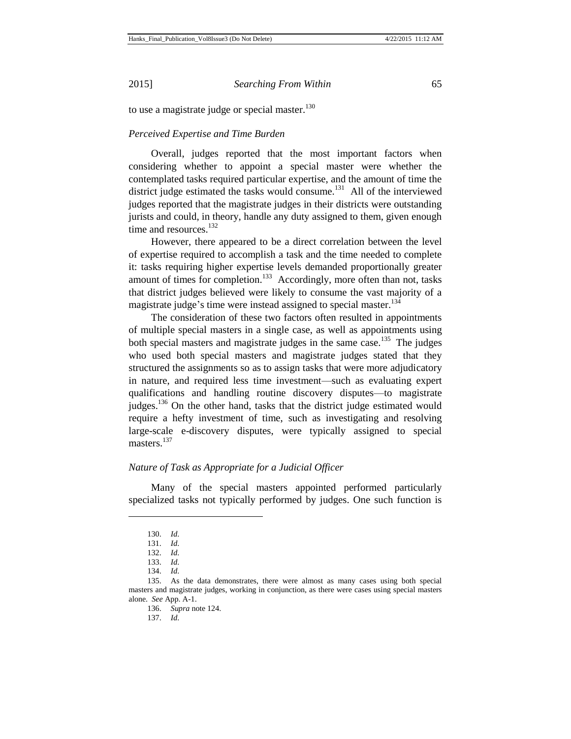to use a magistrate judge or special master.[130]

*Perceived Expertise and Time Burden*

Overall, judges reported that the most important factors when considering whether to appoint a special master were whether the contemplated tasks required particular expertise, and the amount of time the district judge estimated the tasks would consume.[131] All of the interviewed judges reported that the magistrate judges in their districts were outstanding jurists and could, in theory, handle any duty assigned to them, given enough time and resources.[132]

However, there appeared to be a direct correlation between the level of expertise required to accomplish a task and the time needed to complete it: tasks requiring higher expertise levels demanded proportionally greater amount of times for completion.[133] Accordingly, more often than not, tasks that district judges believed were likely to consume the vast majority of a magistrate judge's time were instead assigned to special master.[134]

The consideration of these two factors often resulted in appointments of multiple special masters in a single case, as well as appointments using both special masters and magistrate judges in the same case.[135] The judges who used both special masters and magistrate judges stated that they structured the assignments so as to assign tasks that were more adjudicatory in nature, and required less time investment—such as evaluating expert qualifications and handling routine discovery disputes—to magistrate judges.[136] On the other hand, tasks that the district judge estimated would require a hefty investment of time, such as investigating and resolving large-scale e-discovery disputes, were typically assigned to special masters.[137]

*Nature of Task as Appropriate for a Judicial Officer*

Many of the special masters appointed performed particularly specialized tasks not typically performed by judges. One such function is

---

130. *Id.*

131. *Id.*

132. *Id.*

133. *Id.*

134. *Id.*

135. As the data demonstrates, there were almost as many cases using both special masters and magistrate judges, working in conjunction, as there were cases using special masters alone. *See* App. A-1.

136. *Supra* note 124.

137. *Id.*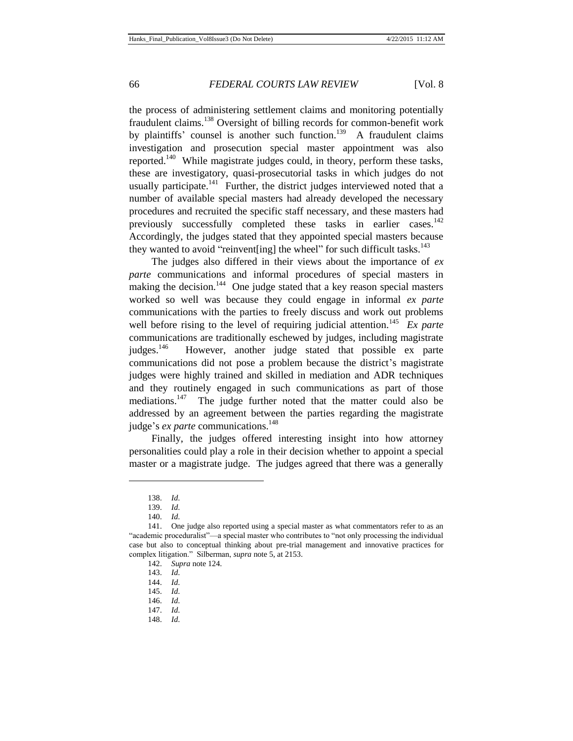the process of administering settlement claims and monitoring potentially fraudulent claims.[138] Oversight of billing records for common-benefit work by plaintiffs' counsel is another such function.[139] A fraudulent claims investigation and prosecution special master appointment was also reported.[140] While magistrate judges could, in theory, perform these tasks, these are investigatory, quasi-prosecutorial tasks in which judges do not usually participate.[141] Further, the district judges interviewed noted that a number of available special masters had already developed the necessary procedures and recruited the specific staff necessary, and these masters had previously successfully completed these tasks in earlier cases.[142] Accordingly, the judges stated that they appointed special masters because they wanted to avoid "reinvent[ing] the wheel" for such difficult tasks.[143]

The judges also differed in their views about the importance of *ex parte* communications and informal procedures of special masters in making the decision.[144] One judge stated that a key reason special masters worked so well was because they could engage in informal *ex parte* communications with the parties to freely discuss and work out problems well before rising to the level of requiring judicial attention.[145] *Ex parte* communications are traditionally eschewed by judges, including magistrate judges.[146] However, another judge stated that possible ex parte communications did not pose a problem because the district's magistrate judges were highly trained and skilled in mediation and ADR techniques and they routinely engaged in such communications as part of those mediations.[147] The judge further noted that the matter could also be addressed by an agreement between the parties regarding the magistrate judge's *ex parte* communications.[148]

Finally, the judges offered interesting insight into how attorney personalities could play a role in their decision whether to appoint a special master or a magistrate judge. The judges agreed that there was a generally

---

138. *Id.*

139. *Id.*

140. *Id.*

141. One judge also reported using a special master as what commentators refer to as an "academic proceduralist"—a special master who contributes to "not only processing the individual case but also to conceptual thinking about pre-trial management and innovative practices for complex litigation." Silberman, *supra* note 5, at 2153.

142. *Supra* note 124.

143. *Id.*

144. *Id.*

145. *Id.*

146. *Id.*

147. *Id.*

148. *Id.*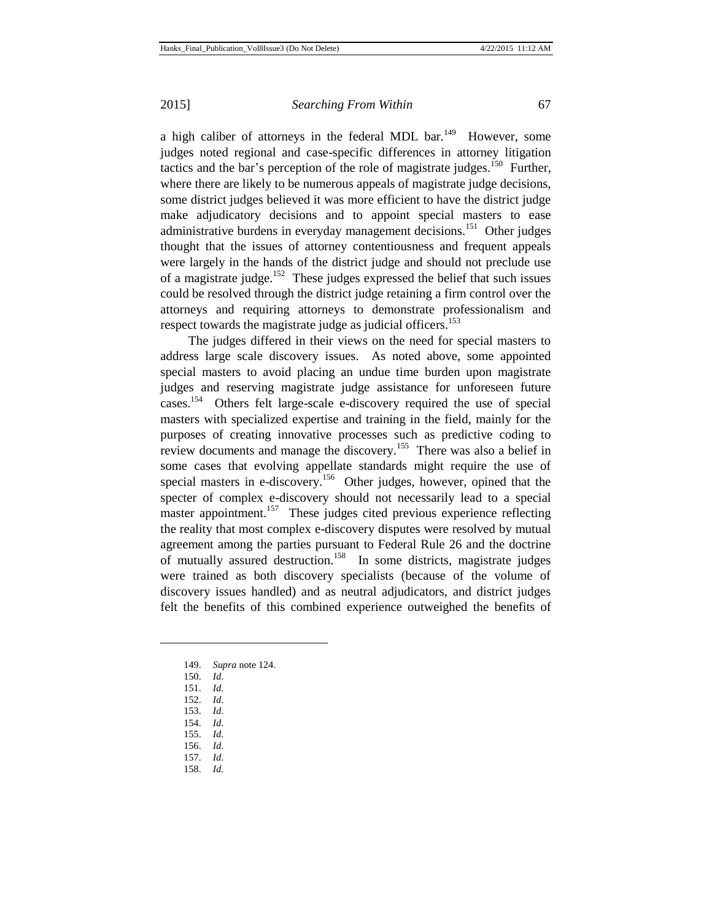a high caliber of attorneys in the federal MDL bar.[149] However, some judges noted regional and case-specific differences in attorney litigation tactics and the bar's perception of the role of magistrate judges.[150] Further, where there are likely to be numerous appeals of magistrate judge decisions, some district judges believed it was more efficient to have the district judge make adjudicatory decisions and to appoint special masters to ease administrative burdens in everyday management decisions.[151] Other judges thought that the issues of attorney contentiousness and frequent appeals were largely in the hands of the district judge and should not preclude use of a magistrate judge.[152] These judges expressed the belief that such issues could be resolved through the district judge retaining a firm control over the attorneys and requiring attorneys to demonstrate professionalism and respect towards the magistrate judge as judicial officers.[153]

The judges differed in their views on the need for special masters to address large scale discovery issues. As noted above, some appointed special masters to avoid placing an undue time burden upon magistrate judges and reserving magistrate judge assistance for unforeseen future cases.[154] Others felt large-scale e-discovery required the use of special masters with specialized expertise and training in the field, mainly for the purposes of creating innovative processes such as predictive coding to review documents and manage the discovery.[155] There was also a belief in some cases that evolving appellate standards might require the use of special masters in e-discovery.[156] Other judges, however, opined that the specter of complex e-discovery should not necessarily lead to a special master appointment.[157] These judges cited previous experience reflecting the reality that most complex e-discovery disputes were resolved by mutual agreement among the parties pursuant to Federal Rule 26 and the doctrine of mutually assured destruction.[158] In some districts, magistrate judges were trained as both discovery specialists (because of the volume of discovery issues handled) and as neutral adjudicators, and district judges felt the benefits of this combined experience outweighed the benefits of

---

149. *Supra* note 124.
150. *Id.*
151. *Id.*
152. *Id.*
153. *Id.*
154. *Id.*
155. *Id.*
156. *Id.*
157. *Id.*
158. *Id.*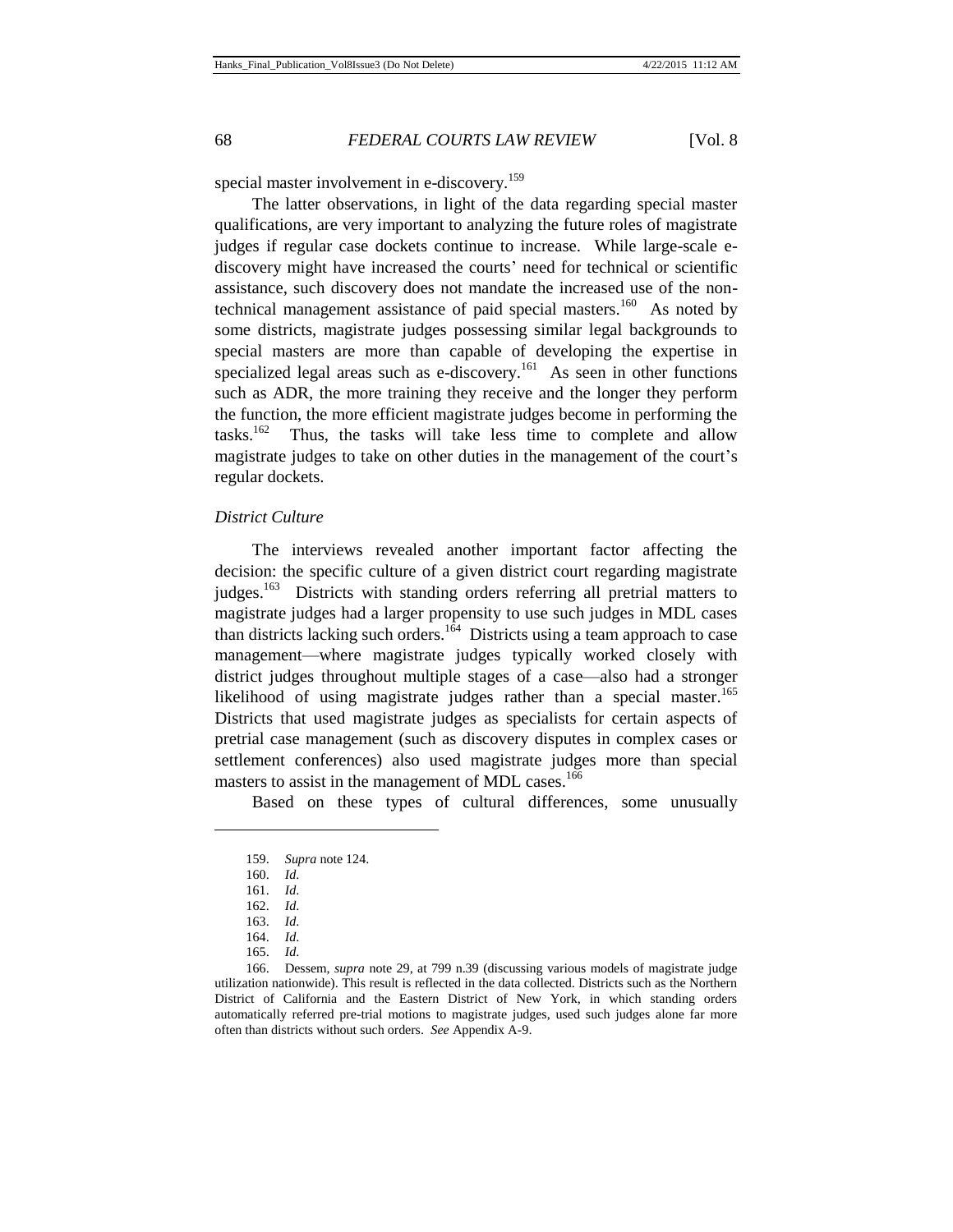special master involvement in e-discovery.[159]

The latter observations, in light of the data regarding special master qualifications, are very important to analyzing the future roles of magistrate judges if regular case dockets continue to increase. While large-scale e-discovery might have increased the courts' need for technical or scientific assistance, such discovery does not mandate the increased use of the non-technical management assistance of paid special masters.[160] As noted by some districts, magistrate judges possessing similar legal backgrounds to special masters are more than capable of developing the expertise in specialized legal areas such as e-discovery.[161] As seen in other functions such as ADR, the more training they receive and the longer they perform the function, the more efficient magistrate judges become in performing the tasks.[162] Thus, the tasks will take less time to complete and allow magistrate judges to take on other duties in the management of the court's regular dockets.

*District Culture*

The interviews revealed another important factor affecting the decision: the specific culture of a given district court regarding magistrate judges.[163] Districts with standing orders referring all pretrial matters to magistrate judges had a larger propensity to use such judges in MDL cases than districts lacking such orders.[164] Districts using a team approach to case management—where magistrate judges typically worked closely with district judges throughout multiple stages of a case—also had a stronger likelihood of using magistrate judges rather than a special master.[165] Districts that used magistrate judges as specialists for certain aspects of pretrial case management (such as discovery disputes in complex cases or settlement conferences) also used magistrate judges more than special masters to assist in the management of MDL cases.[166]

Based on these types of cultural differences, some unusually

---

159. *Supra* note 124.

160. *Id.*

161. *Id.*

162. *Id.*

163. *Id.*

164. *Id.*

165. *Id.*

166. Dessem, *supra* note 29, at 799 n.39 (discussing various models of magistrate judge utilization nationwide). This result is reflected in the data collected. Districts such as the Northern District of California and the Eastern District of New York, in which standing orders automatically referred pre-trial motions to magistrate judges, used such judges alone far more often than districts without such orders. *See* Appendix A-9.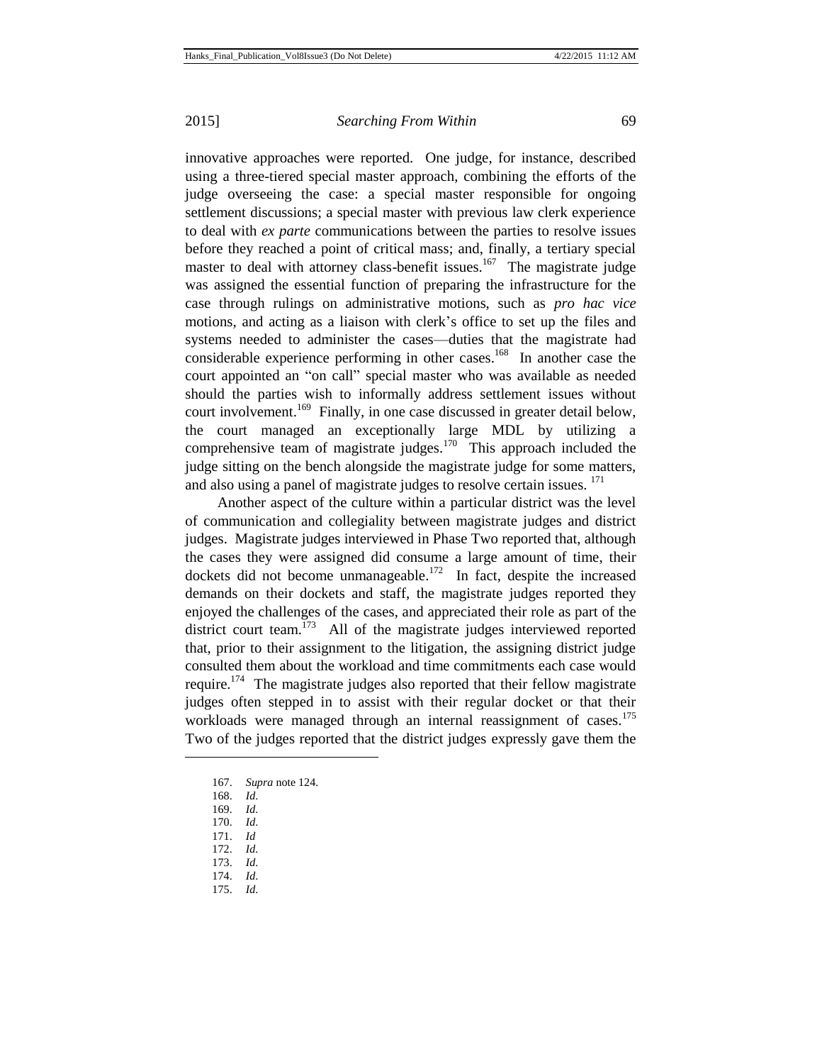innovative approaches were reported. One judge, for instance, described using a three-tiered special master approach, combining the efforts of the judge overseeing the case: a special master responsible for ongoing settlement discussions; a special master with previous law clerk experience to deal with *ex parte* communications between the parties to resolve issues before they reached a point of critical mass; and, finally, a tertiary special master to deal with attorney class-benefit issues.[167] The magistrate judge was assigned the essential function of preparing the infrastructure for the case through rulings on administrative motions, such as *pro hac vice* motions, and acting as a liaison with clerk's office to set up the files and systems needed to administer the cases—duties that the magistrate had considerable experience performing in other cases.[168] In another case the court appointed an "on call" special master who was available as needed should the parties wish to informally address settlement issues without court involvement.[169] Finally, in one case discussed in greater detail below, the court managed an exceptionally large MDL by utilizing a comprehensive team of magistrate judges.[170] This approach included the judge sitting on the bench alongside the magistrate judge for some matters, and also using a panel of magistrate judges to resolve certain issues.[171]

Another aspect of the culture within a particular district was the level of communication and collegiality between magistrate judges and district judges. Magistrate judges interviewed in Phase Two reported that, although the cases they were assigned did consume a large amount of time, their dockets did not become unmanageable.[172] In fact, despite the increased demands on their dockets and staff, the magistrate judges reported they enjoyed the challenges of the cases, and appreciated their role as part of the district court team.[173] All of the magistrate judges interviewed reported that, prior to their assignment to the litigation, the assigning district judge consulted them about the workload and time commitments each case would require.[174] The magistrate judges also reported that their fellow magistrate judges often stepped in to assist with their regular docket or that their workloads were managed through an internal reassignment of cases.[175] Two of the judges reported that the district judges expressly gave them the

167. *Supra* note 124.
168. *Id.*
169. *Id.*
170. *Id.*
171. *Id*
172. *Id.*
173. *Id.*
174. *Id.*
175. *Id.*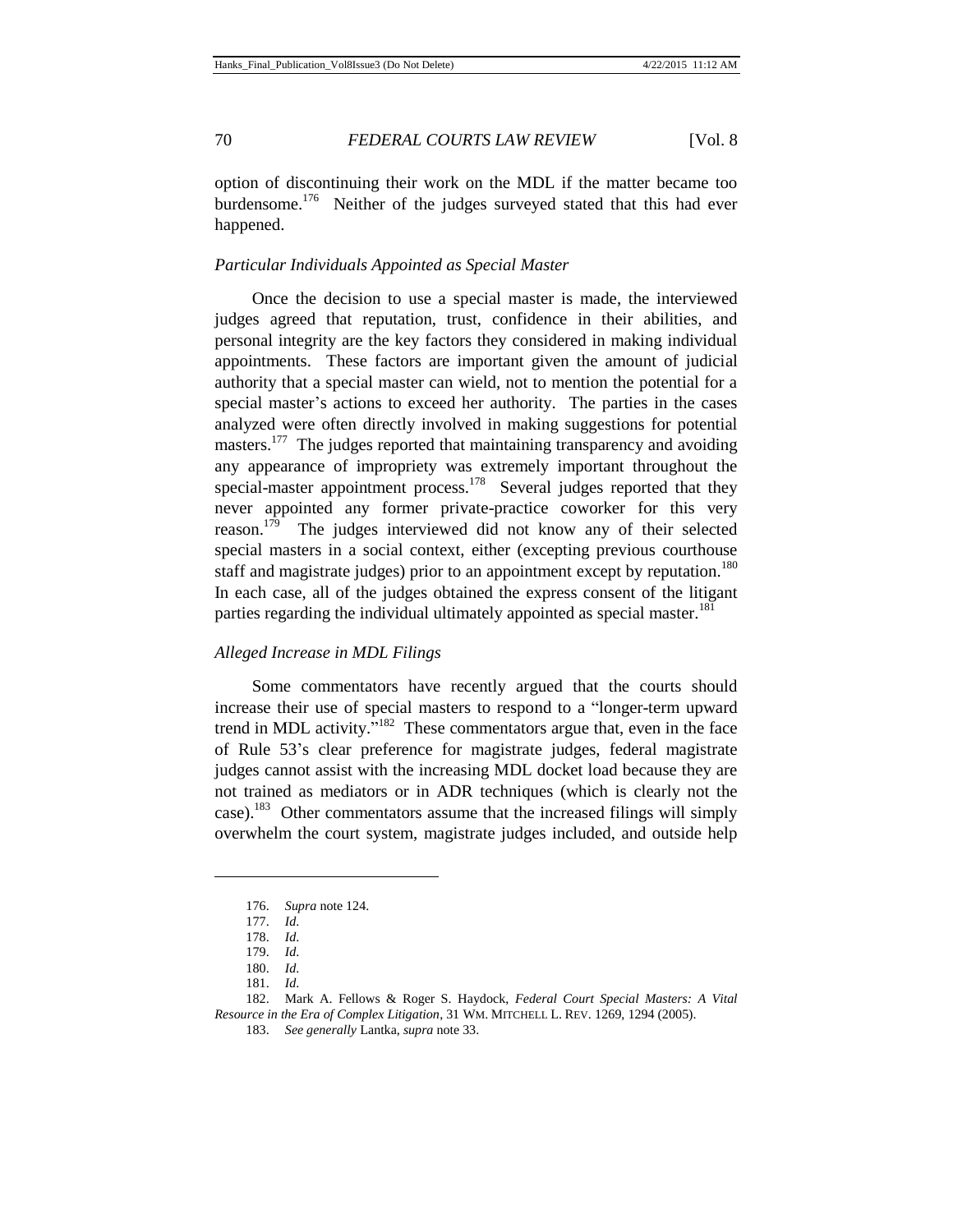option of discontinuing their work on the MDL if the matter became too burdensome.[176] Neither of the judges surveyed stated that this had ever happened.

### *Particular Individuals Appointed as Special Master*

Once the decision to use a special master is made, the interviewed judges agreed that reputation, trust, confidence in their abilities, and personal integrity are the key factors they considered in making individual appointments. These factors are important given the amount of judicial authority that a special master can wield, not to mention the potential for a special master's actions to exceed her authority. The parties in the cases analyzed were often directly involved in making suggestions for potential masters.[177] The judges reported that maintaining transparency and avoiding any appearance of impropriety was extremely important throughout the special-master appointment process.[178] Several judges reported that they never appointed any former private-practice coworker for this very reason.[179] The judges interviewed did not know any of their selected special masters in a social context, either (excepting previous courthouse staff and magistrate judges) prior to an appointment except by reputation.[180] In each case, all of the judges obtained the express consent of the litigant parties regarding the individual ultimately appointed as special master.[181]

### *Alleged Increase in MDL Filings*

Some commentators have recently argued that the courts should increase their use of special masters to respond to a "longer-term upward trend in MDL activity."[182] These commentators argue that, even in the face of Rule 53's clear preference for magistrate judges, federal magistrate judges cannot assist with the increasing MDL docket load because they are not trained as mediators or in ADR techniques (which is clearly not the case).[183] Other commentators assume that the increased filings will simply overwhelm the court system, magistrate judges included, and outside help

---

176. *Supra* note 124.

177. *Id.*

178. *Id.*

179. *Id.*

180. *Id.*

181. *Id.*

182. Mark A. Fellows & Roger S. Haydock, *Federal Court Special Masters: A Vital Resource in the Era of Complex Litigation*, 31 WM. MITCHELL L. REV. 1269, 1294 (2005).

183. *See generally* Lantka, *supra* note 33.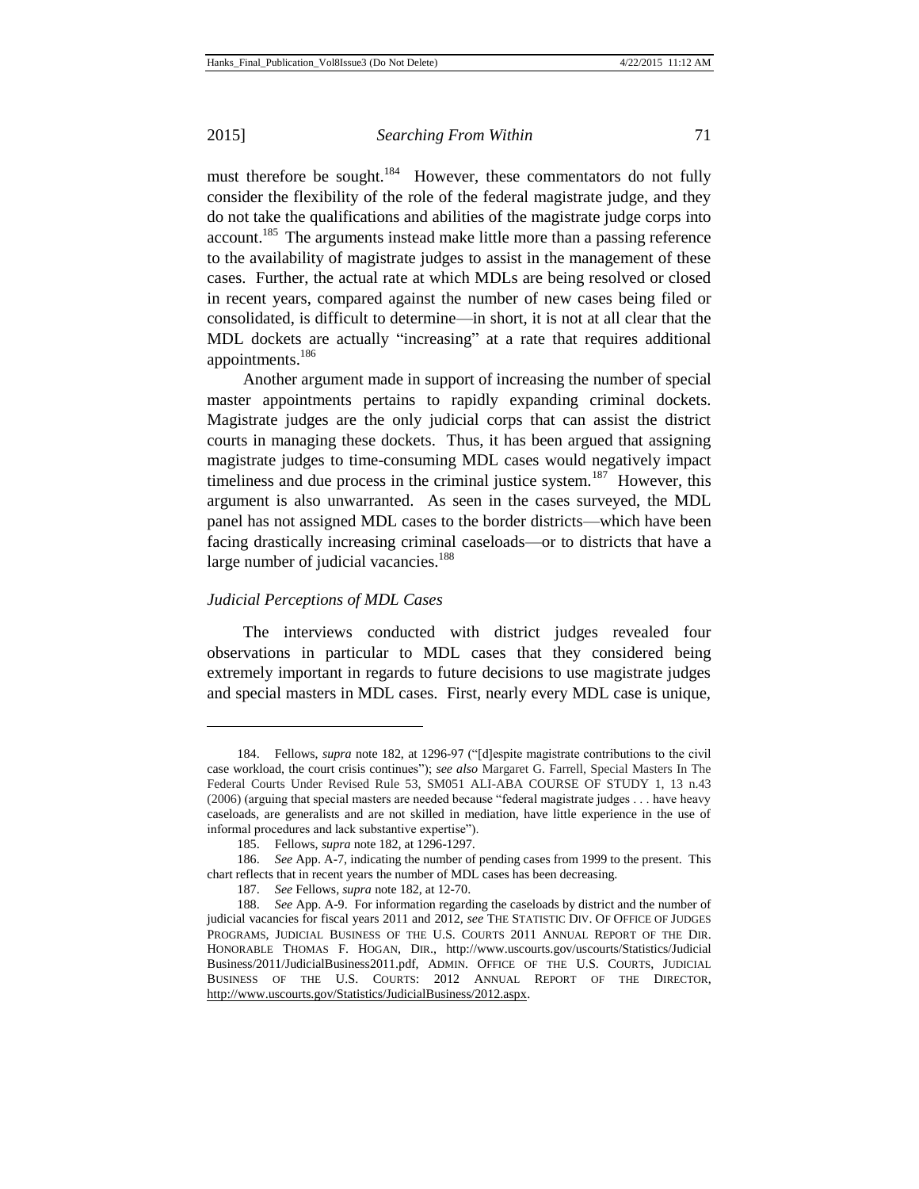must therefore be sought.[184] However, these commentators do not fully consider the flexibility of the role of the federal magistrate judge, and they do not take the qualifications and abilities of the magistrate judge corps into account.[185] The arguments instead make little more than a passing reference to the availability of magistrate judges to assist in the management of these cases. Further, the actual rate at which MDLs are being resolved or closed in recent years, compared against the number of new cases being filed or consolidated, is difficult to determine—in short, it is not at all clear that the MDL dockets are actually "increasing" at a rate that requires additional appointments.[186]

Another argument made in support of increasing the number of special master appointments pertains to rapidly expanding criminal dockets. Magistrate judges are the only judicial corps that can assist the district courts in managing these dockets. Thus, it has been argued that assigning magistrate judges to time-consuming MDL cases would negatively impact timeliness and due process in the criminal justice system.[187] However, this argument is also unwarranted. As seen in the cases surveyed, the MDL panel has not assigned MDL cases to the border districts—which have been facing drastically increasing criminal caseloads—or to districts that have a large number of judicial vacancies.[188]

*Judicial Perceptions of MDL Cases*

The interviews conducted with district judges revealed four observations in particular to MDL cases that they considered being extremely important in regards to future decisions to use magistrate judges and special masters in MDL cases. First, nearly every MDL case is unique,

---

184. Fellows, *supra* note 182, at 1296-97 ("[d]espite magistrate contributions to the civil case workload, the court crisis continues"); *see also* Margaret G. Farrell, Special Masters In The Federal Courts Under Revised Rule 53, SM051 ALI-ABA COURSE OF STUDY 1, 13 n.43 (2006) (arguing that special masters are needed because "federal magistrate judges . . . have heavy caseloads, are generalists and are not skilled in mediation, have little experience in the use of informal procedures and lack substantive expertise").

185. Fellows, *supra* note 182, at 1296-1297.

186. *See* App. A-7, indicating the number of pending cases from 1999 to the present. This chart reflects that in recent years the number of MDL cases has been decreasing.

187. *See* Fellows, *supra* note 182, at 12-70.

188. *See* App. A-9. For information regarding the caseloads by district and the number of judicial vacancies for fiscal years 2011 and 2012, *see* THE STATISTIC DIV. OF OFFICE OF JUDGES PROGRAMS, JUDICIAL BUSINESS OF THE U.S. COURTS 2011 ANNUAL REPORT OF THE DIR. HONORABLE THOMAS F. HOGAN, DIR., http://www.uscourts.gov/uscourts/Statistics/JudicialBusiness/2011/JudicialBusiness2011.pdf, ADMIN. OFFICE OF THE U.S. COURTS, JUDICIAL BUSINESS OF THE U.S. COURTS: 2012 ANNUAL REPORT OF THE DIRECTOR, http://www.uscourts.gov/Statistics/JudicialBusiness/2012.aspx.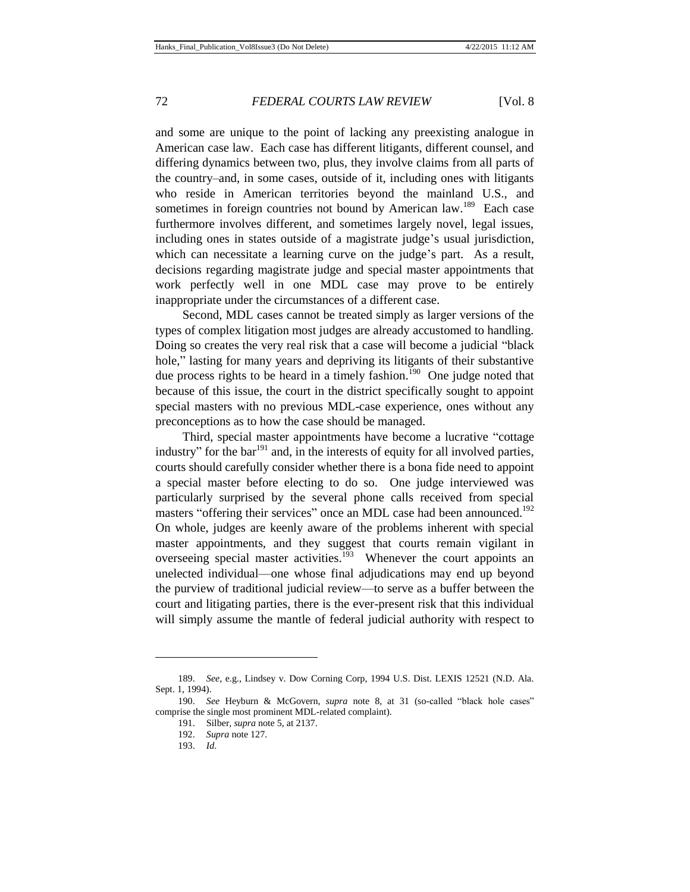and some are unique to the point of lacking any preexisting analogue in American case law. Each case has different litigants, different counsel, and differing dynamics between two, plus, they involve claims from all parts of the country–and, in some cases, outside of it, including ones with litigants who reside in American territories beyond the mainland U.S., and sometimes in foreign countries not bound by American law.[189] Each case furthermore involves different, and sometimes largely novel, legal issues, including ones in states outside of a magistrate judge's usual jurisdiction, which can necessitate a learning curve on the judge's part. As a result, decisions regarding magistrate judge and special master appointments that work perfectly well in one MDL case may prove to be entirely inappropriate under the circumstances of a different case.

Second, MDL cases cannot be treated simply as larger versions of the types of complex litigation most judges are already accustomed to handling. Doing so creates the very real risk that a case will become a judicial "black hole," lasting for many years and depriving its litigants of their substantive due process rights to be heard in a timely fashion.[190] One judge noted that because of this issue, the court in the district specifically sought to appoint special masters with no previous MDL-case experience, ones without any preconceptions as to how the case should be managed.

Third, special master appointments have become a lucrative "cottage industry" for the bar[191] and, in the interests of equity for all involved parties, courts should carefully consider whether there is a bona fide need to appoint a special master before electing to do so. One judge interviewed was particularly surprised by the several phone calls received from special masters "offering their services" once an MDL case had been announced.[192] On whole, judges are keenly aware of the problems inherent with special master appointments, and they suggest that courts remain vigilant in overseeing special master activities.[193] Whenever the court appoints an unelected individual—one whose final adjudications may end up beyond the purview of traditional judicial review—to serve as a buffer between the court and litigating parties, there is the ever-present risk that this individual will simply assume the mantle of federal judicial authority with respect to

---

189. *See*, e.g., Lindsey v. Dow Corning Corp, 1994 U.S. Dist. LEXIS 12521 (N.D. Ala. Sept. 1, 1994).

190. *See* Heyburn & McGovern, *supra* note 8, at 31 (so-called "black hole cases" comprise the single most prominent MDL-related complaint).

191. Silber, *supra* note 5, at 2137.

192. *Supra* note 127.

193. *Id.*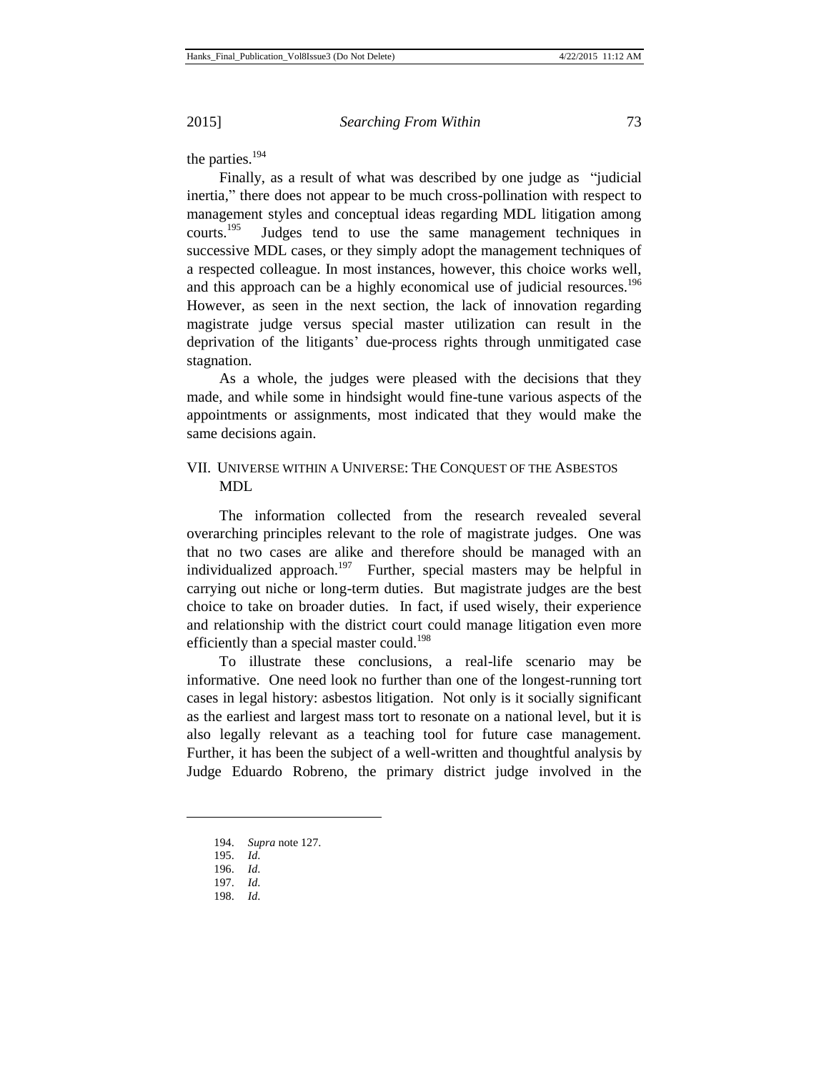the parties.[194]

Finally, as a result of what was described by one judge as "judicial inertia," there does not appear to be much cross-pollination with respect to management styles and conceptual ideas regarding MDL litigation among courts.[195] Judges tend to use the same management techniques in successive MDL cases, or they simply adopt the management techniques of a respected colleague. In most instances, however, this choice works well, and this approach can be a highly economical use of judicial resources.[196] However, as seen in the next section, the lack of innovation regarding magistrate judge versus special master utilization can result in the deprivation of the litigants' due-process rights through unmitigated case stagnation.

As a whole, the judges were pleased with the decisions that they made, and while some in hindsight would fine-tune various aspects of the appointments or assignments, most indicated that they would make the same decisions again.

## VII. Universe within a Universe: The Conquest of the Asbestos MDL

The information collected from the research revealed several overarching principles relevant to the role of magistrate judges. One was that no two cases are alike and therefore should be managed with an individualized approach.[197] Further, special masters may be helpful in carrying out niche or long-term duties. But magistrate judges are the best choice to take on broader duties. In fact, if used wisely, their experience and relationship with the district court could manage litigation even more efficiently than a special master could.[198]

To illustrate these conclusions, a real-life scenario may be informative. One need look no further than one of the longest-running tort cases in legal history: asbestos litigation. Not only is it socially significant as the earliest and largest mass tort to resonate on a national level, but it is also legally relevant as a teaching tool for future case management. Further, it has been the subject of a well-written and thoughtful analysis by Judge Eduardo Robreno, the primary district judge involved in the

---

194. *Supra* note 127.
195. *Id.*
196. *Id.*
197. *Id.*
198. *Id.*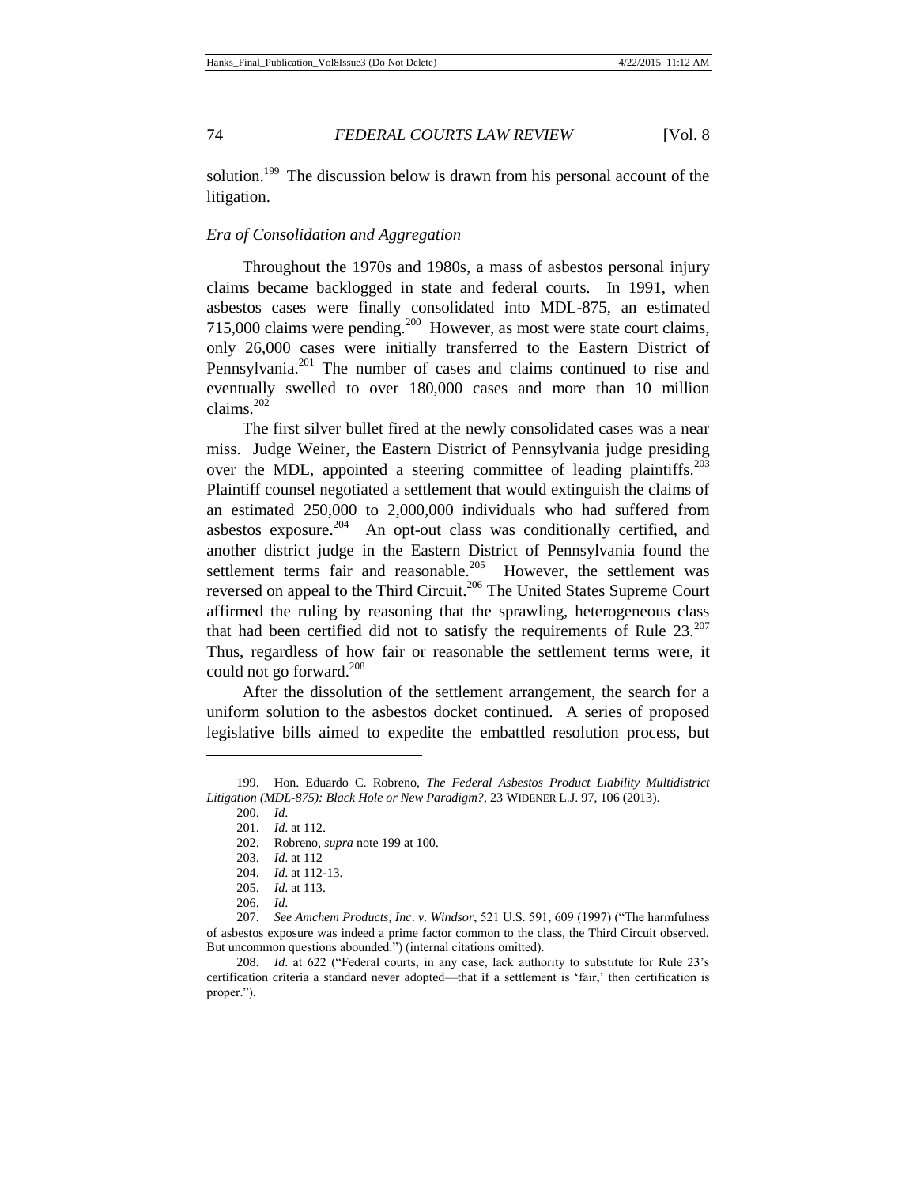solution.[199] The discussion below is drawn from his personal account of the litigation.

*Era of Consolidation and Aggregation*

Throughout the 1970s and 1980s, a mass of asbestos personal injury claims became backlogged in state and federal courts. In 1991, when asbestos cases were finally consolidated into MDL-875, an estimated 715,000 claims were pending.[200] However, as most were state court claims, only 26,000 cases were initially transferred to the Eastern District of Pennsylvania.[201] The number of cases and claims continued to rise and eventually swelled to over 180,000 cases and more than 10 million claims.[202]

The first silver bullet fired at the newly consolidated cases was a near miss. Judge Weiner, the Eastern District of Pennsylvania judge presiding over the MDL, appointed a steering committee of leading plaintiffs.[203] Plaintiff counsel negotiated a settlement that would extinguish the claims of an estimated 250,000 to 2,000,000 individuals who had suffered from asbestos exposure.[204] An opt-out class was conditionally certified, and another district judge in the Eastern District of Pennsylvania found the settlement terms fair and reasonable.[205] However, the settlement was reversed on appeal to the Third Circuit.[206] The United States Supreme Court affirmed the ruling by reasoning that the sprawling, heterogeneous class that had been certified did not to satisfy the requirements of Rule 23.[207] Thus, regardless of how fair or reasonable the settlement terms were, it could not go forward.[208]

After the dissolution of the settlement arrangement, the search for a uniform solution to the asbestos docket continued. A series of proposed legislative bills aimed to expedite the embattled resolution process, but

---

199. Hon. Eduardo C. Robreno, *The Federal Asbestos Product Liability Multidistrict Litigation (MDL-875): Black Hole or New Paradigm?*, 23 WIDENER L.J. 97, 106 (2013).

200. *Id*.

201. *Id*. at 112.

202. Robreno, *supra* note 199 at 100.

203. *Id*. at 112

204. *Id*. at 112-13.

205. *Id*. at 113.

206. *Id*.

207. *See Amchem Products, Inc*. *v*. *Windsor*, 521 U.S. 591, 609 (1997) ("The harmfulness of asbestos exposure was indeed a prime factor common to the class, the Third Circuit observed. But uncommon questions abounded.") (internal citations omitted).

208. *Id*. at 622 ("Federal courts, in any case, lack authority to substitute for Rule 23's certification criteria a standard never adopted—that if a settlement is 'fair,' then certification is proper.").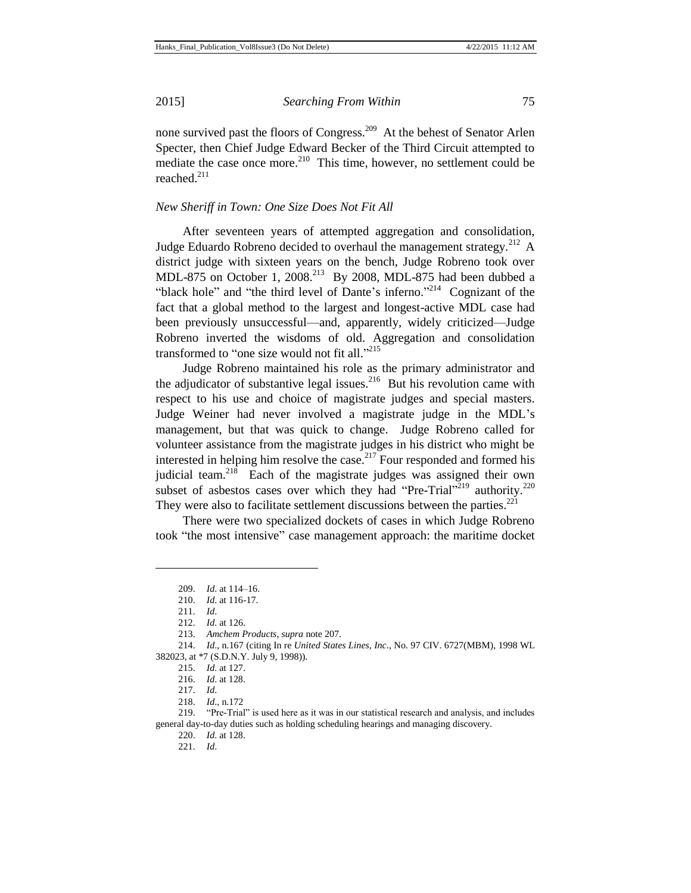none survived past the floors of Congress.[209] At the behest of Senator Arlen Specter, then Chief Judge Edward Becker of the Third Circuit attempted to mediate the case once more.[210] This time, however, no settlement could be reached.[211]

### *New Sheriff in Town: One Size Does Not Fit All*

After seventeen years of attempted aggregation and consolidation, Judge Eduardo Robreno decided to overhaul the management strategy.[212] A district judge with sixteen years on the bench, Judge Robreno took over MDL-875 on October 1, 2008.[213] By 2008, MDL-875 had been dubbed a "black hole" and "the third level of Dante's inferno."[214] Cognizant of the fact that a global method to the largest and longest-active MDL case had been previously unsuccessful—and, apparently, widely criticized—Judge Robreno inverted the wisdoms of old. Aggregation and consolidation transformed to "one size would not fit all."[215]

Judge Robreno maintained his role as the primary administrator and the adjudicator of substantive legal issues.[216] But his revolution came with respect to his use and choice of magistrate judges and special masters. Judge Weiner had never involved a magistrate judge in the MDL's management, but that was quick to change. Judge Robreno called for volunteer assistance from the magistrate judges in his district who might be interested in helping him resolve the case.[217] Four responded and formed his judicial team.[218] Each of the magistrate judges was assigned their own subset of asbestos cases over which they had "Pre-Trial"[219] authority.[220] They were also to facilitate settlement discussions between the parties.[221]

There were two specialized dockets of cases in which Judge Robreno took "the most intensive" case management approach: the maritime docket

---

209. *Id.* at 114–16.

210. *Id.* at 116-17.

211. *Id.*

212. *Id.* at 126.

213. *Amchem Products*, *supra* note 207.

214. *Id.*, n.167 (citing In re *United States Lines, Inc*., No. 97 CIV. 6727(MBM), 1998 WL 382023, at *7 (S.D.N.Y. July 9, 1998)).

215. *Id.* at 127.

216. *Id.* at 128.

217. *Id.*

218. *Id.*, n.172

219. "Pre-Trial" is used here as it was in our statistical research and analysis, and includes general day-to-day duties such as holding scheduling hearings and managing discovery.

220. *Id.* at 128.

221. *Id.*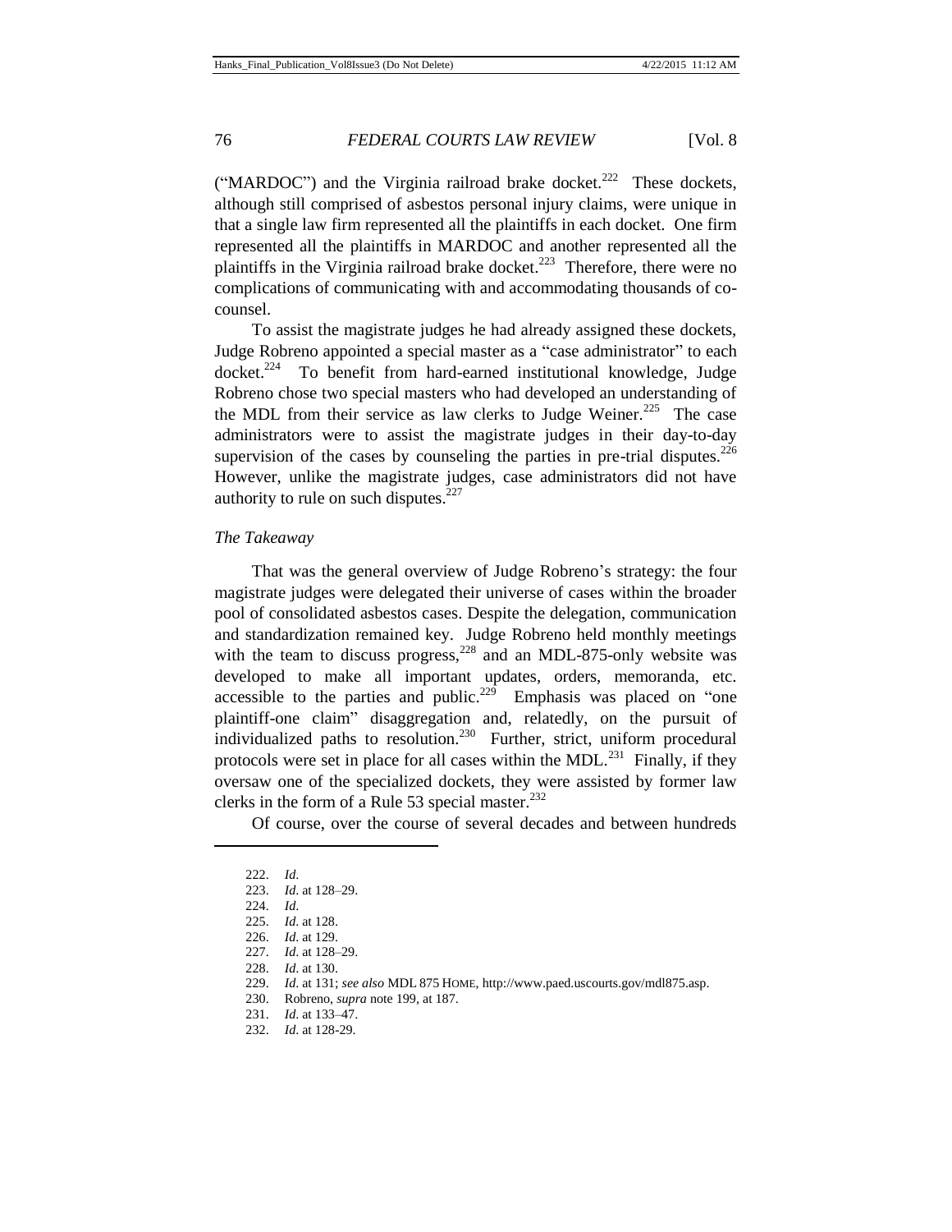("MARDOC") and the Virginia railroad brake docket.[222] These dockets, although still comprised of asbestos personal injury claims, were unique in that a single law firm represented all the plaintiffs in each docket. One firm represented all the plaintiffs in MARDOC and another represented all the plaintiffs in the Virginia railroad brake docket.[223] Therefore, there were no complications of communicating with and accommodating thousands of co-counsel.

To assist the magistrate judges he had already assigned these dockets, Judge Robreno appointed a special master as a "case administrator" to each docket.[224] To benefit from hard-earned institutional knowledge, Judge Robreno chose two special masters who had developed an understanding of the MDL from their service as law clerks to Judge Weiner.[225] The case administrators were to assist the magistrate judges in their day-to-day supervision of the cases by counseling the parties in pre-trial disputes.[226] However, unlike the magistrate judges, case administrators did not have authority to rule on such disputes.[227]

*The Takeaway*

That was the general overview of Judge Robreno's strategy: the four magistrate judges were delegated their universe of cases within the broader pool of consolidated asbestos cases. Despite the delegation, communication and standardization remained key. Judge Robreno held monthly meetings with the team to discuss progress,[228] and an MDL-875-only website was developed to make all important updates, orders, memoranda, etc. accessible to the parties and public.[229] Emphasis was placed on "one plaintiff-one claim" disaggregation and, relatedly, on the pursuit of individualized paths to resolution.[230] Further, strict, uniform procedural protocols were set in place for all cases within the MDL.[231] Finally, if they oversaw one of the specialized dockets, they were assisted by former law clerks in the form of a Rule 53 special master.[232]

Of course, over the course of several decades and between hundreds

---

222. *Id.*
223. *Id.* at 128–29.
224. *Id.*
225. *Id.* at 128.
226. *Id.* at 129.
227. *Id.* at 128–29.
228. *Id.* at 130.
229. *Id.* at 131; *see also* MDL 875 HOME, http://www.paed.uscourts.gov/mdl875.asp.
230. Robreno, *supra* note 199, at 187.
231. *Id.* at 133–47.
232. *Id.* at 128-29.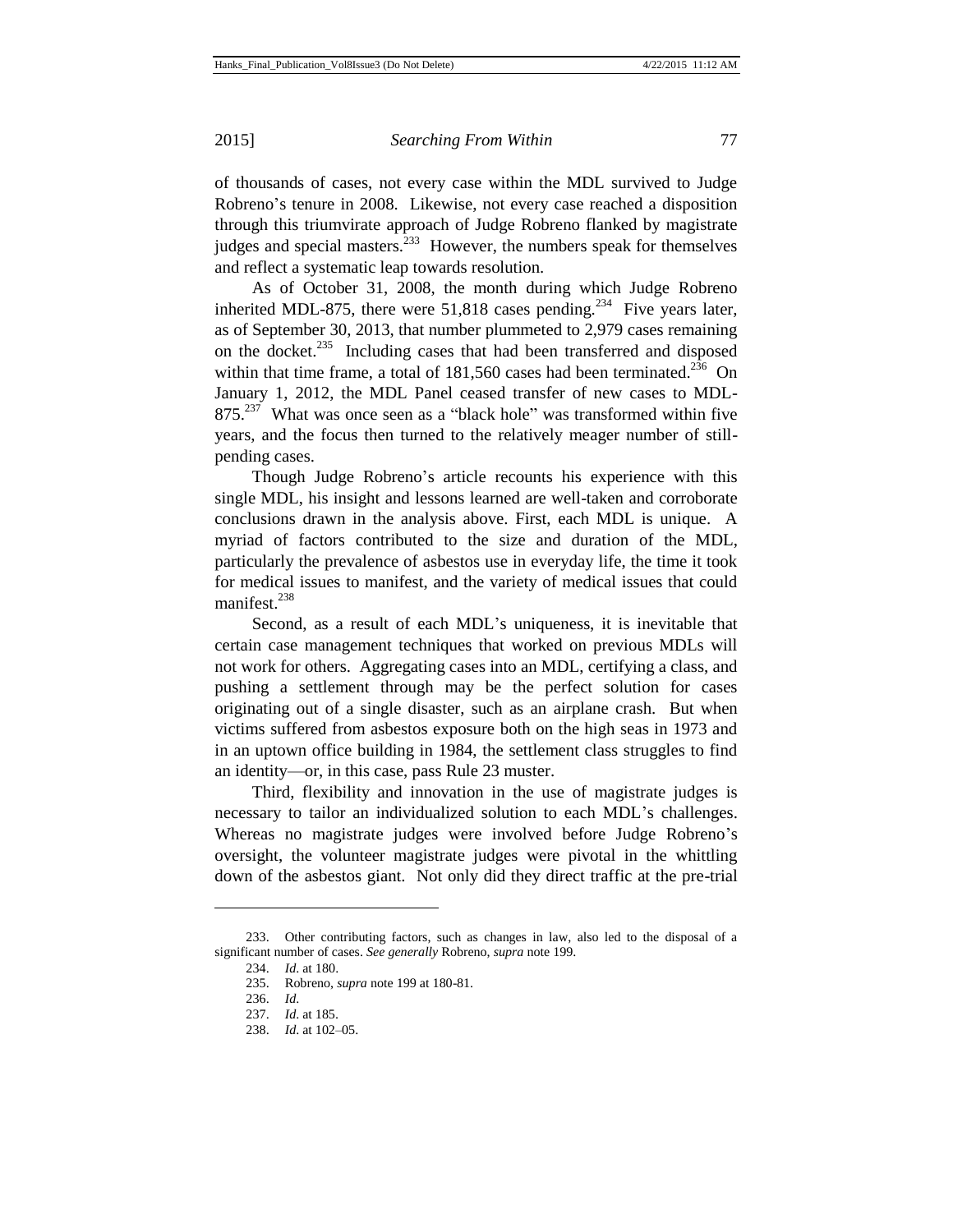of thousands of cases, not every case within the MDL survived to Judge Robreno's tenure in 2008. Likewise, not every case reached a disposition through this triumvirate approach of Judge Robreno flanked by magistrate judges and special masters.[233] However, the numbers speak for themselves and reflect a systematic leap towards resolution.

As of October 31, 2008, the month during which Judge Robreno inherited MDL-875, there were 51,818 cases pending.[234] Five years later, as of September 30, 2013, that number plummeted to 2,979 cases remaining on the docket.[235] Including cases that had been transferred and disposed within that time frame, a total of 181,560 cases had been terminated.[236] On January 1, 2012, the MDL Panel ceased transfer of new cases to MDL-875.[237] What was once seen as a "black hole" was transformed within five years, and the focus then turned to the relatively meager number of still-pending cases.

Though Judge Robreno's article recounts his experience with this single MDL, his insight and lessons learned are well-taken and corroborate conclusions drawn in the analysis above. First, each MDL is unique. A myriad of factors contributed to the size and duration of the MDL, particularly the prevalence of asbestos use in everyday life, the time it took for medical issues to manifest, and the variety of medical issues that could manifest.[238]

Second, as a result of each MDL's uniqueness, it is inevitable that certain case management techniques that worked on previous MDLs will not work for others. Aggregating cases into an MDL, certifying a class, and pushing a settlement through may be the perfect solution for cases originating out of a single disaster, such as an airplane crash. But when victims suffered from asbestos exposure both on the high seas in 1973 and in an uptown office building in 1984, the settlement class struggles to find an identity—or, in this case, pass Rule 23 muster.

Third, flexibility and innovation in the use of magistrate judges is necessary to tailor an individualized solution to each MDL's challenges. Whereas no magistrate judges were involved before Judge Robreno's oversight, the volunteer magistrate judges were pivotal in the whittling down of the asbestos giant. Not only did they direct traffic at the pre-trial

---

233. Other contributing factors, such as changes in law, also led to the disposal of a significant number of cases. *See generally* Robreno, *supra* note 199.

234. *Id.* at 180.

235. Robreno, *supra* note 199 at 180-81.

236. *Id.*

237. *Id.* at 185.

238. *Id.* at 102–05.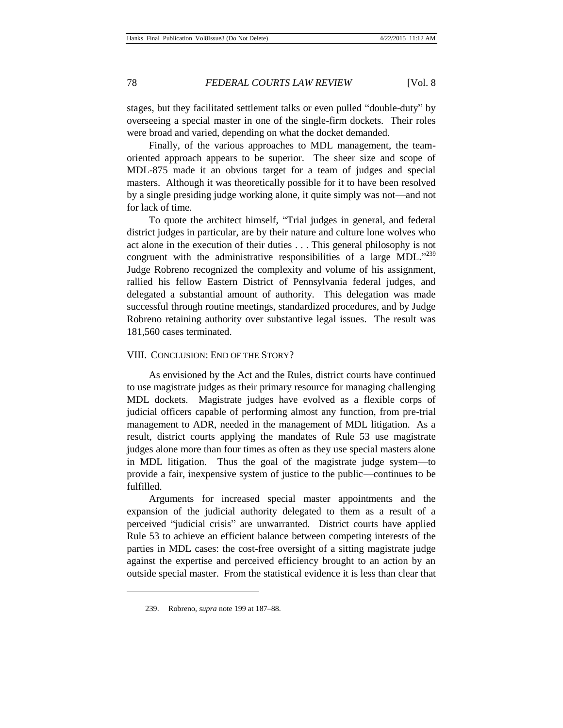stages, but they facilitated settlement talks or even pulled "double-duty" by overseeing a special master in one of the single-firm dockets. Their roles were broad and varied, depending on what the docket demanded.

Finally, of the various approaches to MDL management, the team-oriented approach appears to be superior. The sheer size and scope of MDL-875 made it an obvious target for a team of judges and special masters. Although it was theoretically possible for it to have been resolved by a single presiding judge working alone, it quite simply was not—and not for lack of time.

To quote the architect himself, "Trial judges in general, and federal district judges in particular, are by their nature and culture lone wolves who act alone in the execution of their duties . . . This general philosophy is not congruent with the administrative responsibilities of a large MDL."[239] Judge Robreno recognized the complexity and volume of his assignment, rallied his fellow Eastern District of Pennsylvania federal judges, and delegated a substantial amount of authority. This delegation was made successful through routine meetings, standardized procedures, and by Judge Robreno retaining authority over substantive legal issues. The result was 181,560 cases terminated.

## VIII. Conclusion: End of the Story?

As envisioned by the Act and the Rules, district courts have continued to use magistrate judges as their primary resource for managing challenging MDL dockets. Magistrate judges have evolved as a flexible corps of judicial officers capable of performing almost any function, from pre-trial management to ADR, needed in the management of MDL litigation. As a result, district courts applying the mandates of Rule 53 use magistrate judges alone more than four times as often as they use special masters alone in MDL litigation. Thus the goal of the magistrate judge system—to provide a fair, inexpensive system of justice to the public—continues to be fulfilled.

Arguments for increased special master appointments and the expansion of the judicial authority delegated to them as a result of a perceived "judicial crisis" are unwarranted. District courts have applied Rule 53 to achieve an efficient balance between competing interests of the parties in MDL cases: the cost-free oversight of a sitting magistrate judge against the expertise and perceived efficiency brought to an action by an outside special master. From the statistical evidence it is less than clear that

---

239. Robreno, *supra* note 199 at 187–88.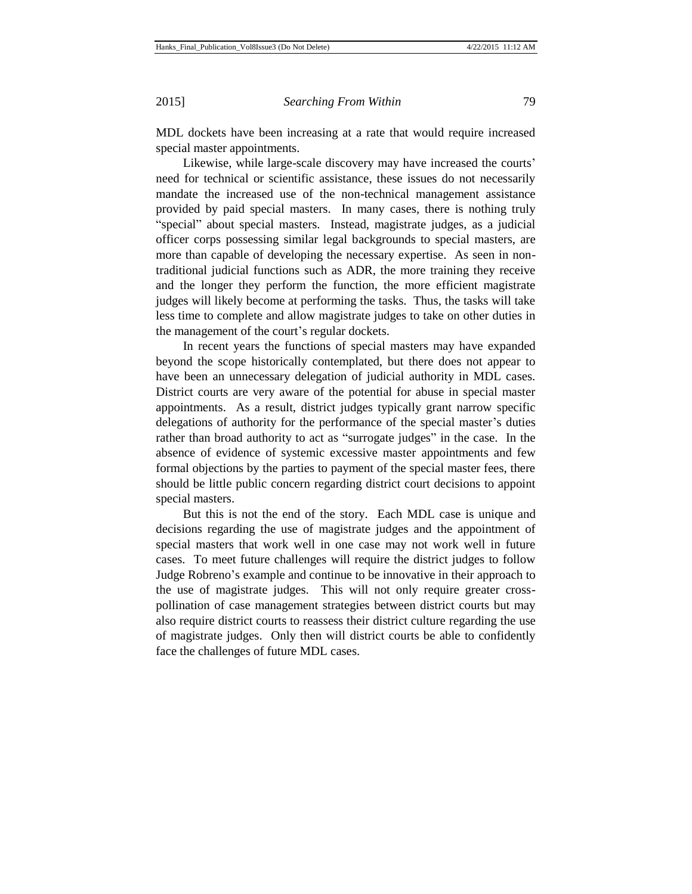MDL dockets have been increasing at a rate that would require increased special master appointments.

Likewise, while large-scale discovery may have increased the courts' need for technical or scientific assistance, these issues do not necessarily mandate the increased use of the non-technical management assistance provided by paid special masters. In many cases, there is nothing truly "special" about special masters. Instead, magistrate judges, as a judicial officer corps possessing similar legal backgrounds to special masters, are more than capable of developing the necessary expertise. As seen in non-traditional judicial functions such as ADR, the more training they receive and the longer they perform the function, the more efficient magistrate judges will likely become at performing the tasks. Thus, the tasks will take less time to complete and allow magistrate judges to take on other duties in the management of the court's regular dockets.

In recent years the functions of special masters may have expanded beyond the scope historically contemplated, but there does not appear to have been an unnecessary delegation of judicial authority in MDL cases. District courts are very aware of the potential for abuse in special master appointments. As a result, district judges typically grant narrow specific delegations of authority for the performance of the special master's duties rather than broad authority to act as "surrogate judges" in the case. In the absence of evidence of systemic excessive master appointments and few formal objections by the parties to payment of the special master fees, there should be little public concern regarding district court decisions to appoint special masters.

But this is not the end of the story. Each MDL case is unique and decisions regarding the use of magistrate judges and the appointment of special masters that work well in one case may not work well in future cases. To meet future challenges will require the district judges to follow Judge Robreno's example and continue to be innovative in their approach to the use of magistrate judges. This will not only require greater cross-pollination of case management strategies between district courts but may also require district courts to reassess their district culture regarding the use of magistrate judges. Only then will district courts be able to confidently face the challenges of future MDL cases.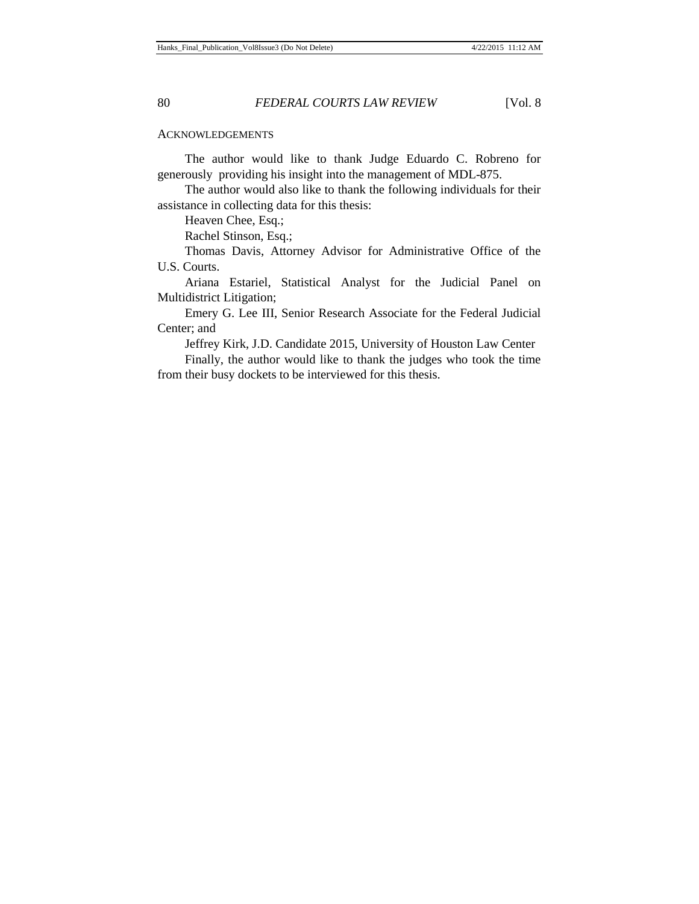## ACKNOWLEDGEMENTS

The author would like to thank Judge Eduardo C. Robreno for generously providing his insight into the management of MDL-875.

The author would also like to thank the following individuals for their assistance in collecting data for this thesis:

Heaven Chee, Esq.;

Rachel Stinson, Esq.;

Thomas Davis, Attorney Advisor for Administrative Office of the U.S. Courts.

Ariana Estariel, Statistical Analyst for the Judicial Panel on Multidistrict Litigation;

Emery G. Lee III, Senior Research Associate for the Federal Judicial Center; and

Jeffrey Kirk, J.D. Candidate 2015, University of Houston Law Center

Finally, the author would like to thank the judges who took the time from their busy dockets to be interviewed for this thesis.